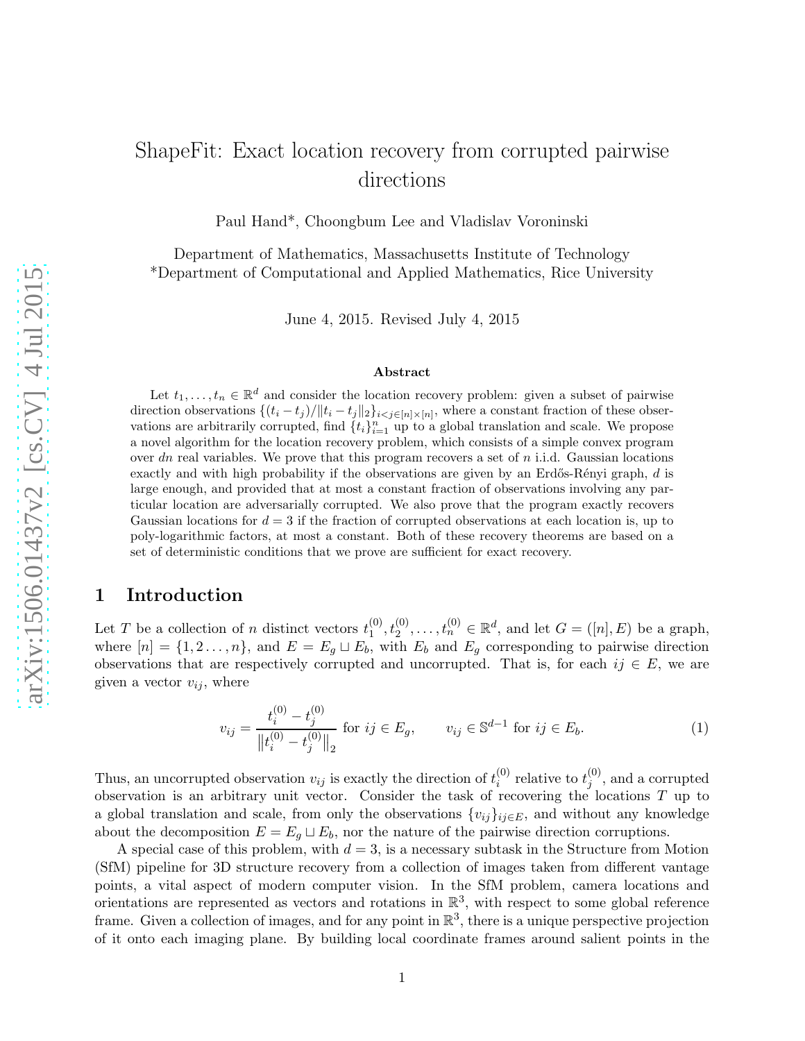# ShapeFit: Exact location recovery from corrupted pairwise directions

Paul Hand*, Choongbum Lee and Vladislav Voroninski

Department of Mathematics, Massachusetts Institute of Technology
*Department of Computational and Applied Mathematics, Rice University

June 4, 2015. Revised July 4, 2015

### Abstract

Let $t_1, \dots, t_n \in \mathbb{R}^d$ and consider the location recovery problem: given a subset of pairwise direction observations $\{(t_i - t_j)/\|t_i - t_j\|_2\}_{i<j \in [n]\times[n]}$, where a constant fraction of these observations are arbitrarily corrupted, find $\{t_i\}_{i=1}^n$ up to a global translation and scale. We propose a novel algorithm for the location recovery problem, which consists of a simple convex program over $dn$ real variables. We prove that this program recovers a set of $n$ i.i.d. Gaussian locations exactly and with high probability if the observations are given by an Erdős-Rényi graph, $d$ is large enough, and provided that at most a constant fraction of observations involving any particular location are adversarially corrupted. We also prove that the program exactly recovers Gaussian locations for $d = 3$ if the fraction of corrupted observations at each location is, up to poly-logarithmic factors, at most a constant. Both of these recovery theorems are based on a set of deterministic conditions that we prove are sufficient for exact recovery.

## 1 Introduction

Let $T$ be a collection of $n$ distinct vectors $t_1^{(0)}, t_2^{(0)}, \dots, t_n^{(0)} \in \mathbb{R}^d$, and let $G = ([n], E)$ be a graph, where $[n] = \{1, 2 \dots, n\}$, and $E = E_g \sqcup E_b$, with $E_b$ and $E_g$ corresponding to pairwise direction observations that are respectively corrupted and uncorrupted. That is, for each $ij \in E$, we are given a vector $v_{ij}$, where

$$v_{ij} = \frac{t_i^{(0)} - t_j^{(0)}}{\|t_i^{(0)} - t_j^{(0)}\|_2} \text{ for } ij \in E_g, \qquad v_{ij} \in \mathbb{S}^{d-1} \text{ for } ij \in E_b. \tag{1}$$

Thus, an uncorrupted observation $v_{ij}$ is exactly the direction of $t_i^{(0)}$ relative to $t_j^{(0)}$, and a corrupted observation is an arbitrary unit vector. Consider the task of recovering the locations $T$ up to a global translation and scale, from only the observations $\{v_{ij}\}_{ij \in E}$, and without any knowledge about the decomposition $E = E_g \sqcup E_b$, nor the nature of the pairwise direction corruptions.

A special case of this problem, with $d = 3$, is a necessary subtask in the Structure from Motion (SfM) pipeline for 3D structure recovery from a collection of images taken from different vantage points, a vital aspect of modern computer vision. In the SfM problem, camera locations and orientations are represented as vectors and rotations in $\mathbb{R}^3$, with respect to some global reference frame. Given a collection of images, and for any point in $\mathbb{R}^3$, there is a unique perspective projection of it onto each imaging plane. By building local coordinate frames around salient points in the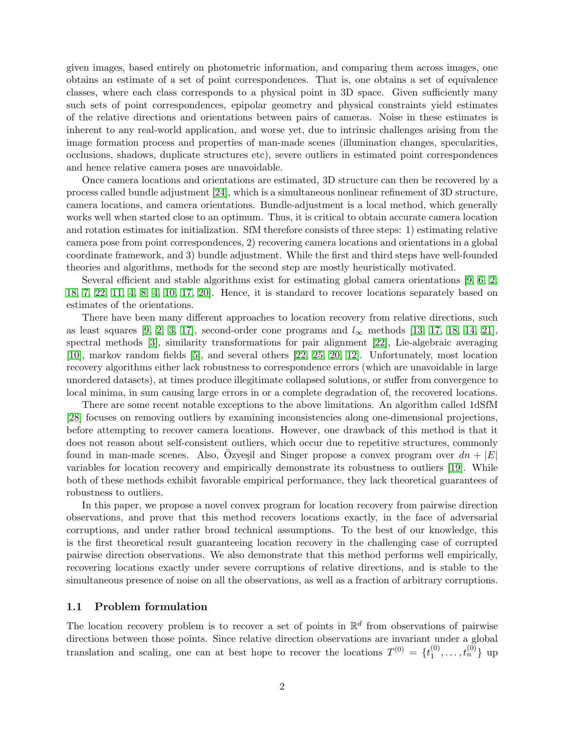given images, based entirely on photometric information, and comparing them across images, one obtains an estimate of a set of point correspondences. That is, one obtains a set of equivalence classes, where each class corresponds to a physical point in 3D space. Given sufficiently many such sets of point correspondences, epipolar geometry and physical constraints yield estimates of the relative directions and orientations between pairs of cameras. Noise in these estimates is inherent to any real-world application, and worse yet, due to intrinsic challenges arising from the image formation process and properties of man-made scenes (illumination changes, specularities, occlusions, shadows, duplicate structures etc), severe outliers in estimated point correspondences and hence relative camera poses are unavoidable.

Once camera locations and orientations are estimated, 3D structure can then be recovered by a process called bundle adjustment [24], which is a simultaneous nonlinear refinement of 3D structure, camera locations, and camera orientations. Bundle-adjustment is a local method, which generally works well when started close to an optimum. Thus, it is critical to obtain accurate camera location and rotation estimates for initialization. SfM therefore consists of three steps: 1) estimating relative camera pose from point correspondences, 2) recovering camera locations and orientations in a global coordinate framework, and 3) bundle adjustment. While the first and third steps have well-founded theories and algorithms, methods for the second step are mostly heuristically motivated.

Several efficient and stable algorithms exist for estimating global camera orientations [9, 6, 2, 18, 7, 22, 11, 4, 8, 4, 10, 17, 20]. Hence, it is standard to recover locations separately based on estimates of the orientations.

There have been many different approaches to location recovery from relative directions, such as least squares [9, 2, 3, 17], second-order cone programs and $l_\infty$ methods [13, 17, 18, 14, 21], spectral methods [3], similarity transformations for pair alignment [22], Lie-algebraic averaging [10], markov random fields [5], and several others [22, 25, 20, 12]. Unfortunately, most location recovery algorithms either lack robustness to correspondence errors (which are unavoidable in large unordered datasets), at times produce illegitimate collapsed solutions, or suffer from convergence to local minima, in sum causing large errors in or a complete degradation of, the recovered locations.

There are some recent notable exceptions to the above limitations. An algorithm called 1dSfM [28] focuses on removing outliers by examining inconsistencies along one-dimensional projections, before attempting to recover camera locations. However, one drawback of this method is that it does not reason about self-consistent outliers, which occur due to repetitive structures, commonly found in man-made scenes. Also, Özyeşil and Singer propose a convex program over $dn + |E|$ variables for location recovery and empirically demonstrate its robustness to outliers [19]. While both of these methods exhibit favorable empirical performance, they lack theoretical guarantees of robustness to outliers.

In this paper, we propose a novel convex program for location recovery from pairwise direction observations, and prove that this method recovers locations exactly, in the face of adversarial corruptions, and under rather broad technical assumptions. To the best of our knowledge, this is the first theoretical result guaranteeing location recovery in the challenging case of corrupted pairwise direction observations. We also demonstrate that this method performs well empirically, recovering locations exactly under severe corruptions of relative directions, and is stable to the simultaneous presence of noise on all the observations, as well as a fraction of arbitrary corruptions.

### 1.1 Problem formulation

The location recovery problem is to recover a set of points in $\mathbb{R}^d$ from observations of pairwise directions between those points. Since relative direction observations are invariant under a global translation and scaling, one can at best hope to recover the locations $T^{(0)} = \{t_1^{(0)}, \ldots, t_n^{(0)}\}$ up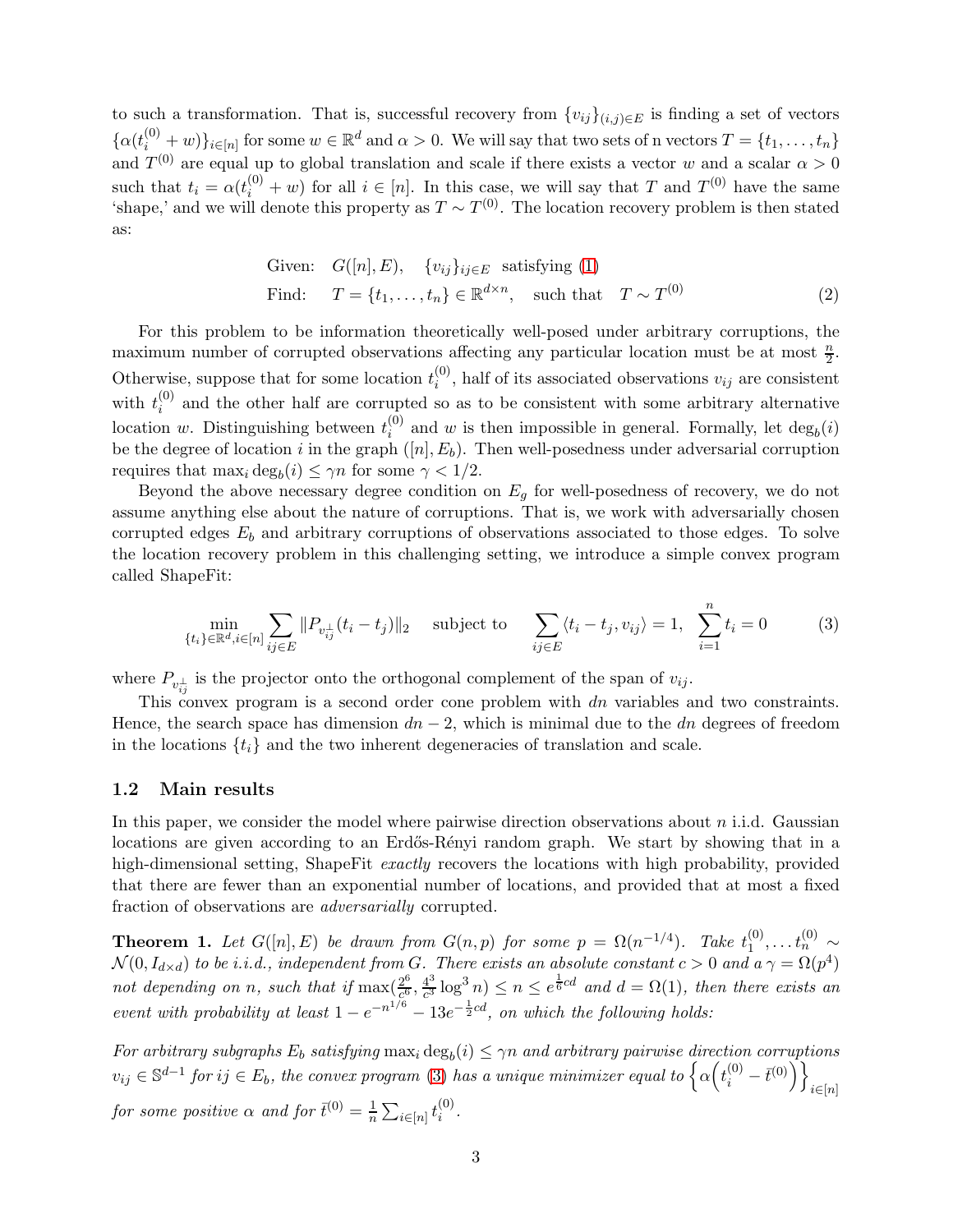to such a transformation. That is, successful recovery from $\{v_{ij}\}_{(i,j)\in E}$ is finding a set of vectors $\{\alpha(t_i^{(0)} + w)\}_{i\in[n]}$ for some $w \in \mathbb{R}^d$ and $\alpha > 0$. We will say that two sets of n vectors $T = \{t_1, \dots, t_n\}$ and $T^{(0)}$ are equal up to global translation and scale if there exists a vector $w$ and a scalar $\alpha > 0$ such that $t_i = \alpha(t_i^{(0)} + w)$ for all $i \in [n]$. In this case, we will say that $T$ and $T^{(0)}$ have the same 'shape,' and we will denote this property as $T \sim T^{(0)}$. The location recovery problem is then stated as:

$$
\begin{aligned}
\text{Given:} \quad & G([n], E), \quad \{v_{ij}\}_{ij\in E} \ \text{ satisfying (1)} \\
\text{Find:} \quad & T = \{t_1, \dots, t_n\} \in \mathbb{R}^{d\times n}, \quad \text{such that} \quad T \sim T^{(0)}
\end{aligned} \tag{2}
$$

For this problem to be information theoretically well-posed under arbitrary corruptions, the maximum number of corrupted observations affecting any particular location must be at most $\frac{n}{2}$. Otherwise, suppose that for some location $t_i^{(0)}$, half of its associated observations $v_{ij}$ are consistent with $t_i^{(0)}$ and the other half are corrupted so as to be consistent with some arbitrary alternative location $w$. Distinguishing between $t_i^{(0)}$ and $w$ is then impossible in general. Formally, let $\deg_b(i)$ be the degree of location $i$ in the graph $([n], E_b)$. Then well-posedness under adversarial corruption requires that $\max_i \deg_b(i) \le \gamma n$ for some $\gamma < 1/2$.

Beyond the above necessary degree condition on $E_g$ for well-posedness of recovery, we do not assume anything else about the nature of corruptions. That is, we work with adversarially chosen corrupted edges $E_b$ and arbitrary corruptions of observations associated to those edges. To solve the location recovery problem in this challenging setting, we introduce a simple convex program called ShapeFit:

$$
\min_{\{t_i\}\in\mathbb{R}^d, i\in[n]} \sum_{ij\in E} \|P_{v_{ij}^\perp}(t_i - t_j)\|_2 \quad \text{subject to} \quad \sum_{ij\in E} \langle t_i - t_j, v_{ij}\rangle = 1, \ \ \sum_{i=1}^n t_i = 0 \tag{3}
$$

where $P_{v_{ij}^\perp}$ is the projector onto the orthogonal complement of the span of $v_{ij}$.

This convex program is a second order cone problem with $dn$ variables and two constraints. Hence, the search space has dimension $dn - 2$, which is minimal due to the $dn$ degrees of freedom in the locations $\{t_i\}$ and the two inherent degeneracies of translation and scale.

## 1.2 Main results

In this paper, we consider the model where pairwise direction observations about $n$ i.i.d. Gaussian locations are given according to an Erdős-Rényi random graph. We start by showing that in a high-dimensional setting, ShapeFit *exactly* recovers the locations with high probability, provided that there are fewer than an exponential number of locations, and provided that at most a fixed fraction of observations are *adversarially* corrupted.

**Theorem 1.** *Let $G([n], E)$ be drawn from $G(n,p)$ for some $p = \Omega(n^{-1/4})$. Take $t_1^{(0)}, \dots t_n^{(0)} \sim \mathcal{N}(0, I_{d\times d})$ to be i.i.d., independent from $G$. There exists an absolute constant $c > 0$ and a $\gamma = \Omega(p^4)$ not depending on $n$, such that if $\max(\frac{2^6}{c^6}, \frac{4^3}{c^3}\log^3 n) \le n \le e^{\frac{1}{6}cd}$ and $d = \Omega(1)$, then there exists an event with probability at least $1 - e^{-n^{1/6}} - 13e^{-\frac{1}{2}cd}$, on which the following holds:*

*For arbitrary subgraphs $E_b$ satisfying $\max_i \deg_b(i) \le \gamma n$ and arbitrary pairwise direction corruptions $v_{ij} \in \mathbb{S}^{d-1}$ for $ij \in E_b$, the convex program (3) has a unique minimizer equal to $\left\{\alpha\left(t_i^{(0)} - \bar{t}^{(0)}\right)\right\}_{i\in[n]}$ for some positive $\alpha$ and for $\bar{t}^{(0)} = \frac{1}{n}\sum_{i\in[n]} t_i^{(0)}$.*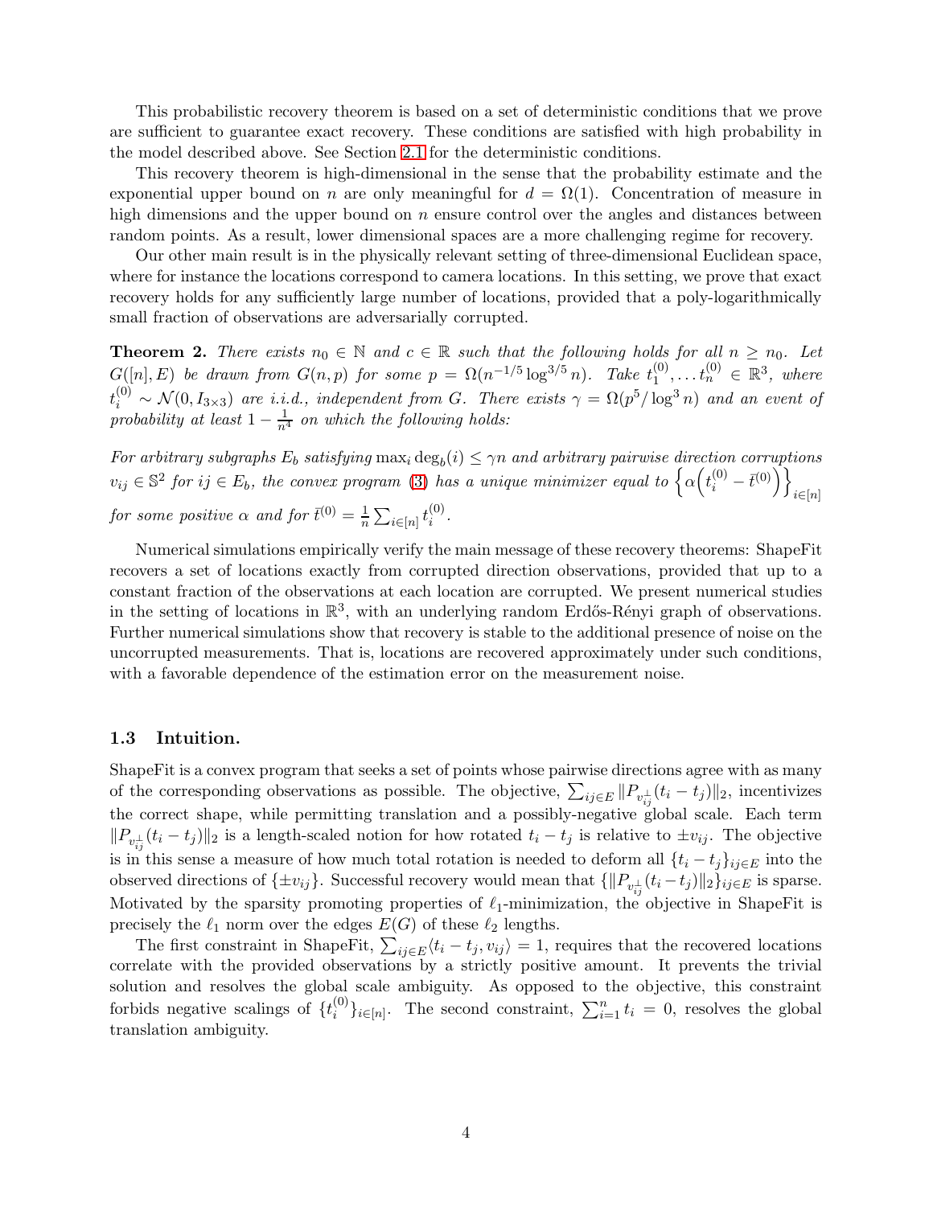This probabilistic recovery theorem is based on a set of deterministic conditions that we prove are sufficient to guarantee exact recovery. These conditions are satisfied with high probability in the model described above. See Section 2.1 for the deterministic conditions.

This recovery theorem is high-dimensional in the sense that the probability estimate and the exponential upper bound on $n$ are only meaningful for $d = \Omega(1)$. Concentration of measure in high dimensions and the upper bound on $n$ ensure control over the angles and distances between random points. As a result, lower dimensional spaces are a more challenging regime for recovery.

Our other main result is in the physically relevant setting of three-dimensional Euclidean space, where for instance the locations correspond to camera locations. In this setting, we prove that exact recovery holds for any sufficiently large number of locations, provided that a poly-logarithmically small fraction of observations are adversarially corrupted.

**Theorem 2.** *There exists $n_0 \in \mathbb{N}$ and $c \in \mathbb{R}$ such that the following holds for all $n \geq n_0$. Let $G([n], E)$ be drawn from $G(n,p)$ for some $p = \Omega(n^{-1/5} \log^{3/5} n)$. Take $t_1^{(0)}, \ldots t_n^{(0)} \in \mathbb{R}^3$, where $t_i^{(0)} \sim \mathcal{N}(0, I_{3\times 3})$ are i.i.d., independent from $G$. There exists $\gamma = \Omega(p^5/\log^3 n)$ and an event of probability at least $1 - \frac{1}{n^4}$ on which the following holds:*

*For arbitrary subgraphs $E_b$ satisfying $\max_i \deg_b(i) \leq \gamma n$ and arbitrary pairwise direction corruptions $v_{ij} \in \mathbb{S}^2$ for $ij \in E_b$, the convex program (3) has a unique minimizer equal to $\left\{\alpha\left(t_i^{(0)} - \bar{t}^{(0)}\right)\right\}_{i\in[n]}$ for some positive $\alpha$ and for $\bar{t}^{(0)} = \frac{1}{n}\sum_{i\in[n]} t_i^{(0)}$.*

Numerical simulations empirically verify the main message of these recovery theorems: ShapeFit recovers a set of locations exactly from corrupted direction observations, provided that up to a constant fraction of the observations at each location are corrupted. We present numerical studies in the setting of locations in $\mathbb{R}^3$, with an underlying random Erdős-Rényi graph of observations. Further numerical simulations show that recovery is stable to the additional presence of noise on the uncorrupted measurements. That is, locations are recovered approximately under such conditions, with a favorable dependence of the estimation error on the measurement noise.

### 1.3 Intuition.

ShapeFit is a convex program that seeks a set of points whose pairwise directions agree with as many of the corresponding observations as possible. The objective, $\sum_{ij\in E} \|P_{v_{ij}^\perp}(t_i - t_j)\|_2$, incentivizes the correct shape, while permitting translation and a possibly-negative global scale. Each term $\|P_{v_{ij}^\perp}(t_i - t_j)\|_2$ is a length-scaled notion for how rotated $t_i - t_j$ is relative to $\pm v_{ij}$. The objective is in this sense a measure of how much total rotation is needed to deform all $\{t_i - t_j\}_{ij\in E}$ into the observed directions of $\{\pm v_{ij}\}$. Successful recovery would mean that $\{\|P_{v_{ij}^\perp}(t_i - t_j)\|_2\}_{ij\in E}$ is sparse. Motivated by the sparsity promoting properties of $\ell_1$-minimization, the objective in ShapeFit is precisely the $\ell_1$ norm over the edges $E(G)$ of these $\ell_2$ lengths.

The first constraint in ShapeFit, $\sum_{ij\in E}\langle t_i - t_j, v_{ij}\rangle = 1$, requires that the recovered locations correlate with the provided observations by a strictly positive amount. It prevents the trivial solution and resolves the global scale ambiguity. As opposed to the objective, this constraint forbids negative scalings of $\{t_i^{(0)}\}_{i\in[n]}$. The second constraint, $\sum_{i=1}^n t_i = 0$, resolves the global translation ambiguity.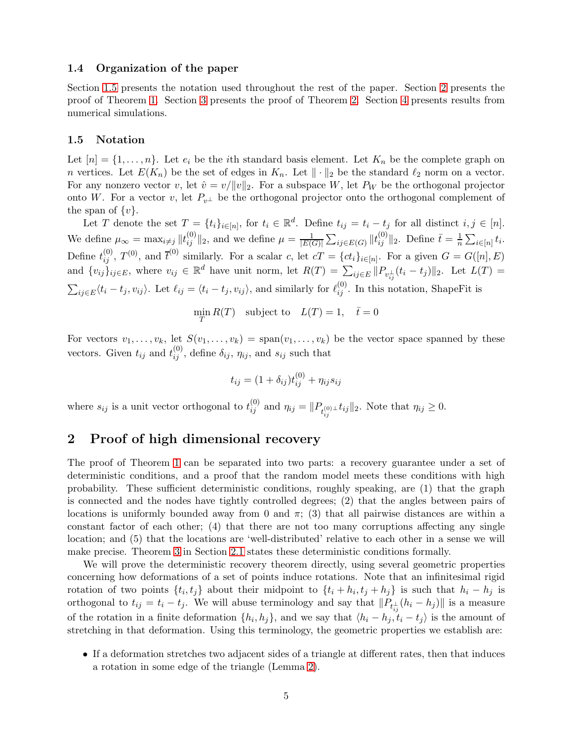### 1.4 Organization of the paper

Section 1.5 presents the notation used throughout the rest of the paper. Section 2 presents the proof of Theorem 1. Section 3 presents the proof of Theorem 2. Section 4 presents results from numerical simulations.

### 1.5 Notation

Let $[n] = \{1, \ldots, n\}$. Let $e_i$ be the $i$th standard basis element. Let $K_n$ be the complete graph on $n$ vertices. Let $E(K_n)$ be the set of edges in $K_n$. Let $\|\cdot\|_2$ be the standard $\ell_2$ norm on a vector. For any nonzero vector $v$, let $\hat{v} = v/\|v\|_2$. For a subspace $W$, let $P_W$ be the orthogonal projector onto $W$. For a vector $v$, let $P_{v^\perp}$ be the orthogonal projector onto the orthogonal complement of the span of $\{v\}$.

Let $T$ denote the set $T = \{t_i\}_{i\in[n]}$, for $t_i \in \mathbb{R}^d$. Define $t_{ij} = t_i - t_j$ for all distinct $i, j \in [n]$. We define $\mu_\infty = \max_{i\neq j} \|t_{ij}^{(0)}\|_2$, and we define $\mu = \frac{1}{|E(G)|}\sum_{ij\in E(G)} \|t_{ij}^{(0)}\|_2$. Define $\bar{t} = \frac{1}{n}\sum_{i\in[n]} t_i$. Define $t_{ij}^{(0)}$, $T^{(0)}$, and $\bar{t}^{(0)}$ similarly. For a scalar $c$, let $cT = \{ct_i\}_{i\in[n]}$. For a given $G = G([n], E)$ and $\{v_{ij}\}_{ij\in E}$, where $v_{ij} \in \mathbb{R}^d$ have unit norm, let $R(T) = \sum_{ij\in E} \|P_{v_{ij}^\perp}(t_i - t_j)\|_2$. Let $L(T) = \sum_{ij\in E}\langle t_i - t_j, v_{ij}\rangle$. Let $\ell_{ij} = \langle t_i - t_j, v_{ij}\rangle$, and similarly for $\ell_{ij}^{(0)}$. In this notation, ShapeFit is

$$\min_T R(T) \quad \text{subject to} \quad L(T) = 1, \quad \bar{t} = 0$$

For vectors $v_1, \ldots, v_k$, let $S(v_1, \ldots, v_k) = \mathrm{span}(v_1, \ldots, v_k)$ be the vector space spanned by these vectors. Given $t_{ij}$ and $t_{ij}^{(0)}$, define $\delta_{ij}$, $\eta_{ij}$, and $s_{ij}$ such that

$$t_{ij} = (1 + \delta_{ij})t_{ij}^{(0)} + \eta_{ij}s_{ij}$$

where $s_{ij}$ is a unit vector orthogonal to $t_{ij}^{(0)}$ and $\eta_{ij} = \|P_{t_{ij}^{(0)\perp}} t_{ij}\|_2$. Note that $\eta_{ij} \geq 0$.

## 2 Proof of high dimensional recovery

The proof of Theorem 1 can be separated into two parts: a recovery guarantee under a set of deterministic conditions, and a proof that the random model meets these conditions with high probability. These sufficient deterministic conditions, roughly speaking, are (1) that the graph is connected and the nodes have tightly controlled degrees; (2) that the angles between pairs of locations is uniformly bounded away from 0 and $\pi$; (3) that all pairwise distances are within a constant factor of each other; (4) that there are not too many corruptions affecting any single location; and (5) that the locations are 'well-distributed' relative to each other in a sense we will make precise. Theorem 3 in Section 2.1 states these deterministic conditions formally.

We will prove the deterministic recovery theorem directly, using several geometric properties concerning how deformations of a set of points induce rotations. Note that an infinitesimal rigid rotation of two points $\{t_i, t_j\}$ about their midpoint to $\{t_i + h_i, t_j + h_j\}$ is such that $h_i - h_j$ is orthogonal to $t_{ij} = t_i - t_j$. We will abuse terminology and say that $\|P_{t_{ij}^\perp}(h_i - h_j)\|$ is a measure of the rotation in a finite deformation $\{h_i, h_j\}$, and we say that $\langle h_i - h_j, t_i - t_j\rangle$ is the amount of stretching in that deformation. Using this terminology, the geometric properties we establish are:

- If a deformation stretches two adjacent sides of a triangle at different rates, then that induces a rotation in some edge of the triangle (Lemma 2).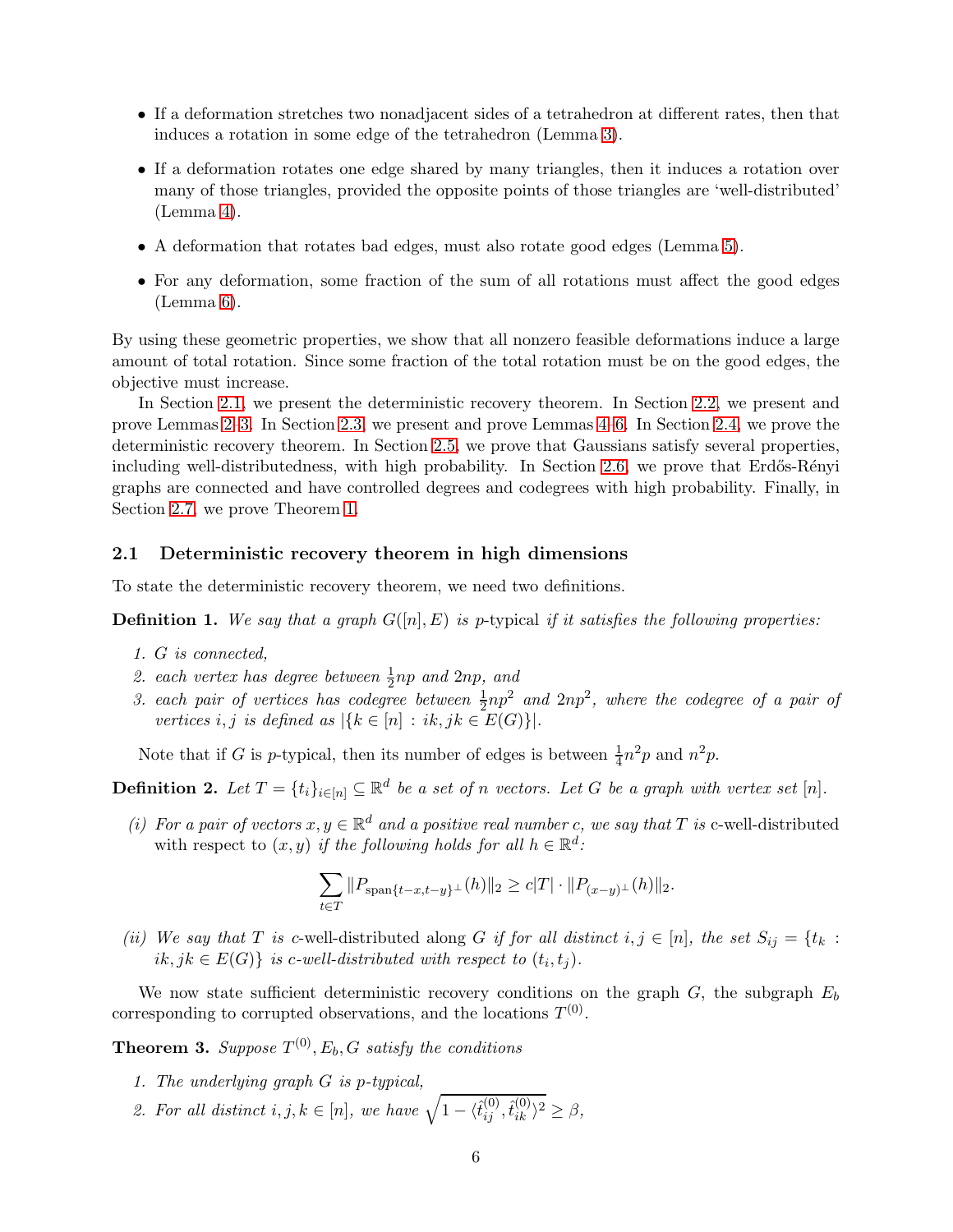- If a deformation stretches two nonadjacent sides of a tetrahedron at different rates, then that induces a rotation in some edge of the tetrahedron (Lemma 3).
- If a deformation rotates one edge shared by many triangles, then it induces a rotation over many of those triangles, provided the opposite points of those triangles are 'well-distributed' (Lemma 4).
- A deformation that rotates bad edges, must also rotate good edges (Lemma 5).
- For any deformation, some fraction of the sum of all rotations must affect the good edges (Lemma 6).

By using these geometric properties, we show that all nonzero feasible deformations induce a large amount of total rotation. Since some fraction of the total rotation must be on the good edges, the objective must increase.

In Section 2.1, we present the deterministic recovery theorem. In Section 2.2, we present and prove Lemmas 2–3. In Section 2.3, we present and prove Lemmas 4–6. In Section 2.4, we prove the deterministic recovery theorem. In Section 2.5, we prove that Gaussians satisfy several properties, including well-distributedness, with high probability. In Section 2.6, we prove that Erdős-Rényi graphs are connected and have controlled degrees and codegrees with high probability. Finally, in Section 2.7, we prove Theorem 1.

### 2.1 Deterministic recovery theorem in high dimensions

To state the deterministic recovery theorem, we need two definitions.

**Definition 1.** *We say that a graph $G([n], E)$ is* $p$-typical *if it satisfies the following properties:*

1. *$G$ is connected,*
2. *each vertex has degree between $\frac{1}{2}np$ and $2np$, and*
3. *each pair of vertices has codegree between $\frac{1}{2}np^2$ and $2np^2$, where the codegree of a pair of vertices $i, j$ is defined as $|\{k \in [n] : ik, jk \in E(G)\}|$.*

Note that if $G$ is $p$-typical, then its number of edges is between $\frac{1}{4}n^2p$ and $n^2p$.

**Definition 2.** *Let $T = \{t_i\}_{i\in[n]} \subseteq \mathbb{R}^d$ be a set of $n$ vectors. Let $G$ be a graph with vertex set $[n]$.*

*(i) For a pair of vectors $x, y \in \mathbb{R}^d$ and a positive real number $c$, we say that $T$ is* $c$-well-distributed with respect to $(x, y)$ *if the following holds for all $h \in \mathbb{R}^d$:*

$$\sum_{t\in T} \|P_{\mathrm{span}\{t-x,t-y\}^\perp}(h)\|_2 \geq c|T| \cdot \|P_{(x-y)^\perp}(h)\|_2.$$

*(ii) We say that $T$ is* $c$-well-distributed along $G$ *if for all distinct $i, j \in [n]$, the set $S_{ij} = \{t_k : ik, jk \in E(G)\}$ is $c$-well-distributed with respect to $(t_i, t_j)$.*

We now state sufficient deterministic recovery conditions on the graph $G$, the subgraph $E_b$ corresponding to corrupted observations, and the locations $T^{(0)}$.

**Theorem 3.** *Suppose $T^{(0)}, E_b, G$ satisfy the conditions*

1. *The underlying graph $G$ is $p$-typical,*
2. *For all distinct $i, j, k \in [n]$, we have $\sqrt{1 - \langle \hat{t}_{ij}^{(0)}, \hat{t}_{ik}^{(0)} \rangle^2} \geq \beta$,*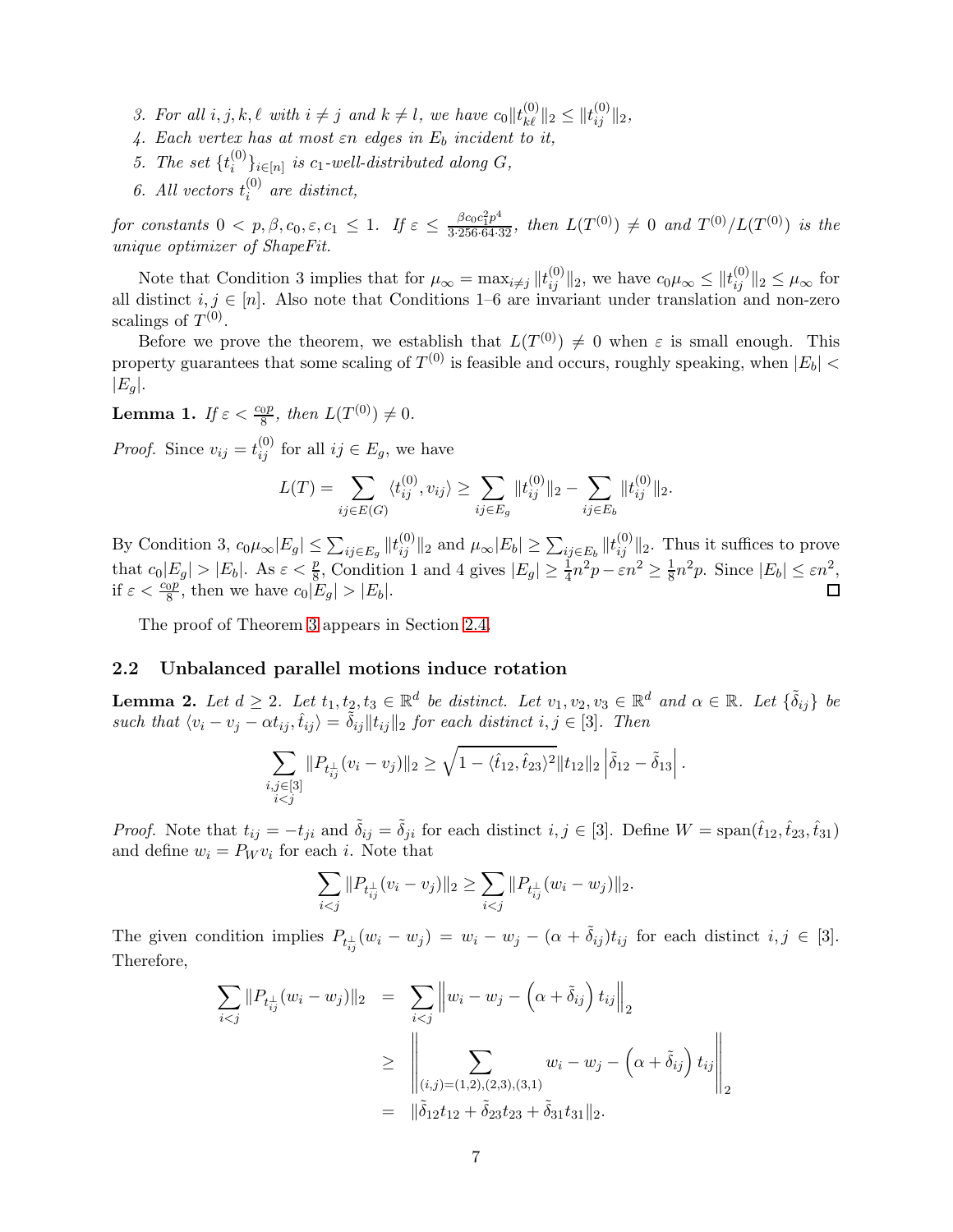3. *For all $i, j, k, \ell$ with $i \neq j$ and $k \neq l$, we have $c_0 \|t_{k\ell}^{(0)}\|_2 \leq \|t_{ij}^{(0)}\|_2$,*
4. *Each vertex has at most $\varepsilon n$ edges in $E_b$ incident to it,*
5. *The set $\{t_i^{(0)}\}_{i \in [n]}$ is $c_1$-well-distributed along $G$,*
6. *All vectors $t_i^{(0)}$ are distinct,*

*for constants $0 < p, \beta, c_0, \varepsilon, c_1 \leq 1$. If $\varepsilon \leq \frac{\beta c_0 c_1^2 p^4}{3 \cdot 256 \cdot 64 \cdot 32}$, then $L(T^{(0)}) \neq 0$ and $T^{(0)}/L(T^{(0)})$ is the unique optimizer of ShapeFit.*

Note that Condition 3 implies that for $\mu_\infty = \max_{i \neq j} \|t_{ij}^{(0)}\|_2$, we have $c_0 \mu_\infty \leq \|t_{ij}^{(0)}\|_2 \leq \mu_\infty$ for all distinct $i, j \in [n]$. Also note that Conditions 1–6 are invariant under translation and non-zero scalings of $T^{(0)}$.

Before we prove the theorem, we establish that $L(T^{(0)}) \neq 0$ when $\varepsilon$ is small enough. This property guarantees that some scaling of $T^{(0)}$ is feasible and occurs, roughly speaking, when $|E_b| < |E_g|$.

**Lemma 1.** *If $\varepsilon < \frac{c_0 p}{8}$, then $L(T^{(0)}) \neq 0$.*

*Proof.* Since $v_{ij} = t_{ij}^{(0)}$ for all $ij \in E_g$, we have

$$L(T) = \sum_{ij \in E(G)} \langle t_{ij}^{(0)}, v_{ij} \rangle \geq \sum_{ij \in E_g} \|t_{ij}^{(0)}\|_2 - \sum_{ij \in E_b} \|t_{ij}^{(0)}\|_2.$$

By Condition 3, $c_0 \mu_\infty |E_g| \leq \sum_{ij \in E_g} \|t_{ij}^{(0)}\|_2$ and $\mu_\infty |E_b| \geq \sum_{ij \in E_b} \|t_{ij}^{(0)}\|_2$. Thus it suffices to prove that $c_0 |E_g| > |E_b|$. As $\varepsilon < \frac{p}{8}$, Condition 1 and 4 gives $|E_g| \geq \frac{1}{4} n^2 p - \varepsilon n^2 \geq \frac{1}{8} n^2 p$. Since $|E_b| \leq \varepsilon n^2$, if $\varepsilon < \frac{c_0 p}{8}$, then we have $c_0 |E_g| > |E_b|$. ∎

The proof of Theorem 3 appears in Section 2.4.

### 2.2 Unbalanced parallel motions induce rotation

**Lemma 2.** *Let $d \geq 2$. Let $t_1, t_2, t_3 \in \mathbb{R}^d$ be distinct. Let $v_1, v_2, v_3 \in \mathbb{R}^d$ and $\alpha \in \mathbb{R}$. Let $\{\tilde{\delta}_{ij}\}$ be such that $\langle v_i - v_j - \alpha t_{ij}, \hat{t}_{ij} \rangle = \tilde{\delta}_{ij} \|t_{ij}\|_2$ for each distinct $i, j \in [3]$. Then*

$$\sum_{\substack{i,j \in [3] \\ i<j}} \|P_{t_{ij}^\perp}(v_i - v_j)\|_2 \geq \sqrt{1 - \langle \hat{t}_{12}, \hat{t}_{23} \rangle^2} \|t_{12}\|_2 \left| \tilde{\delta}_{12} - \tilde{\delta}_{13} \right|.$$

*Proof.* Note that $t_{ij} = -t_{ji}$ and $\tilde{\delta}_{ij} = \tilde{\delta}_{ji}$ for each distinct $i, j \in [3]$. Define $W = \mathrm{span}(\hat{t}_{12}, \hat{t}_{23}, \hat{t}_{31})$ and define $w_i = P_W v_i$ for each $i$. Note that

$$\sum_{i<j} \|P_{t_{ij}^\perp}(v_i - v_j)\|_2 \geq \sum_{i<j} \|P_{t_{ij}^\perp}(w_i - w_j)\|_2.$$

The given condition implies $P_{t_{ij}^\perp}(w_i - w_j) = w_i - w_j - (\alpha + \tilde{\delta}_{ij}) t_{ij}$ for each distinct $i, j \in [3]$. Therefore,

$$\begin{aligned}
\sum_{i<j} \|P_{t_{ij}^\perp}(w_i - w_j)\|_2 &= \sum_{i<j} \left\| w_i - w_j - \left( \alpha + \tilde{\delta}_{ij} \right) t_{ij} \right\|_2 \\
&\geq \left\| \sum_{(i,j)=(1,2),(2,3),(3,1)} w_i - w_j - \left( \alpha + \tilde{\delta}_{ij} \right) t_{ij} \right\|_2 \\
&= \|\tilde{\delta}_{12} t_{12} + \tilde{\delta}_{23} t_{23} + \tilde{\delta}_{31} t_{31}\|_2.
\end{aligned}$$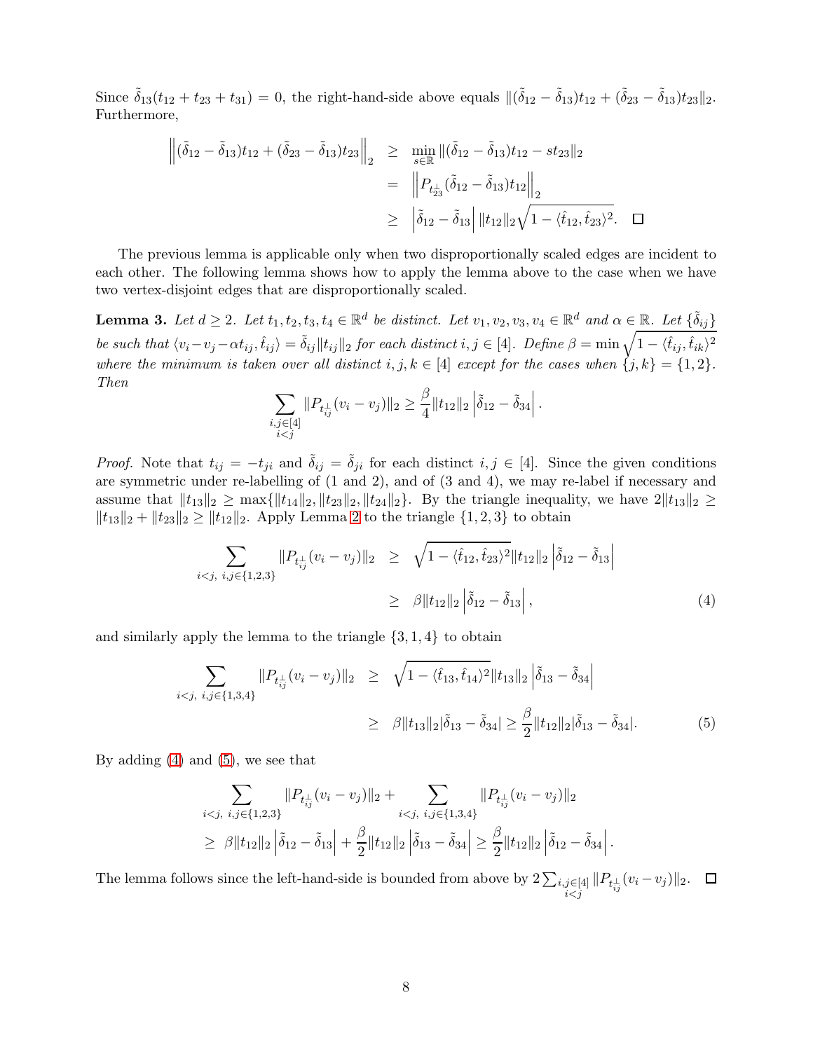Since $\tilde{\delta}_{13}(t_{12}+t_{23}+t_{31}) = 0$, the right-hand-side above equals $\|(\tilde{\delta}_{12}-\tilde{\delta}_{13})t_{12} + (\tilde{\delta}_{23}-\tilde{\delta}_{13})t_{23}\|_2$. Furthermore,

$$
\begin{aligned}
\left\|(\tilde{\delta}_{12}-\tilde{\delta}_{13})t_{12} + (\tilde{\delta}_{23}-\tilde{\delta}_{13})t_{23}\right\|_2 &\geq \min_{s\in\mathbb{R}} \|(\tilde{\delta}_{12}-\tilde{\delta}_{13})t_{12} - st_{23}\|_2 \\
&= \left\|P_{t_{23}^{\perp}}(\tilde{\delta}_{12}-\tilde{\delta}_{13})t_{12}\right\|_2 \\
&\geq \left|\tilde{\delta}_{12}-\tilde{\delta}_{13}\right| \|t_{12}\|_2 \sqrt{1-\langle \hat{t}_{12}, \hat{t}_{23}\rangle^2}. \quad \square
\end{aligned}
$$

The previous lemma is applicable only when two disproportionally scaled edges are incident to each other. The following lemma shows how to apply the lemma above to the case when we have two vertex-disjoint edges that are disproportionally scaled.

**Lemma 3.** *Let $d \geq 2$. Let $t_1, t_2, t_3, t_4 \in \mathbb{R}^d$ be distinct. Let $v_1, v_2, v_3, v_4 \in \mathbb{R}^d$ and $\alpha \in \mathbb{R}$. Let $\{\tilde{\delta}_{ij}\}$ be such that $\langle v_i - v_j - \alpha t_{ij}, \hat{t}_{ij}\rangle = \tilde{\delta}_{ij}\|t_{ij}\|_2$ for each distinct $i, j \in [4]$. Define $\beta = \min \sqrt{1-\langle \hat{t}_{ij}, \hat{t}_{ik}\rangle^2}$ where the minimum is taken over all distinct $i, j, k \in [4]$ except for the cases when $\{j, k\} = \{1, 2\}$. Then*

$$
\sum_{\substack{i,j\in[4]\\ i<j}} \|P_{t_{ij}^{\perp}}(v_i - v_j)\|_2 \geq \frac{\beta}{4}\|t_{12}\|_2 \left|\tilde{\delta}_{12} - \tilde{\delta}_{34}\right|.
$$

*Proof.* Note that $t_{ij} = -t_{ji}$ and $\tilde{\delta}_{ij} = \tilde{\delta}_{ji}$ for each distinct $i, j \in [4]$. Since the given conditions are symmetric under re-labelling of (1 and 2), and of (3 and 4), we may re-label if necessary and assume that $\|t_{13}\|_2 \geq \max\{\|t_{14}\|_2, \|t_{23}\|_2, \|t_{24}\|_2\}$. By the triangle inequality, we have $2\|t_{13}\|_2 \geq \|t_{13}\|_2 + \|t_{23}\|_2 \geq \|t_{12}\|_2$. Apply Lemma 2 to the triangle $\{1, 2, 3\}$ to obtain

$$
\begin{aligned}
\sum_{i<j,\ i,j\in\{1,2,3\}} \|P_{t_{ij}^{\perp}}(v_i - v_j)\|_2 &\geq \sqrt{1-\langle \hat{t}_{12}, \hat{t}_{23}\rangle^2}\|t_{12}\|_2 \left|\tilde{\delta}_{12} - \tilde{\delta}_{13}\right| \\
&\geq \beta\|t_{12}\|_2 \left|\tilde{\delta}_{12} - \tilde{\delta}_{13}\right|, \qquad (4)
\end{aligned}
$$

and similarly apply the lemma to the triangle $\{3, 1, 4\}$ to obtain

$$
\begin{aligned}
\sum_{i<j,\ i,j\in\{1,3,4\}} \|P_{t_{ij}^{\perp}}(v_i - v_j)\|_2 &\geq \sqrt{1-\langle \hat{t}_{13}, \hat{t}_{14}\rangle^2}\|t_{13}\|_2 \left|\tilde{\delta}_{13} - \tilde{\delta}_{34}\right| \\
&\geq \beta\|t_{13}\|_2|\tilde{\delta}_{13} - \tilde{\delta}_{34}| \geq \frac{\beta}{2}\|t_{12}\|_2|\tilde{\delta}_{13} - \tilde{\delta}_{34}|. \qquad (5)
\end{aligned}
$$

By adding (4) and (5), we see that

$$
\begin{aligned}
&\sum_{i<j,\ i,j\in\{1,2,3\}} \|P_{t_{ij}^{\perp}}(v_i - v_j)\|_2 + \sum_{i<j,\ i,j\in\{1,3,4\}} \|P_{t_{ij}^{\perp}}(v_i - v_j)\|_2 \\
&\geq \beta\|t_{12}\|_2 \left|\tilde{\delta}_{12} - \tilde{\delta}_{13}\right| + \frac{\beta}{2}\|t_{12}\|_2 \left|\tilde{\delta}_{13} - \tilde{\delta}_{34}\right| \geq \frac{\beta}{2}\|t_{12}\|_2 \left|\tilde{\delta}_{12} - \tilde{\delta}_{34}\right|.
\end{aligned}
$$

The lemma follows since the left-hand-side is bounded from above by $2\sum_{\substack{i,j\in[4]\\ i<j}} \|P_{t_{ij}^{\perp}}(v_i - v_j)\|_2$. $\square$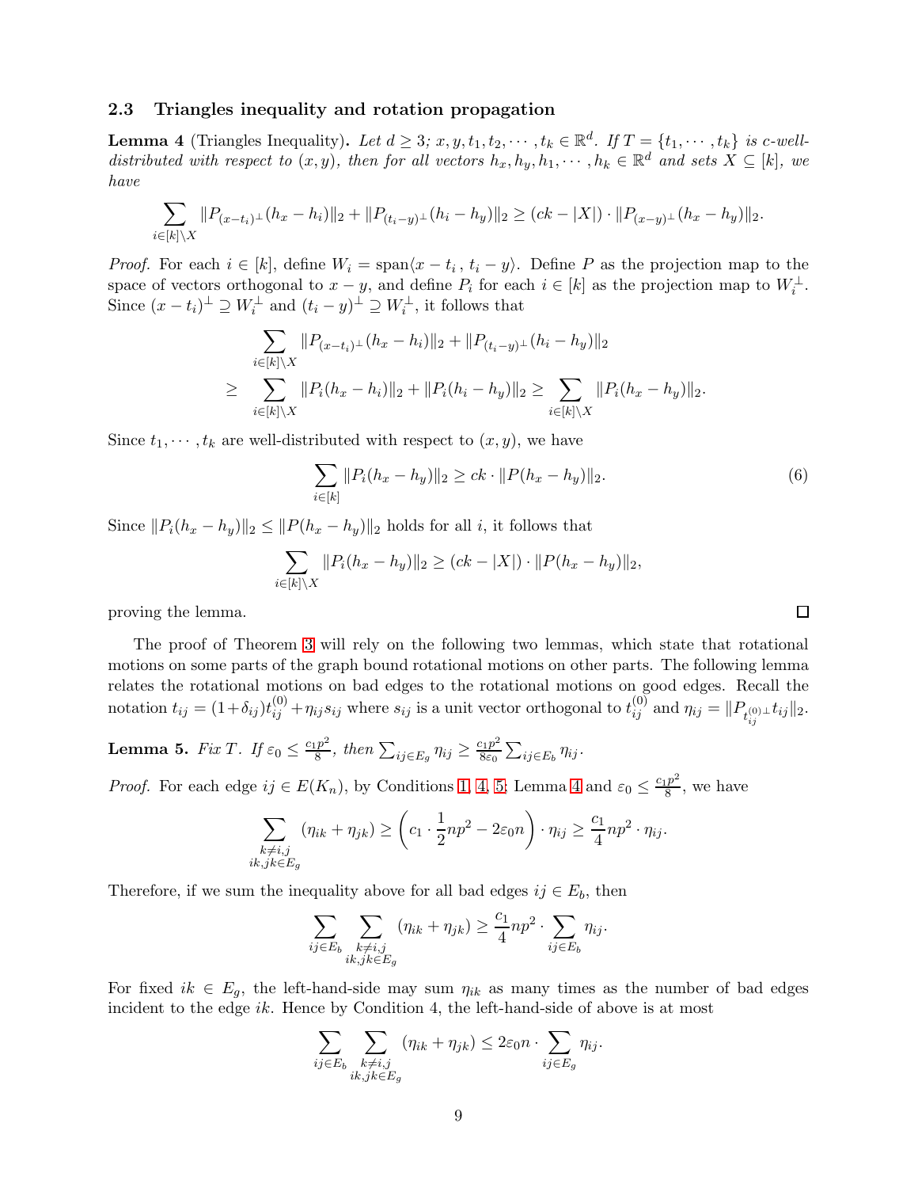### 2.3 Triangles inequality and rotation propagation

**Lemma 4** (Triangles Inequality). *Let $d \geq 3$; $x, y, t_1, t_2, \cdots, t_k \in \mathbb{R}^d$. If $T = \{t_1, \cdots, t_k\}$ is $c$-well-distributed with respect to $(x, y)$, then for all vectors $h_x, h_y, h_1, \cdots, h_k \in \mathbb{R}^d$ and sets $X \subseteq [k]$, we have*

$$\sum_{i \in [k] \setminus X} \|P_{(x-t_i)^\perp}(h_x - h_i)\|_2 + \|P_{(t_i - y)^\perp}(h_i - h_y)\|_2 \geq (ck - |X|) \cdot \|P_{(x-y)^\perp}(h_x - h_y)\|_2.$$

*Proof.* For each $i \in [k]$, define $W_i = \text{span}\langle x - t_i \,,\, t_i - y\rangle$. Define $P$ as the projection map to the space of vectors orthogonal to $x - y$, and define $P_i$ for each $i \in [k]$ as the projection map to $W_i^\perp$. Since $(x - t_i)^\perp \supseteq W_i^\perp$ and $(t_i - y)^\perp \supseteq W_i^\perp$, it follows that

$$\begin{aligned} &\sum_{i \in [k] \setminus X} \|P_{(x-t_i)^\perp}(h_x - h_i)\|_2 + \|P_{(t_i-y)^\perp}(h_i - h_y)\|_2 \\ \geq \quad &\sum_{i \in [k] \setminus X} \|P_i(h_x - h_i)\|_2 + \|P_i(h_i - h_y)\|_2 \geq \sum_{i \in [k] \setminus X} \|P_i(h_x - h_y)\|_2. \end{aligned}$$

Since $t_1, \cdots, t_k$ are well-distributed with respect to $(x, y)$, we have

$$\sum_{i \in [k]} \|P_i(h_x - h_y)\|_2 \geq ck \cdot \|P(h_x - h_y)\|_2. \tag{6}$$

Since $\|P_i(h_x - h_y)\|_2 \leq \|P(h_x - h_y)\|_2$ holds for all $i$, it follows that

$$\sum_{i \in [k] \setminus X} \|P_i(h_x - h_y)\|_2 \geq (ck - |X|) \cdot \|P(h_x - h_y)\|_2,$$

proving the lemma. $\square$

The proof of Theorem 3 will rely on the following two lemmas, which state that rotational motions on some parts of the graph bound rotational motions on other parts. The following lemma relates the rotational motions on bad edges to the rotational motions on good edges. Recall the notation $t_{ij} = (1+\delta_{ij})t_{ij}^{(0)} + \eta_{ij}s_{ij}$ where $s_{ij}$ is a unit vector orthogonal to $t_{ij}^{(0)}$ and $\eta_{ij} = \|P_{t_{ij}^{(0)\perp}} t_{ij}\|_2$.

**Lemma 5.** *Fix $T$. If $\varepsilon_0 \leq \frac{c_1 p^2}{8}$, then $\sum_{ij \in E_g} \eta_{ij} \geq \frac{c_1 p^2}{8\varepsilon_0} \sum_{ij \in E_b} \eta_{ij}$.*

*Proof.* For each edge $ij \in E(K_n)$, by Conditions 1, 4, 5; Lemma 4 and $\varepsilon_0 \leq \frac{c_1 p^2}{8}$, we have

$$\sum_{\substack{k \neq i,j \\ ik, jk \in E_g}} (\eta_{ik} + \eta_{jk}) \geq \left(c_1 \cdot \frac{1}{2}np^2 - 2\varepsilon_0 n\right) \cdot \eta_{ij} \geq \frac{c_1}{4}np^2 \cdot \eta_{ij}.$$

Therefore, if we sum the inequality above for all bad edges $ij \in E_b$, then

$$\sum_{ij \in E_b} \sum_{\substack{k \neq i,j \\ ik, jk \in E_g}} (\eta_{ik} + \eta_{jk}) \geq \frac{c_1}{4}np^2 \cdot \sum_{ij \in E_b} \eta_{ij}.$$

For fixed $ik \in E_g$, the left-hand-side may sum $\eta_{ik}$ as many times as the number of bad edges incident to the edge $ik$. Hence by Condition 4, the left-hand-side of above is at most

$$\sum_{ij \in E_b} \sum_{\substack{k \neq i,j \\ ik, jk \in E_g}} (\eta_{ik} + \eta_{jk}) \leq 2\varepsilon_0 n \cdot \sum_{ij \in E_g} \eta_{ij}.$$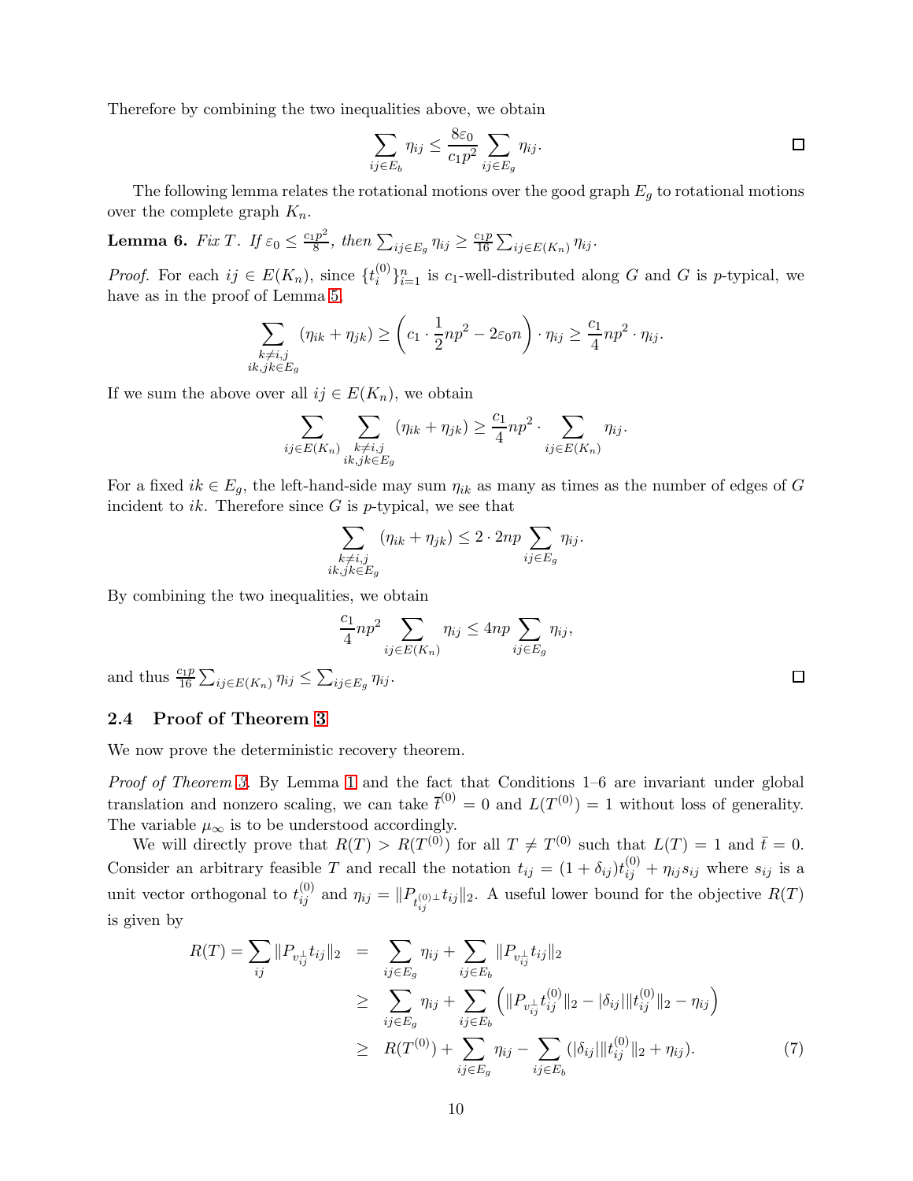Therefore by combining the two inequalities above, we obtain

$$\sum_{ij\in E_b} \eta_{ij} \le \frac{8\varepsilon_0}{c_1 p^2} \sum_{ij \in E_g} \eta_{ij}. \qquad \square$$

The following lemma relates the rotational motions over the good graph $E_g$ to rotational motions over the complete graph $K_n$.

**Lemma 6.** *Fix $T$. If $\varepsilon_0 \le \frac{c_1 p^2}{8}$, then $\sum_{ij\in E_g} \eta_{ij} \ge \frac{c_1 p}{16} \sum_{ij \in E(K_n)} \eta_{ij}$.*

*Proof.* For each $ij \in E(K_n)$, since $\{t_i^{(0)}\}_{i=1}^n$ is $c_1$-well-distributed along $G$ and $G$ is $p$-typical, we have as in the proof of Lemma 5,

$$\sum_{\substack{k\neq i,j \\ ik,jk\in E_g}} (\eta_{ik} + \eta_{jk}) \ge \left( c_1 \cdot \frac{1}{2} np^2 - 2\varepsilon_0 n \right) \cdot \eta_{ij} \ge \frac{c_1}{4} np^2 \cdot \eta_{ij}.$$

If we sum the above over all $ij \in E(K_n)$, we obtain

$$\sum_{ij\in E(K_n)} \sum_{\substack{k\neq i,j \\ ik,jk\in E_g}} (\eta_{ik} + \eta_{jk}) \ge \frac{c_1}{4} np^2 \cdot \sum_{ij\in E(K_n)} \eta_{ij}.$$

For a fixed $ik \in E_g$, the left-hand-side may sum $\eta_{ik}$ as many as times as the number of edges of $G$ incident to $ik$. Therefore since $G$ is $p$-typical, we see that

$$\sum_{\substack{k\neq i,j \\ ik,jk\in E_g}} (\eta_{ik} + \eta_{jk}) \le 2 \cdot 2np \sum_{ij\in E_g} \eta_{ij}.$$

By combining the two inequalities, we obtain

$$\frac{c_1}{4} np^2 \sum_{ij\in E(K_n)} \eta_{ij} \le 4np \sum_{ij \in E_g} \eta_{ij},$$

and thus $\frac{c_1 p}{16} \sum_{ij\in E(K_n)} \eta_{ij} \le \sum_{ij\in E_g} \eta_{ij}$. $\square$

### 2.4 Proof of Theorem 3

We now prove the deterministic recovery theorem.

*Proof of Theorem 3.* By Lemma 1 and the fact that Conditions 1–6 are invariant under global translation and nonzero scaling, we can take $\bar{t}^{(0)} = 0$ and $L(T^{(0)}) = 1$ without loss of generality. The variable $\mu_\infty$ is to be understood accordingly.

We will directly prove that $R(T) > R(T^{(0)})$ for all $T \neq T^{(0)}$ such that $L(T) = 1$ and $\bar{t} = 0$. Consider an arbitrary feasible $T$ and recall the notation $t_{ij} = (1+\delta_{ij}) t_{ij}^{(0)} + \eta_{ij} s_{ij}$ where $s_{ij}$ is a unit vector orthogonal to $t_{ij}^{(0)}$ and $\eta_{ij} = \|P_{t_{ij}^{(0)\perp}} t_{ij}\|_2$. A useful lower bound for the objective $R(T)$ is given by

$$\begin{aligned}
R(T) = \sum_{ij} \|P_{v_{ij}^\perp} t_{ij}\|_2 &= \sum_{ij\in E_g} \eta_{ij} + \sum_{ij\in E_b} \|P_{v_{ij}^\perp} t_{ij}\|_2 \\
&\ge \sum_{ij\in E_g} \eta_{ij} + \sum_{ij\in E_b} \left( \|P_{v_{ij}^\perp} t_{ij}^{(0)}\|_2 - |\delta_{ij}| \|t_{ij}^{(0)}\|_2 - \eta_{ij} \right) \\
&\ge R(T^{(0)}) + \sum_{ij\in E_g} \eta_{ij} - \sum_{ij\in E_b} (|\delta_{ij}| \|t_{ij}^{(0)}\|_2 + \eta_{ij}). \qquad (7)
\end{aligned}$$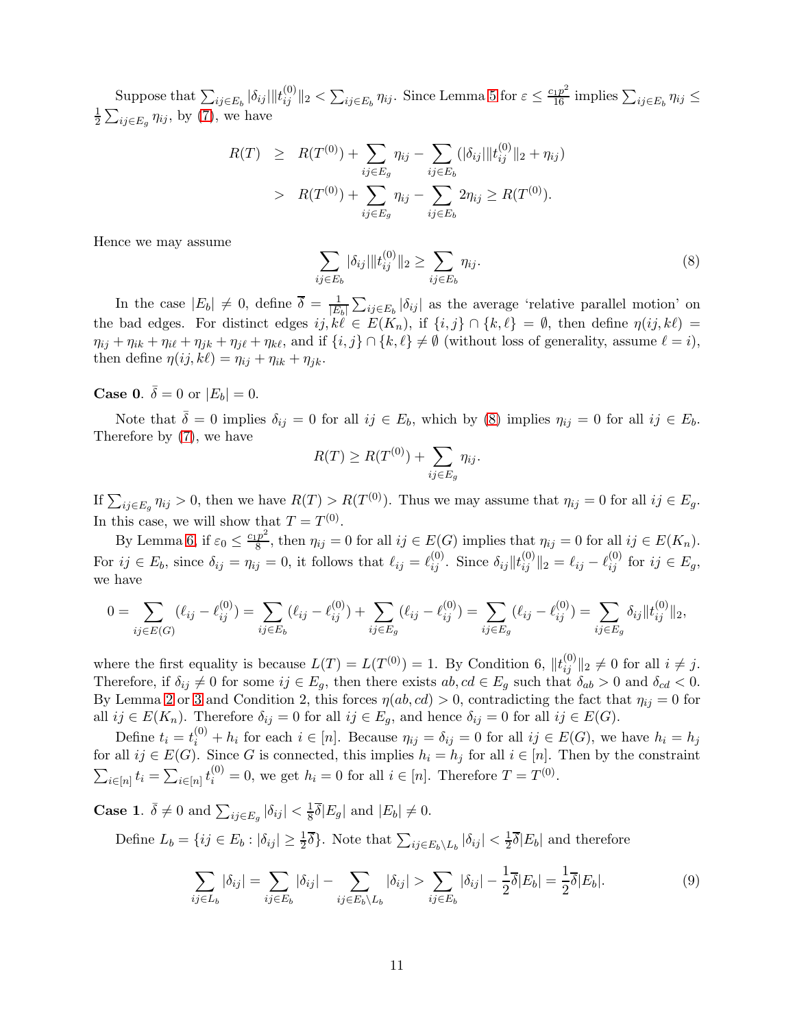Suppose that $\sum_{ij\in E_b} |\delta_{ij}|\|t_{ij}^{(0)}\|_2 < \sum_{ij\in E_b} \eta_{ij}$. Since Lemma 5 for $\varepsilon \le \frac{c_1 p^2}{16}$ implies $\sum_{ij\in E_b} \eta_{ij} \le \frac{1}{2}\sum_{ij\in E_g} \eta_{ij}$, by (7), we have

$$
\begin{aligned}
R(T) &\ge R(T^{(0)}) + \sum_{ij\in E_g} \eta_{ij} - \sum_{ij\in E_b} (|\delta_{ij}|\|t_{ij}^{(0)}\|_2 + \eta_{ij}) \\
&> R(T^{(0)}) + \sum_{ij\in E_g} \eta_{ij} - \sum_{ij\in E_b} 2\eta_{ij} \ge R(T^{(0)}).
\end{aligned}
$$

Hence we may assume

$$
\sum_{ij\in E_b} |\delta_{ij}|\|t_{ij}^{(0)}\|_2 \ge \sum_{ij\in E_b} \eta_{ij}. \tag{8}
$$

In the case $|E_b| \ne 0$, define $\overline{\delta} = \frac{1}{|E_b|}\sum_{ij\in E_b} |\delta_{ij}|$ as the average 'relative parallel motion' on the bad edges. For distinct edges $ij, k\ell \in E(K_n)$, if $\{i,j\}\cap\{k,\ell\} = \emptyset$, then define $\eta(ij,k\ell) = \eta_{ij} + \eta_{ik} + \eta_{i\ell} + \eta_{jk} + \eta_{j\ell} + \eta_{k\ell}$, and if $\{i,j\}\cap\{k,\ell\} \ne \emptyset$ (without loss of generality, assume $\ell = i$), then define $\eta(ij,k\ell) = \eta_{ij} + \eta_{ik} + \eta_{jk}$.

**Case 0**. $\bar{\delta} = 0$ or $|E_b| = 0$.

Note that $\bar{\delta} = 0$ implies $\delta_{ij} = 0$ for all $ij \in E_b$, which by (8) implies $\eta_{ij} = 0$ for all $ij \in E_b$. Therefore by (7), we have

$$
R(T) \ge R(T^{(0)}) + \sum_{ij\in E_g} \eta_{ij}.
$$

If $\sum_{ij\in E_g} \eta_{ij} > 0$, then we have $R(T) > R(T^{(0)})$. Thus we may assume that $\eta_{ij} = 0$ for all $ij \in E_g$. In this case, we will show that $T = T^{(0)}$.

By Lemma 6, if $\varepsilon_0 \le \frac{c_1 p^2}{8}$, then $\eta_{ij} = 0$ for all $ij \in E(G)$ implies that $\eta_{ij} = 0$ for all $ij \in E(K_n)$. For $ij \in E_b$, since $\delta_{ij} = \eta_{ij} = 0$, it follows that $\ell_{ij} = \ell_{ij}^{(0)}$. Since $\delta_{ij}\|t_{ij}^{(0)}\|_2 = \ell_{ij} - \ell_{ij}^{(0)}$ for $ij \in E_g$, we have

$$
0 = \sum_{ij\in E(G)} (\ell_{ij} - \ell_{ij}^{(0)}) = \sum_{ij\in E_b} (\ell_{ij} - \ell_{ij}^{(0)}) + \sum_{ij\in E_g} (\ell_{ij} - \ell_{ij}^{(0)}) = \sum_{ij\in E_g} (\ell_{ij} - \ell_{ij}^{(0)}) = \sum_{ij\in E_g} \delta_{ij}\|t_{ij}^{(0)}\|_2,
$$

where the first equality is because $L(T) = L(T^{(0)}) = 1$. By Condition 6, $\|t_{ij}^{(0)}\|_2 \ne 0$ for all $i \ne j$. Therefore, if $\delta_{ij} \ne 0$ for some $ij \in E_g$, then there exists $ab, cd \in E_g$ such that $\delta_{ab} > 0$ and $\delta_{cd} < 0$. By Lemma 2 or 3 and Condition 2, this forces $\eta(ab,cd) > 0$, contradicting the fact that $\eta_{ij} = 0$ for all $ij \in E(K_n)$. Therefore $\delta_{ij} = 0$ for all $ij \in E_g$, and hence $\delta_{ij} = 0$ for all $ij \in E(G)$.

Define $t_i = t_i^{(0)} + h_i$ for each $i \in [n]$. Because $\eta_{ij} = \delta_{ij} = 0$ for all $ij \in E(G)$, we have $h_i = h_j$ for all $ij \in E(G)$. Since $G$ is connected, this implies $h_i = h_j$ for all $i \in [n]$. Then by the constraint $\sum_{i\in[n]} t_i = \sum_{i\in[n]} t_i^{(0)} = 0$, we get $h_i = 0$ for all $i \in [n]$. Therefore $T = T^{(0)}$.

**Case 1**. $\bar{\delta} \ne 0$ and $\sum_{ij\in E_g} |\delta_{ij}| < \frac{1}{8}\overline{\delta}|E_g|$ and $|E_b| \ne 0$.

Define $L_b = \{ij \in E_b : |\delta_{ij}| \ge \frac{1}{2}\overline{\delta}\}$. Note that $\sum_{ij\in E_b\setminus L_b} |\delta_{ij}| < \frac{1}{2}\overline{\delta}|E_b|$ and therefore

$$
\sum_{ij\in L_b} |\delta_{ij}| = \sum_{ij\in E_b} |\delta_{ij}| - \sum_{ij\in E_b\setminus L_b} |\delta_{ij}| > \sum_{ij\in E_b} |\delta_{ij}| - \frac{1}{2}\overline{\delta}|E_b| = \frac{1}{2}\overline{\delta}|E_b|. \tag{9}
$$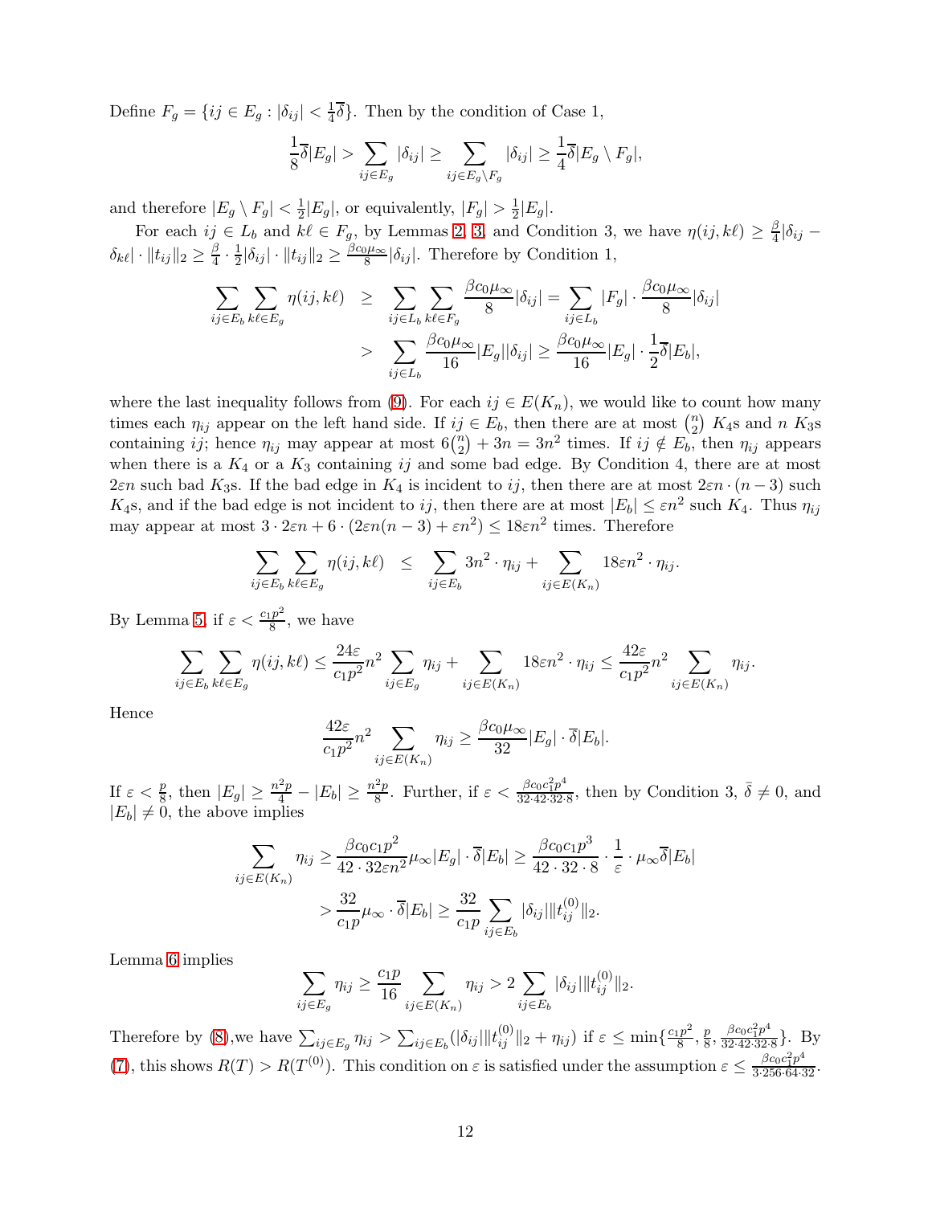Define $F_g = \{ij \in E_g : |\delta_{ij}| < \frac{1}{4}\overline{\delta}\}$. Then by the condition of Case 1,

$$\frac{1}{8}\overline{\delta}|E_g| > \sum_{ij \in E_g} |\delta_{ij}| \geq \sum_{ij \in E_g \setminus F_g} |\delta_{ij}| \geq \frac{1}{4}\overline{\delta}|E_g \setminus F_g|,$$

and therefore $|E_g \setminus F_g| < \frac{1}{2}|E_g|$, or equivalently, $|F_g| > \frac{1}{2}|E_g|$.

For each $ij \in L_b$ and $k\ell \in F_g$, by Lemmas 2, 3, and Condition 3, we have $\eta(ij, k\ell) \geq \frac{\beta}{4}|\delta_{ij} - \delta_{k\ell}| \cdot \|t_{ij}\|_2 \geq \frac{\beta}{4} \cdot \frac{1}{2}|\delta_{ij}| \cdot \|t_{ij}\|_2 \geq \frac{\beta c_0 \mu_\infty}{8}|\delta_{ij}|$. Therefore by Condition 1,

$$\begin{aligned}
\sum_{ij \in E_b} \sum_{k\ell \in E_g} \eta(ij, k\ell) &\geq \sum_{ij \in L_b} \sum_{k\ell \in F_g} \frac{\beta c_0 \mu_\infty}{8}|\delta_{ij}| = \sum_{ij \in L_b} |F_g| \cdot \frac{\beta c_0 \mu_\infty}{8}|\delta_{ij}| \\
&> \sum_{ij \in L_b} \frac{\beta c_0 \mu_\infty}{16}|E_g||\delta_{ij}| \geq \frac{\beta c_0 \mu_\infty}{16}|E_g| \cdot \frac{1}{2}\overline{\delta}|E_b|,
\end{aligned}$$

where the last inequality follows from (9). For each $ij \in E(K_n)$, we would like to count how many times each $\eta_{ij}$ appear on the left hand side. If $ij \in E_b$, then there are at most $\binom{n}{2}$ $K_4$s and $n$ $K_3$s containing $ij$; hence $\eta_{ij}$ may appear at most $6\binom{n}{2} + 3n = 3n^2$ times. If $ij \notin E_b$, then $\eta_{ij}$ appears when there is a $K_4$ or a $K_3$ containing $ij$ and some bad edge. By Condition 4, there are at most $2\varepsilon n$ such bad $K_3$s. If the bad edge in $K_4$ is incident to $ij$, then there are at most $2\varepsilon n \cdot (n-3)$ such $K_4$s, and if the bad edge is not incident to $ij$, then there are at most $|E_b| \leq \varepsilon n^2$ such $K_4$. Thus $\eta_{ij}$ may appear at most $3 \cdot 2\varepsilon n + 6 \cdot (2\varepsilon n(n-3) + \varepsilon n^2) \leq 18\varepsilon n^2$ times. Therefore

$$\sum_{ij \in E_b} \sum_{k\ell \in E_g} \eta(ij, k\ell) \leq \sum_{ij \in E_b} 3n^2 \cdot \eta_{ij} + \sum_{ij \in E(K_n)} 18\varepsilon n^2 \cdot \eta_{ij}.$$

By Lemma 5, if $\varepsilon < \frac{c_1 p^2}{8}$, we have

$$\sum_{ij \in E_b} \sum_{k\ell \in E_g} \eta(ij, k\ell) \leq \frac{24\varepsilon}{c_1 p^2} n^2 \sum_{ij \in E_g} \eta_{ij} + \sum_{ij \in E(K_n)} 18\varepsilon n^2 \cdot \eta_{ij} \leq \frac{42\varepsilon}{c_1 p^2} n^2 \sum_{ij \in E(K_n)} \eta_{ij}.$$

Hence

$$\frac{42\varepsilon}{c_1 p^2} n^2 \sum_{ij \in E(K_n)} \eta_{ij} \geq \frac{\beta c_0 \mu_\infty}{32}|E_g| \cdot \overline{\delta}|E_b|.$$

If $\varepsilon < \frac{p}{8}$, then $|E_g| \geq \frac{n^2 p}{4} - |E_b| \geq \frac{n^2 p}{8}$. Further, if $\varepsilon < \frac{\beta c_0 c_1^2 p^4}{32 \cdot 42 \cdot 32 \cdot 8}$, then by Condition 3, $\bar{\delta} \neq 0$, and $|E_b| \neq 0$, the above implies

$$\begin{aligned}
\sum_{ij \in E(K_n)} \eta_{ij} &\geq \frac{\beta c_0 c_1 p^2}{42 \cdot 32\varepsilon n^2} \mu_\infty |E_g| \cdot \overline{\delta}|E_b| \geq \frac{\beta c_0 c_1 p^3}{42 \cdot 32 \cdot 8} \cdot \frac{1}{\varepsilon} \cdot \mu_\infty \overline{\delta}|E_b| \\
&> \frac{32}{c_1 p} \mu_\infty \cdot \overline{\delta}|E_b| \geq \frac{32}{c_1 p} \sum_{ij \in E_b} |\delta_{ij}| \|t_{ij}^{(0)}\|_2.
\end{aligned}$$

Lemma 6 implies

$$\sum_{ij \in E_g} \eta_{ij} \geq \frac{c_1 p}{16} \sum_{ij \in E(K_n)} \eta_{ij} > 2 \sum_{ij \in E_b} |\delta_{ij}| \|t_{ij}^{(0)}\|_2.$$

Therefore by (8), we have $\sum_{ij \in E_g} \eta_{ij} > \sum_{ij \in E_b} (|\delta_{ij}| \|t_{ij}^{(0)}\|_2 + \eta_{ij})$ if $\varepsilon \leq \min\{\frac{c_1 p^2}{8}, \frac{p}{8}, \frac{\beta c_0 c_1^2 p^4}{32 \cdot 42 \cdot 32 \cdot 8}\}$. By (7), this shows $R(T) > R(T^{(0)})$. This condition on $\varepsilon$ is satisfied under the assumption $\varepsilon \leq \frac{\beta c_0 c_1^2 p^4}{3 \cdot 256 \cdot 64 \cdot 32}$.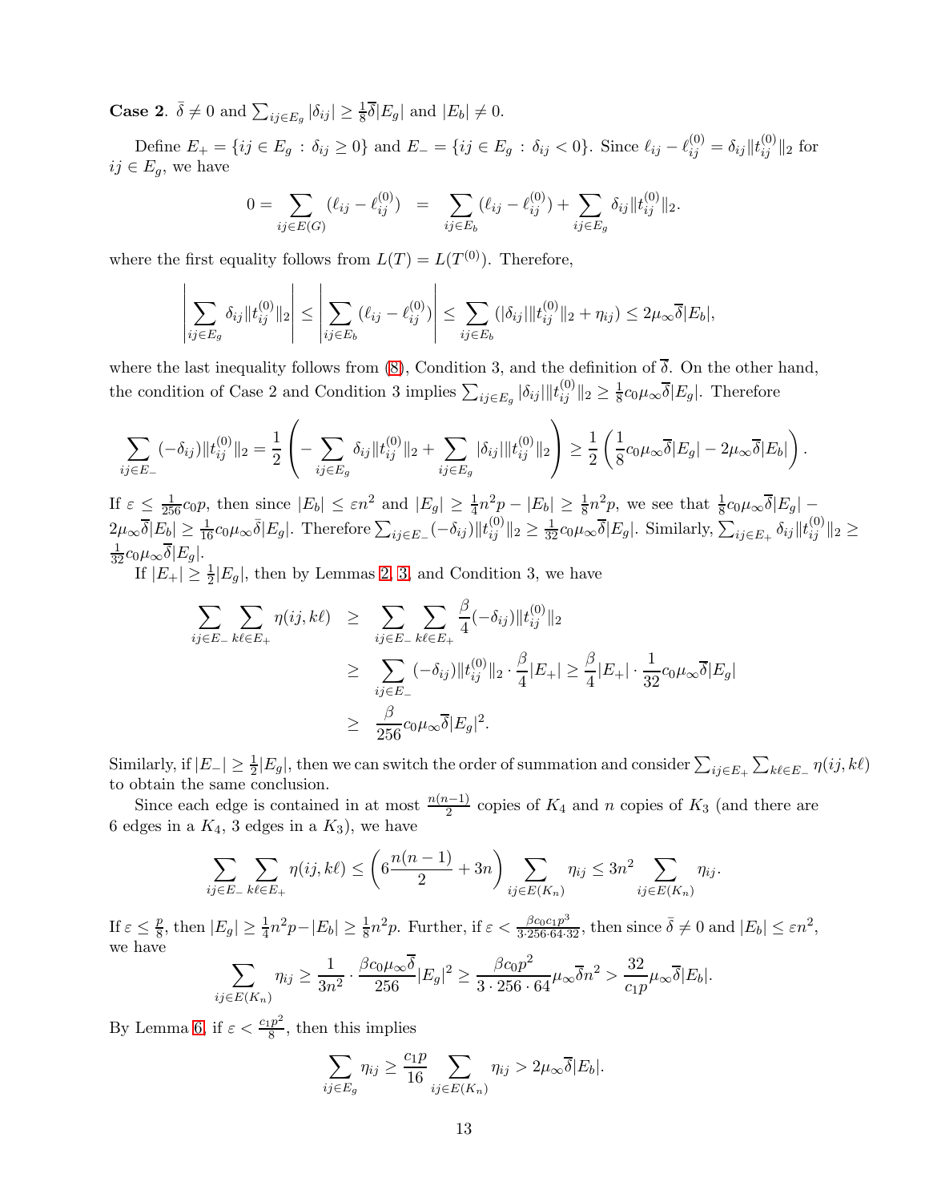**Case 2**. $\bar{\delta} \neq 0$ and $\sum_{ij \in E_g} |\delta_{ij}| \geq \frac{1}{8}\overline{\delta}|E_g|$ and $|E_b| \neq 0$.

Define $E_+ = \{ij \in E_g : \delta_{ij} \geq 0\}$ and $E_- = \{ij \in E_g : \delta_{ij} < 0\}$. Since $\ell_{ij} - \ell_{ij}^{(0)} = \delta_{ij}\|t_{ij}^{(0)}\|_2$ for $ij \in E_g$, we have

$$0 = \sum_{ij \in E(G)} (\ell_{ij} - \ell_{ij}^{(0)}) \;\; = \;\; \sum_{ij \in E_b} (\ell_{ij} - \ell_{ij}^{(0)}) + \sum_{ij \in E_g} \delta_{ij}\|t_{ij}^{(0)}\|_2.$$

where the first equality follows from $L(T) = L(T^{(0)})$. Therefore,

$$\left| \sum_{ij \in E_g} \delta_{ij}\|t_{ij}^{(0)}\|_2 \right| \leq \left| \sum_{ij \in E_b} (\ell_{ij} - \ell_{ij}^{(0)}) \right| \leq \sum_{ij \in E_b} (|\delta_{ij}|\|t_{ij}^{(0)}\|_2 + \eta_{ij}) \leq 2\mu_\infty \overline{\delta}|E_b|,$$

where the last inequality follows from (8), Condition 3, and the definition of $\overline{\delta}$. On the other hand, the condition of Case 2 and Condition 3 implies $\sum_{ij \in E_g} |\delta_{ij}|\|t_{ij}^{(0)}\|_2 \geq \frac{1}{8}c_0\mu_\infty\overline{\delta}|E_g|$. Therefore

$$\sum_{ij \in E_-} (-\delta_{ij})\|t_{ij}^{(0)}\|_2 = \frac{1}{2}\left( -\sum_{ij \in E_g} \delta_{ij}\|t_{ij}^{(0)}\|_2 + \sum_{ij \in E_g} |\delta_{ij}|\|t_{ij}^{(0)}\|_2 \right) \geq \frac{1}{2}\left( \frac{1}{8}c_0\mu_\infty\overline{\delta}|E_g| - 2\mu_\infty\overline{\delta}|E_b| \right).$$

If $\varepsilon \leq \frac{1}{256}c_0 p$, then since $|E_b| \leq \varepsilon n^2$ and $|E_g| \geq \frac{1}{4}n^2 p - |E_b| \geq \frac{1}{8}n^2 p$, we see that $\frac{1}{8}c_0\mu_\infty\overline{\delta}|E_g| - 2\mu_\infty\overline{\delta}|E_b| \geq \frac{1}{16}c_0\mu_\infty\bar{\delta}|E_g|$. Therefore $\sum_{ij \in E_-}(-\delta_{ij})\|t_{ij}^{(0)}\|_2 \geq \frac{1}{32}c_0\mu_\infty\overline{\delta}|E_g|$. Similarly, $\sum_{ij \in E_+} \delta_{ij}\|t_{ij}^{(0)}\|_2 \geq \frac{1}{32}c_0\mu_\infty\overline{\delta}|E_g|$.

If $|E_+| \geq \frac{1}{2}|E_g|$, then by Lemmas 2, 3, and Condition 3, we have

$$\begin{aligned}
\sum_{ij \in E_-} \sum_{k\ell \in E_+} \eta(ij, k\ell) &\geq \sum_{ij \in E_-} \sum_{k\ell \in E_+} \frac{\beta}{4}(-\delta_{ij})\|t_{ij}^{(0)}\|_2 \\
&\geq \sum_{ij \in E_-} (-\delta_{ij})\|t_{ij}^{(0)}\|_2 \cdot \frac{\beta}{4}|E_+| \geq \frac{\beta}{4}|E_+| \cdot \frac{1}{32}c_0\mu_\infty\overline{\delta}|E_g| \\
&\geq \frac{\beta}{256}c_0\mu_\infty\overline{\delta}|E_g|^2.
\end{aligned}$$

Similarly, if $|E_-| \geq \frac{1}{2}|E_g|$, then we can switch the order of summation and consider $\sum_{ij \in E_+}\sum_{k\ell \in E_-} \eta(ij, k\ell)$ to obtain the same conclusion.

Since each edge is contained in at most $\frac{n(n-1)}{2}$ copies of $K_4$ and $n$ copies of $K_3$ (and there are 6 edges in a $K_4$, 3 edges in a $K_3$), we have

$$\sum_{ij \in E_-} \sum_{k\ell \in E_+} \eta(ij, k\ell) \leq \left( 6\frac{n(n-1)}{2} + 3n \right) \sum_{ij \in E(K_n)} \eta_{ij} \leq 3n^2 \sum_{ij \in E(K_n)} \eta_{ij}.$$

If $\varepsilon \leq \frac{p}{8}$, then $|E_g| \geq \frac{1}{4}n^2 p - |E_b| \geq \frac{1}{8}n^2 p$. Further, if $\varepsilon < \frac{\beta c_0 c_1 p^3}{3 \cdot 256 \cdot 64 \cdot 32}$, then since $\bar{\delta} \neq 0$ and $|E_b| \leq \varepsilon n^2$, we have

$$\sum_{ij \in E(K_n)} \eta_{ij} \geq \frac{1}{3n^2} \cdot \frac{\beta c_0 \mu_\infty \overline{\delta}}{256}|E_g|^2 \geq \frac{\beta c_0 p^2}{3 \cdot 256 \cdot 64}\mu_\infty\overline{\delta}n^2 > \frac{32}{c_1 p}\mu_\infty\overline{\delta}|E_b|.$$

By Lemma 6, if $\varepsilon < \frac{c_1 p^2}{8}$, then this implies

$$\sum_{ij \in E_g} \eta_{ij} \geq \frac{c_1 p}{16} \sum_{ij \in E(K_n)} \eta_{ij} > 2\mu_\infty\overline{\delta}|E_b|.$$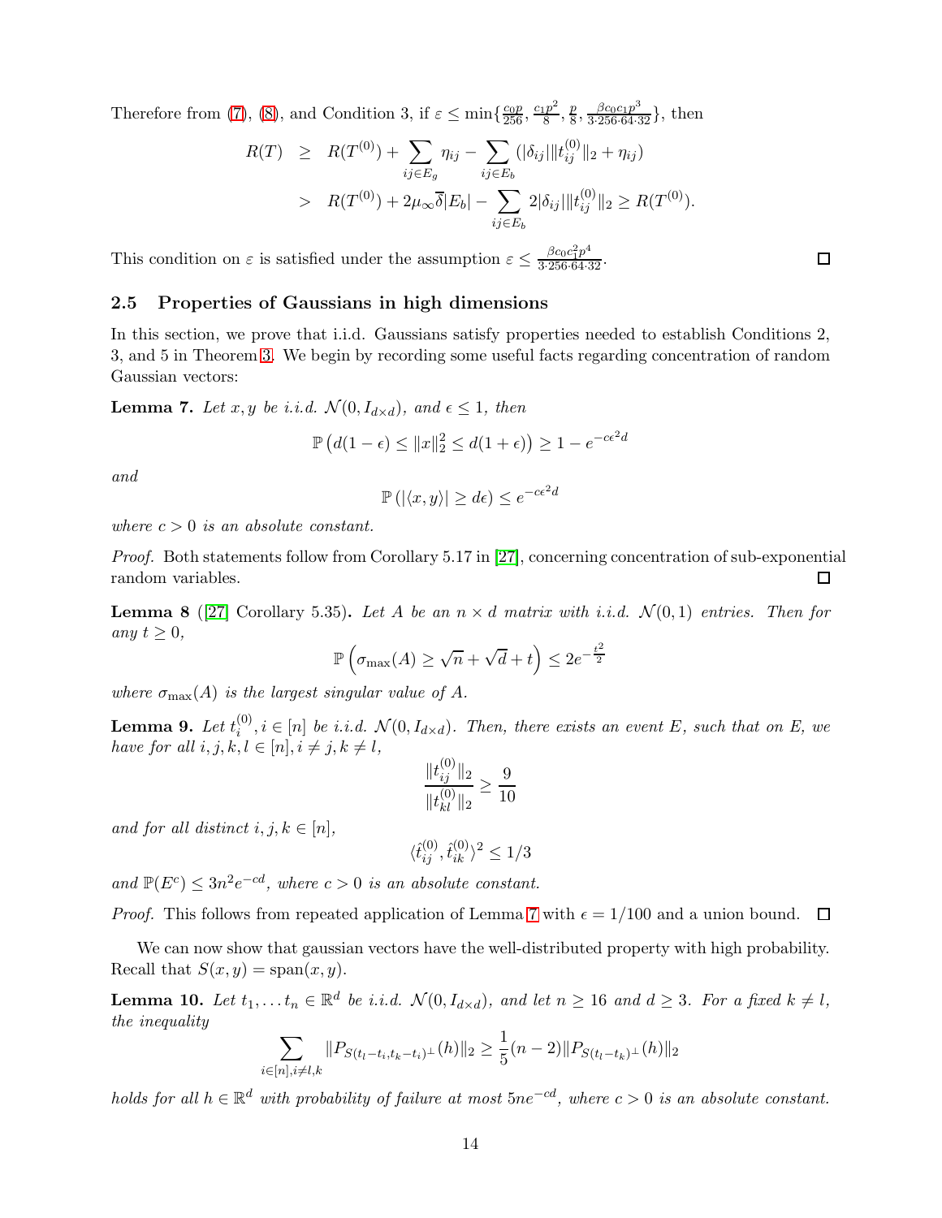Therefore from (7), (8), and Condition 3, if $\varepsilon \leq \min\{\frac{c_0 p}{256}, \frac{c_1 p^2}{8}, \frac{p}{8}, \frac{\beta c_0 c_1 p^3}{3\cdot 256\cdot 64\cdot 32}\}$, then

$$
\begin{aligned}
R(T) &\geq R(T^{(0)}) + \sum_{ij\in E_g} \eta_{ij} - \sum_{ij\in E_b} (|\delta_{ij}| \|t_{ij}^{(0)}\|_2 + \eta_{ij}) \\
&> R(T^{(0)}) + 2\mu_\infty \overline{\delta} |E_b| - \sum_{ij\in E_b} 2|\delta_{ij}| \|t_{ij}^{(0)}\|_2 \geq R(T^{(0)}).
\end{aligned}
$$

This condition on $\varepsilon$ is satisfied under the assumption $\varepsilon \leq \frac{\beta c_0 c_1^2 p^4}{3\cdot 256\cdot 64\cdot 32}$. □

### 2.5 Properties of Gaussians in high dimensions

In this section, we prove that i.i.d. Gaussians satisfy properties needed to establish Conditions 2, 3, and 5 in Theorem 3. We begin by recording some useful facts regarding concentration of random Gaussian vectors:

**Lemma 7.** *Let $x, y$ be i.i.d. $\mathcal{N}(0, I_{d\times d})$, and $\epsilon \leq 1$, then*

$$
\mathbb{P}\left(d(1-\epsilon) \leq \|x\|_2^2 \leq d(1+\epsilon)\right) \geq 1 - e^{-c\epsilon^2 d}
$$

*and*

$$
\mathbb{P}\left(|\langle x, y\rangle| \geq d\epsilon\right) \leq e^{-c\epsilon^2 d}
$$

*where $c > 0$ is an absolute constant.*

*Proof.* Both statements follow from Corollary 5.17 in [27], concerning concentration of sub-exponential random variables. □

**Lemma 8** ([27] Corollary 5.35)**.** *Let $A$ be an $n\times d$ matrix with i.i.d. $\mathcal{N}(0,1)$ entries. Then for any $t \geq 0$,*

$$
\mathbb{P}\left(\sigma_{\max}(A) \geq \sqrt{n} + \sqrt{d} + t\right) \leq 2e^{-\frac{t^2}{2}}
$$

*where $\sigma_{\max}(A)$ is the largest singular value of $A$.*

**Lemma 9.** *Let $t_i^{(0)}, i \in [n]$ be i.i.d. $\mathcal{N}(0, I_{d\times d})$. Then, there exists an event $E$, such that on $E$, we have for all $i, j, k, l \in [n], i \neq j, k \neq l$,*

$$
\frac{\|t_{ij}^{(0)}\|_2}{\|t_{kl}^{(0)}\|_2} \geq \frac{9}{10}
$$

*and for all distinct $i, j, k \in [n]$,*

$$
\langle \hat{t}_{ij}^{(0)}, \hat{t}_{ik}^{(0)} \rangle^2 \leq 1/3
$$

*and $\mathbb{P}(E^c) \leq 3n^2 e^{-cd}$, where $c > 0$ is an absolute constant.*

*Proof.* This follows from repeated application of Lemma 7 with $\epsilon = 1/100$ and a union bound. □

We can now show that gaussian vectors have the well-distributed property with high probability. Recall that $S(x, y) = \text{span}(x, y)$.

**Lemma 10.** *Let $t_1, \ldots t_n \in \mathbb{R}^d$ be i.i.d. $\mathcal{N}(0, I_{d\times d})$, and let $n \geq 16$ and $d \geq 3$. For a fixed $k \neq l$, the inequality*

$$
\sum_{i\in[n], i\neq l,k} \|P_{S(t_l - t_i, t_k - t_i)^\perp}(h)\|_2 \geq \frac{1}{5}(n-2)\|P_{S(t_l - t_k)^\perp}(h)\|_2
$$

*holds for all $h \in \mathbb{R}^d$ with probability of failure at most $5ne^{-cd}$, where $c > 0$ is an absolute constant.*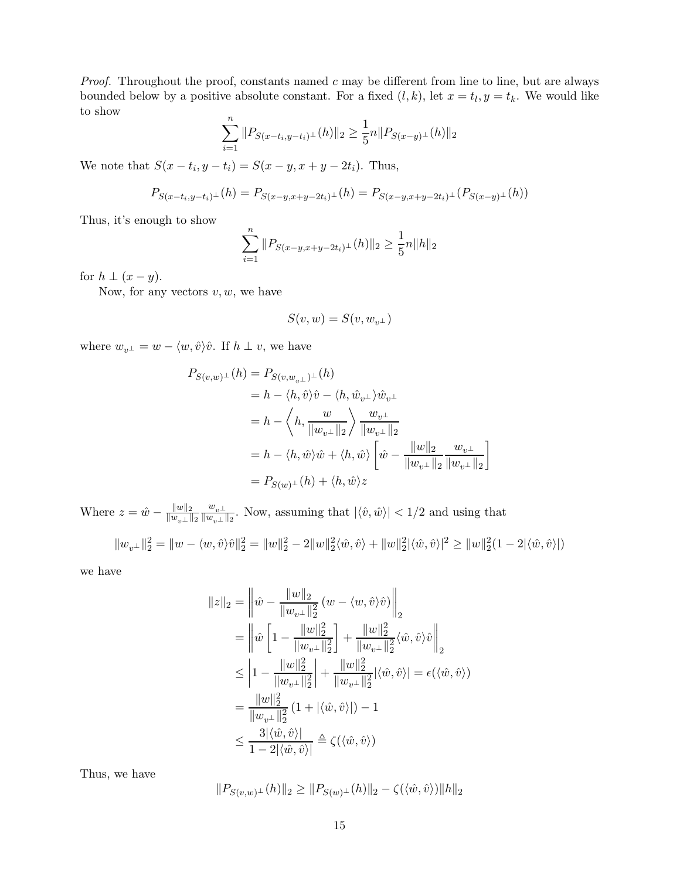*Proof.* Throughout the proof, constants named $c$ may be different from line to line, but are always bounded below by a positive absolute constant. For a fixed $(l,k)$, let $x = t_l, y = t_k$. We would like to show

$$\sum_{i=1}^{n} \|P_{S(x-t_i,y-t_i)^\perp}(h)\|_2 \geq \frac{1}{5} n \|P_{S(x-y)^\perp}(h)\|_2$$

We note that $S(x-t_i, y-t_i) = S(x-y, x+y-2t_i)$. Thus,

$$P_{S(x-t_i,y-t_i)^\perp}(h) = P_{S(x-y,x+y-2t_i)^\perp}(h) = P_{S(x-y,x+y-2t_i)^\perp}(P_{S(x-y)^\perp}(h))$$

Thus, it's enough to show

$$\sum_{i=1}^{n} \|P_{S(x-y,x+y-2t_i)^\perp}(h)\|_2 \geq \frac{1}{5} n \|h\|_2$$

for $h \perp (x-y)$.

Now, for any vectors $v, w$, we have

$$S(v,w) = S(v, w_{v^\perp})$$

where $w_{v^\perp} = w - \langle w, \hat{v}\rangle \hat{v}$. If $h \perp v$, we have

$$\begin{aligned}
P_{S(v,w)^\perp}(h) &= P_{S(v,w_{v^\perp})^\perp}(h) \\
&= h - \langle h, \hat{v}\rangle \hat{v} - \langle h, \hat{w}_{v^\perp}\rangle \hat{w}_{v^\perp} \\
&= h - \left\langle h, \frac{w}{\|w_{v^\perp}\|_2} \right\rangle \frac{w_{v^\perp}}{\|w_{v^\perp}\|_2} \\
&= h - \langle h, \hat{w}\rangle \hat{w} + \langle h, \hat{w}\rangle \left[ \hat{w} - \frac{\|w\|_2}{\|w_{v^\perp}\|_2} \frac{w_{v^\perp}}{\|w_{v^\perp}\|_2} \right] \\
&= P_{S(w)^\perp}(h) + \langle h, \hat{w}\rangle z
\end{aligned}$$

Where $z = \hat{w} - \frac{\|w\|_2}{\|w_{v^\perp}\|_2} \frac{w_{v^\perp}}{\|w_{v^\perp}\|_2}$. Now, assuming that $|\langle \hat{v}, \hat{w}\rangle| < 1/2$ and using that

$$\|w_{v^\perp}\|_2^2 = \|w - \langle w, \hat{v}\rangle \hat{v}\|_2^2 = \|w\|_2^2 - 2\|w\|_2^2 \langle \hat{w}, \hat{v}\rangle + \|w\|_2^2 |\langle \hat{w}, \hat{v}\rangle|^2 \geq \|w\|_2^2 (1 - 2|\langle \hat{w}, \hat{v}\rangle|)$$

we have

$$\begin{aligned}
\|z\|_2 &= \left\| \hat{w} - \frac{\|w\|_2}{\|w_{v^\perp}\|_2^2} \left( w - \langle w, \hat{v}\rangle \hat{v} \right) \right\|_2 \\
&= \left\| \hat{w} \left[ 1 - \frac{\|w\|_2^2}{\|w_{v^\perp}\|_2^2} \right] + \frac{\|w\|_2^2}{\|w_{v^\perp}\|_2^2} \langle \hat{w}, \hat{v}\rangle \hat{v} \right\|_2 \\
&\leq \left| 1 - \frac{\|w\|_2^2}{\|w_{v^\perp}\|_2^2} \right| + \frac{\|w\|_2^2}{\|w_{v^\perp}\|_2^2} |\langle \hat{w}, \hat{v}\rangle| = \epsilon(\langle \hat{w}, \hat{v}\rangle) \\
&= \frac{\|w\|_2^2}{\|w_{v^\perp}\|_2^2} \left( 1 + |\langle \hat{w}, \hat{v}\rangle| \right) - 1 \\
&\leq \frac{3|\langle \hat{w}, \hat{v}\rangle|}{1 - 2|\langle \hat{w}, \hat{v}\rangle|} \triangleq \zeta(\langle \hat{w}, \hat{v}\rangle)
\end{aligned}$$

Thus, we have

$$\|P_{S(v,w)^\perp}(h)\|_2 \geq \|P_{S(w)^\perp}(h)\|_2 - \zeta(\langle \hat{w}, \hat{v}\rangle) \|h\|_2$$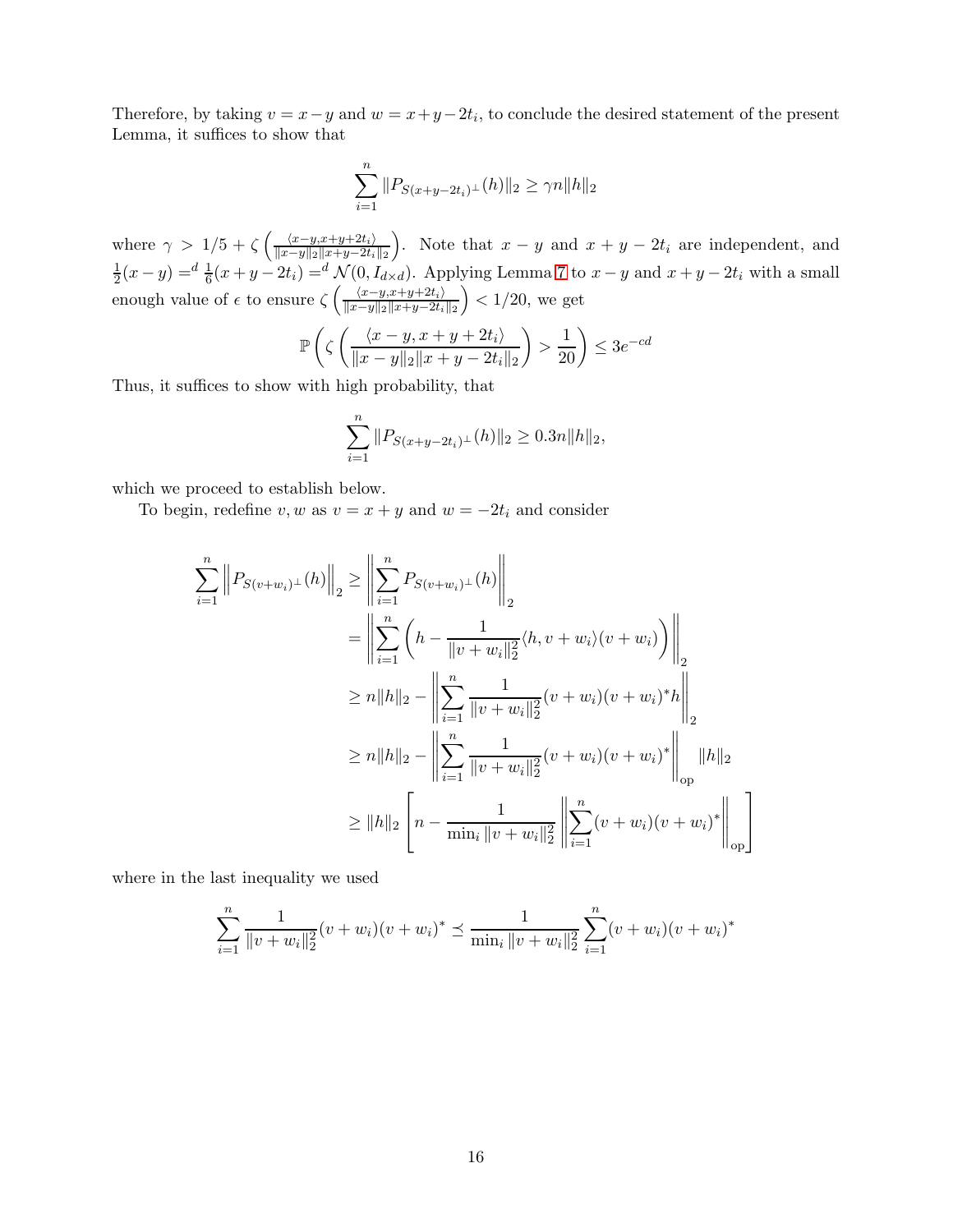Therefore, by taking $v = x - y$ and $w = x + y - 2t_i$, to conclude the desired statement of the present Lemma, it suffices to show that

$$\sum_{i=1}^{n} \|P_{S(x+y-2t_i)^\perp}(h)\|_2 \geq \gamma n \|h\|_2$$

where $\gamma > 1/5 + \zeta\left(\frac{\langle x-y, x+y+2t_i\rangle}{\|x-y\|_2 \|x+y-2t_i\|_2}\right)$. Note that $x - y$ and $x + y - 2t_i$ are independent, and $\frac{1}{2}(x - y) =^d \frac{1}{6}(x + y - 2t_i) =^d \mathcal{N}(0, I_{d\times d})$. Applying Lemma 7 to $x - y$ and $x + y - 2t_i$ with a small enough value of $\epsilon$ to ensure $\zeta\left(\frac{\langle x-y, x+y+2t_i\rangle}{\|x-y\|_2 \|x+y-2t_i\|_2}\right) < 1/20$, we get

$$\mathbb{P}\left(\zeta\left(\frac{\langle x-y, x+y+2t_i\rangle}{\|x-y\|_2 \|x+y-2t_i\|_2}\right) > \frac{1}{20}\right) \leq 3e^{-cd}$$

Thus, it suffices to show with high probability, that

$$\sum_{i=1}^{n} \|P_{S(x+y-2t_i)^\perp}(h)\|_2 \geq 0.3n\|h\|_2,$$

which we proceed to establish below.

To begin, redefine $v, w$ as $v = x + y$ and $w = -2t_i$ and consider

$$\begin{aligned}
\sum_{i=1}^{n} \left\|P_{S(v+w_i)^\perp}(h)\right\|_2 &\geq \left\|\sum_{i=1}^{n} P_{S(v+w_i)^\perp}(h)\right\|_2 \\
&= \left\|\sum_{i=1}^{n}\left(h - \frac{1}{\|v+w_i\|_2^2}\langle h, v+w_i\rangle(v+w_i)\right)\right\|_2 \\
&\geq n\|h\|_2 - \left\|\sum_{i=1}^{n} \frac{1}{\|v+w_i\|_2^2}(v+w_i)(v+w_i)^* h\right\|_2 \\
&\geq n\|h\|_2 - \left\|\sum_{i=1}^{n} \frac{1}{\|v+w_i\|_2^2}(v+w_i)(v+w_i)^*\right\|_{\text{op}} \|h\|_2 \\
&\geq \|h\|_2\left[n - \frac{1}{\min_i \|v+w_i\|_2^2}\left\|\sum_{i=1}^{n}(v+w_i)(v+w_i)^*\right\|_{\text{op}}\right]
\end{aligned}$$

where in the last inequality we used

$$\sum_{i=1}^{n} \frac{1}{\|v+w_i\|_2^2}(v+w_i)(v+w_i)^* \preceq \frac{1}{\min_i \|v+w_i\|_2^2}\sum_{i=1}^{n}(v+w_i)(v+w_i)^*$$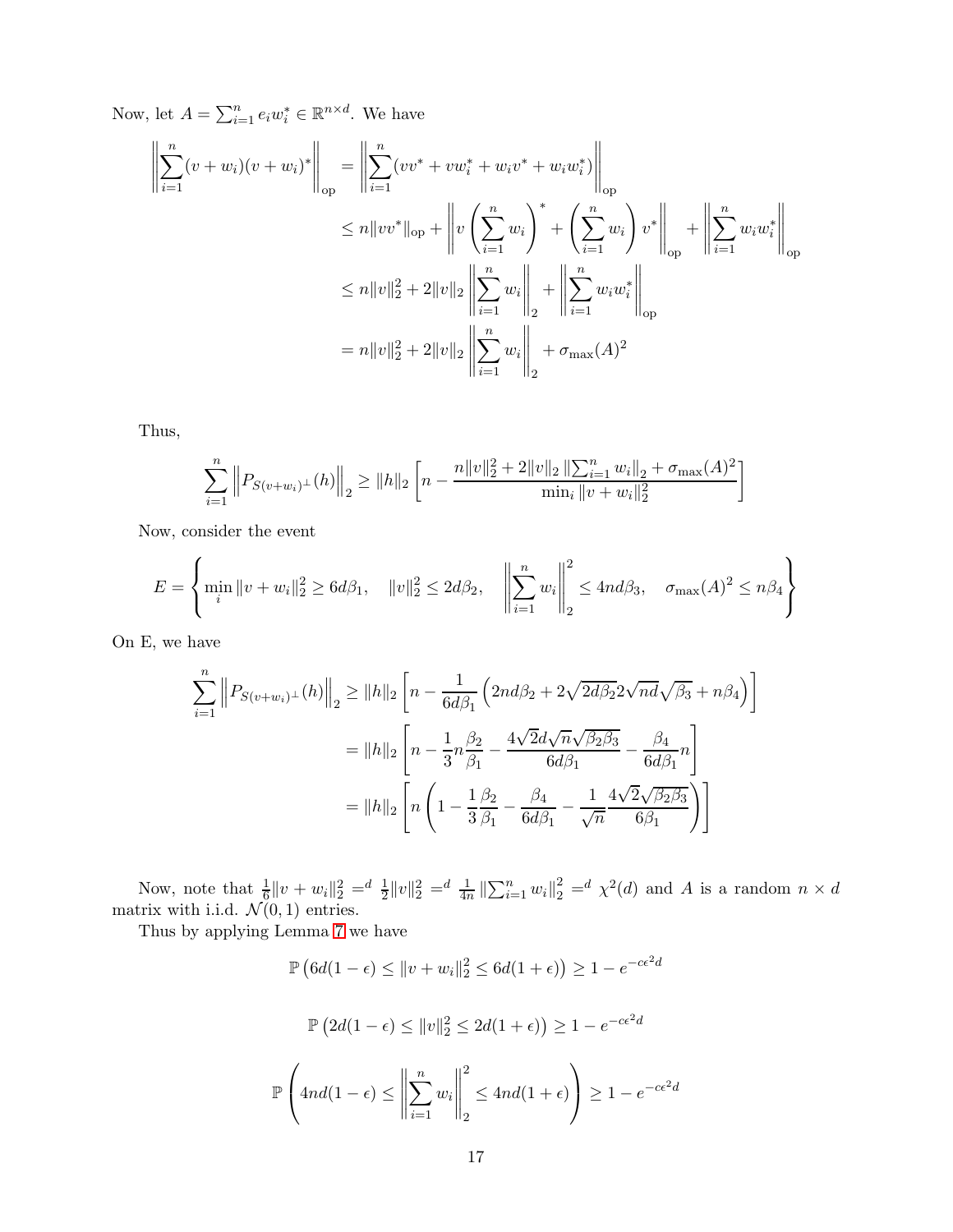Now, let $A = \sum_{i=1}^n e_i w_i^* \in \mathbb{R}^{n\times d}$. We have

$$
\begin{aligned}
\left\|\sum_{i=1}^n (v+w_i)(v+w_i)^*\right\|_{\text{op}} &= \left\|\sum_{i=1}^n (vv^* + vw_i^* + w_i v^* + w_i w_i^*)\right\|_{\text{op}} \\
&\le n\|vv^*\|_{\text{op}} + \left\| v\left(\sum_{i=1}^n w_i\right)^* + \left(\sum_{i=1}^n w_i\right) v^*\right\|_{\text{op}} + \left\|\sum_{i=1}^n w_i w_i^*\right\|_{\text{op}} \\
&\le n\|v\|_2^2 + 2\|v\|_2 \left\|\sum_{i=1}^n w_i\right\|_2 + \left\|\sum_{i=1}^n w_i w_i^*\right\|_{\text{op}} \\
&= n\|v\|_2^2 + 2\|v\|_2 \left\|\sum_{i=1}^n w_i\right\|_2 + \sigma_{\max}(A)^2
\end{aligned}
$$

Thus,

$$
\sum_{i=1}^n \left\|P_{S(v+w_i)^\perp}(h)\right\|_2 \ge \|h\|_2 \left[n - \frac{n\|v\|_2^2 + 2\|v\|_2 \left\|\sum_{i=1}^n w_i\right\|_2 + \sigma_{\max}(A)^2}{\min_i \|v+w_i\|_2^2}\right]
$$

Now, consider the event

$$
E = \left\{\min_i \|v+w_i\|_2^2 \ge 6d\beta_1, \quad \|v\|_2^2 \le 2d\beta_2, \quad \left\|\sum_{i=1}^n w_i\right\|_2^2 \le 4nd\beta_3, \quad \sigma_{\max}(A)^2 \le n\beta_4\right\}
$$

On E, we have

$$
\begin{aligned}
\sum_{i=1}^n \left\|P_{S(v+w_i)^\perp}(h)\right\|_2 &\ge \|h\|_2 \left[n - \frac{1}{6d\beta_1}\left(2nd\beta_2 + 2\sqrt{2d\beta_2}2\sqrt{nd}\sqrt{\beta_3} + n\beta_4\right)\right] \\
&= \|h\|_2 \left[n - \frac{1}{3}n\frac{\beta_2}{\beta_1} - \frac{4\sqrt{2}d\sqrt{n}\sqrt{\beta_2\beta_3}}{6d\beta_1} - \frac{\beta_4}{6d\beta_1}n\right] \\
&= \|h\|_2 \left[n\left(1 - \frac{1}{3}\frac{\beta_2}{\beta_1} - \frac{\beta_4}{6d\beta_1} - \frac{1}{\sqrt{n}}\frac{4\sqrt{2}\sqrt{\beta_2\beta_3}}{6\beta_1}\right)\right]
\end{aligned}
$$

Now, note that $\frac{1}{6}\|v+w_i\|_2^2 =^d \frac{1}{2}\|v\|_2^2 =^d \frac{1}{4n}\left\|\sum_{i=1}^n w_i\right\|_2^2 =^d \chi^2(d)$ and $A$ is a random $n \times d$ matrix with i.i.d. $\mathcal{N}(0,1)$ entries.

Thus by applying Lemma 7 we have

$$
\mathbb{P}\left(6d(1-\epsilon) \le \|v+w_i\|_2^2 \le 6d(1+\epsilon)\right) \ge 1 - e^{-c\epsilon^2 d}
$$

$$
\mathbb{P}\left(2d(1-\epsilon) \le \|v\|_2^2 \le 2d(1+\epsilon)\right) \ge 1 - e^{-c\epsilon^2 d}
$$

$$
\mathbb{P}\left(4nd(1-\epsilon) \le \left\|\sum_{i=1}^n w_i\right\|_2^2 \le 4nd(1+\epsilon)\right) \ge 1 - e^{-c\epsilon^2 d}
$$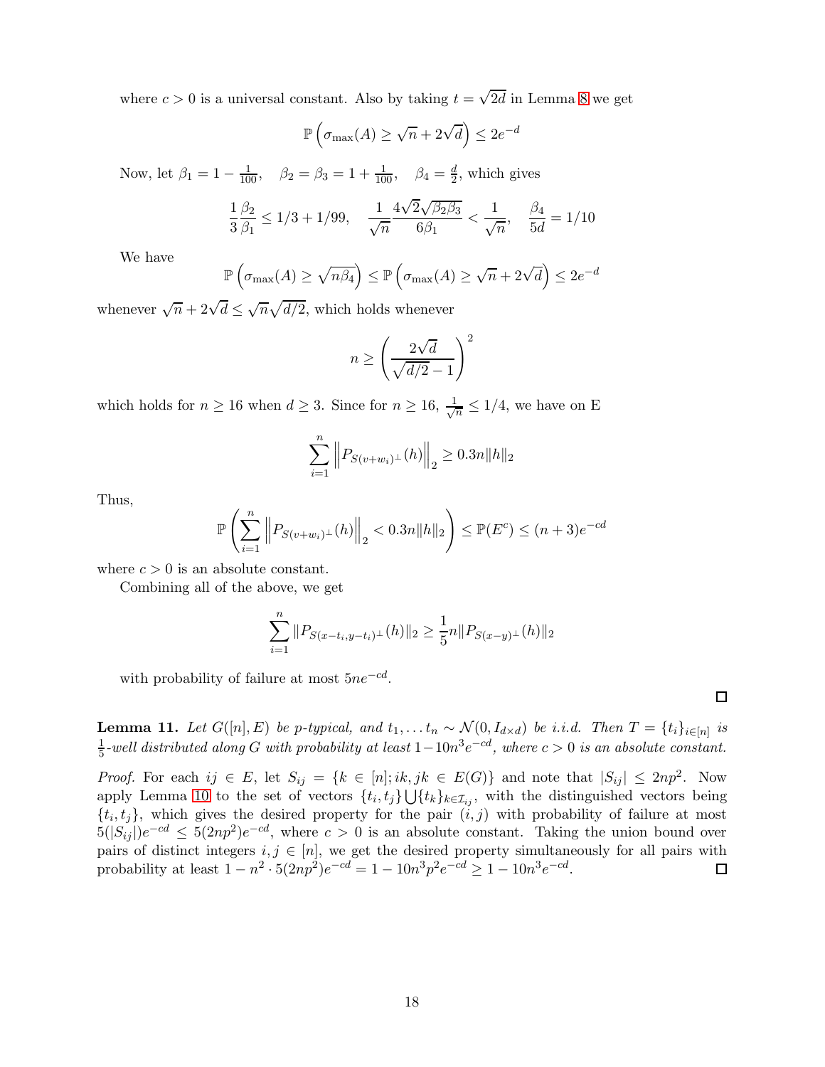where $c > 0$ is a universal constant. Also by taking $t = \sqrt{2d}$ in Lemma 8 we get

$$\mathbb{P}\left(\sigma_{\max}(A) \geq \sqrt{n} + 2\sqrt{d}\right) \leq 2e^{-d}$$

Now, let $\beta_1 = 1 - \frac{1}{100}, \quad \beta_2 = \beta_3 = 1 + \frac{1}{100}, \quad \beta_4 = \frac{d}{2}$, which gives

$$\frac{1}{3}\frac{\beta_2}{\beta_1} \leq 1/3 + 1/99, \quad \frac{1}{\sqrt{n}}\frac{4\sqrt{2}\sqrt{\beta_2\beta_3}}{6\beta_1} < \frac{1}{\sqrt{n}}, \quad \frac{\beta_4}{5d} = 1/10$$

We have

$$\mathbb{P}\left(\sigma_{\max}(A) \geq \sqrt{n\beta_4}\right) \leq \mathbb{P}\left(\sigma_{\max}(A) \geq \sqrt{n} + 2\sqrt{d}\right) \leq 2e^{-d}$$

whenever $\sqrt{n} + 2\sqrt{d} \leq \sqrt{n}\sqrt{d/2}$, which holds whenever

$$n \geq \left(\frac{2\sqrt{d}}{\sqrt{d/2} - 1}\right)^2$$

which holds for $n \geq 16$ when $d \geq 3$. Since for $n \geq 16$, $\frac{1}{\sqrt{n}} \leq 1/4$, we have on E

$$\sum_{i=1}^{n} \left\| P_{S(v+w_i)^\perp}(h) \right\|_2 \geq 0.3n\|h\|_2$$

Thus,

$$\mathbb{P}\left(\sum_{i=1}^{n} \left\| P_{S(v+w_i)^\perp}(h) \right\|_2 < 0.3n\|h\|_2\right) \leq \mathbb{P}(E^c) \leq (n+3)e^{-cd}$$

where $c > 0$ is an absolute constant.

Combining all of the above, we get

$$\sum_{i=1}^{n} \|P_{S(x-t_i, y-t_i)^\perp}(h)\|_2 \geq \frac{1}{5}n\|P_{S(x-y)^\perp}(h)\|_2$$

with probability of failure at most $5ne^{-cd}$. ∎

**Lemma 11.** *Let $G([n], E)$ be $p$-typical, and $t_1, \ldots t_n \sim \mathcal{N}(0, I_{d\times d})$ be i.i.d. Then $T = \{t_i\}_{i\in[n]}$ is $\frac{1}{5}$-well distributed along $G$ with probability at least $1 - 10n^3e^{-cd}$, where $c > 0$ is an absolute constant.*

*Proof.* For each $ij \in E$, let $S_{ij} = \{k \in [n]; ik, jk \in E(G)\}$ and note that $|S_{ij}| \leq 2np^2$. Now apply Lemma 10 to the set of vectors $\{t_i, t_j\} \bigcup \{t_k\}_{k\in\mathcal{I}_{ij}}$, with the distinguished vectors being $\{t_i, t_j\}$, which gives the desired property for the pair $(i, j)$ with probability of failure at most $5(|S_{ij}|)e^{-cd} \leq 5(2np^2)e^{-cd}$, where $c > 0$ is an absolute constant. Taking the union bound over pairs of distinct integers $i, j \in [n]$, we get the desired property simultaneously for all pairs with probability at least $1 - n^2 \cdot 5(2np^2)e^{-cd} = 1 - 10n^3p^2e^{-cd} \geq 1 - 10n^3e^{-cd}$. ∎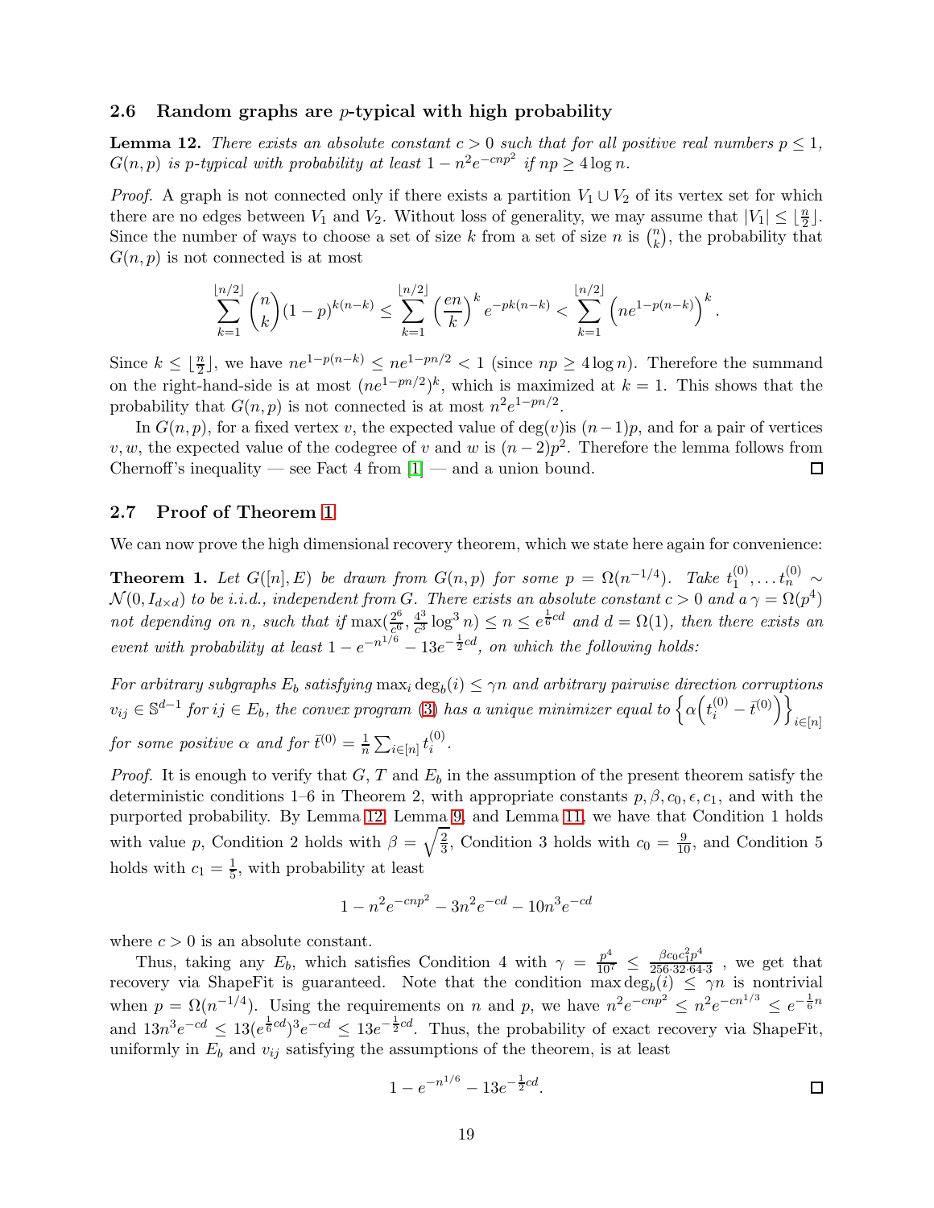### 2.6 Random graphs are $p$-typical with high probability

**Lemma 12.** *There exists an absolute constant $c > 0$ such that for all positive real numbers $p \leq 1$, $G(n,p)$ is $p$-typical with probability at least $1 - n^2 e^{-cnp^2}$ if $np \geq 4 \log n$.*

*Proof.* A graph is not connected only if there exists a partition $V_1 \cup V_2$ of its vertex set for which there are no edges between $V_1$ and $V_2$. Without loss of generality, we may assume that $|V_1| \leq \lfloor \frac{n}{2} \rfloor$. Since the number of ways to choose a set of size $k$ from a set of size $n$ is $\binom{n}{k}$, the probability that $G(n,p)$ is not connected is at most

$$\sum_{k=1}^{\lfloor n/2 \rfloor} \binom{n}{k} (1-p)^{k(n-k)} \leq \sum_{k=1}^{\lfloor n/2 \rfloor} \left(\frac{en}{k}\right)^k e^{-pk(n-k)} < \sum_{k=1}^{\lfloor n/2 \rfloor} \left(ne^{1-p(n-k)}\right)^k.$$

Since $k \leq \lfloor \frac{n}{2} \rfloor$, we have $ne^{1-p(n-k)} \leq ne^{1-pn/2} < 1$ (since $np \geq 4 \log n$). Therefore the summand on the right-hand-side is at most $(ne^{1-pn/2})^k$, which is maximized at $k = 1$. This shows that the probability that $G(n,p)$ is not connected is at most $n^2 e^{1-pn/2}$.

In $G(n,p)$, for a fixed vertex $v$, the expected value of $\deg(v)$is $(n-1)p$, and for a pair of vertices $v, w$, the expected value of the codegree of $v$ and $w$ is $(n-2)p^2$. Therefore the lemma follows from Chernoff's inequality — see Fact 4 from [1] — and a union bound. $\square$

### 2.7 Proof of Theorem 1

We can now prove the high dimensional recovery theorem, which we state here again for convenience:

**Theorem 1.** *Let $G([n], E)$ be drawn from $G(n,p)$ for some $p = \Omega(n^{-1/4})$. Take $t_1^{(0)}, \dots t_n^{(0)} \sim \mathcal{N}(0, I_{d \times d})$ to be i.i.d., independent from $G$. There exists an absolute constant $c > 0$ and a $\gamma = \Omega(p^4)$ not depending on $n$, such that if $\max(\frac{2^6}{c^6}, \frac{4^3}{c^3} \log^3 n) \leq n \leq e^{\frac{1}{6}cd}$ and $d = \Omega(1)$, then there exists an event with probability at least $1 - e^{-n^{1/6}} - 13e^{-\frac{1}{2}cd}$, on which the following holds:*

*For arbitrary subgraphs $E_b$ satisfying $\max_i \deg_b(i) \leq \gamma n$ and arbitrary pairwise direction corruptions $v_{ij} \in \mathbb{S}^{d-1}$ for $ij \in E_b$, the convex program (3) has a unique minimizer equal to $\left\{\alpha\left(t_i^{(0)} - \bar{t}^{(0)}\right)\right\}_{i \in [n]}$ for some positive $\alpha$ and for $\bar{t}^{(0)} = \frac{1}{n}\sum_{i \in [n]} t_i^{(0)}$.*

*Proof.* It is enough to verify that $G$, $T$ and $E_b$ in the assumption of the present theorem satisfy the deterministic conditions 1–6 in Theorem 2, with appropriate constants $p, \beta, c_0, \epsilon, c_1$, and with the purported probability. By Lemma 12, Lemma 9, and Lemma 11, we have that Condition 1 holds with value $p$, Condition 2 holds with $\beta = \sqrt{\frac{2}{3}}$, Condition 3 holds with $c_0 = \frac{9}{10}$, and Condition 5 holds with $c_1 = \frac{1}{5}$, with probability at least

$$1 - n^2 e^{-cnp^2} - 3n^2 e^{-cd} - 10n^3 e^{-cd}$$

where $c > 0$ is an absolute constant.

Thus, taking any $E_b$, which satisfies Condition 4 with $\gamma = \frac{p^4}{10^7} \leq \frac{\beta c_0 c_1^2 p^4}{256 \cdot 32 \cdot 64 \cdot 3}$ , we get that recovery via ShapeFit is guaranteed. Note that the condition $\max \deg_b(i) \leq \gamma n$ is nontrivial when $p = \Omega(n^{-1/4})$. Using the requirements on $n$ and $p$, we have $n^2 e^{-cnp^2} \leq n^2 e^{-cn^{1/3}} \leq e^{-\frac{1}{6}n}$ and $13n^3 e^{-cd} \leq 13(e^{\frac{1}{6}cd})^3 e^{-cd} \leq 13e^{-\frac{1}{2}cd}$. Thus, the probability of exact recovery via ShapeFit, uniformly in $E_b$ and $v_{ij}$ satisfying the assumptions of the theorem, is at least

$$1 - e^{-n^{1/6}} - 13e^{-\frac{1}{2}cd}.$$

$\square$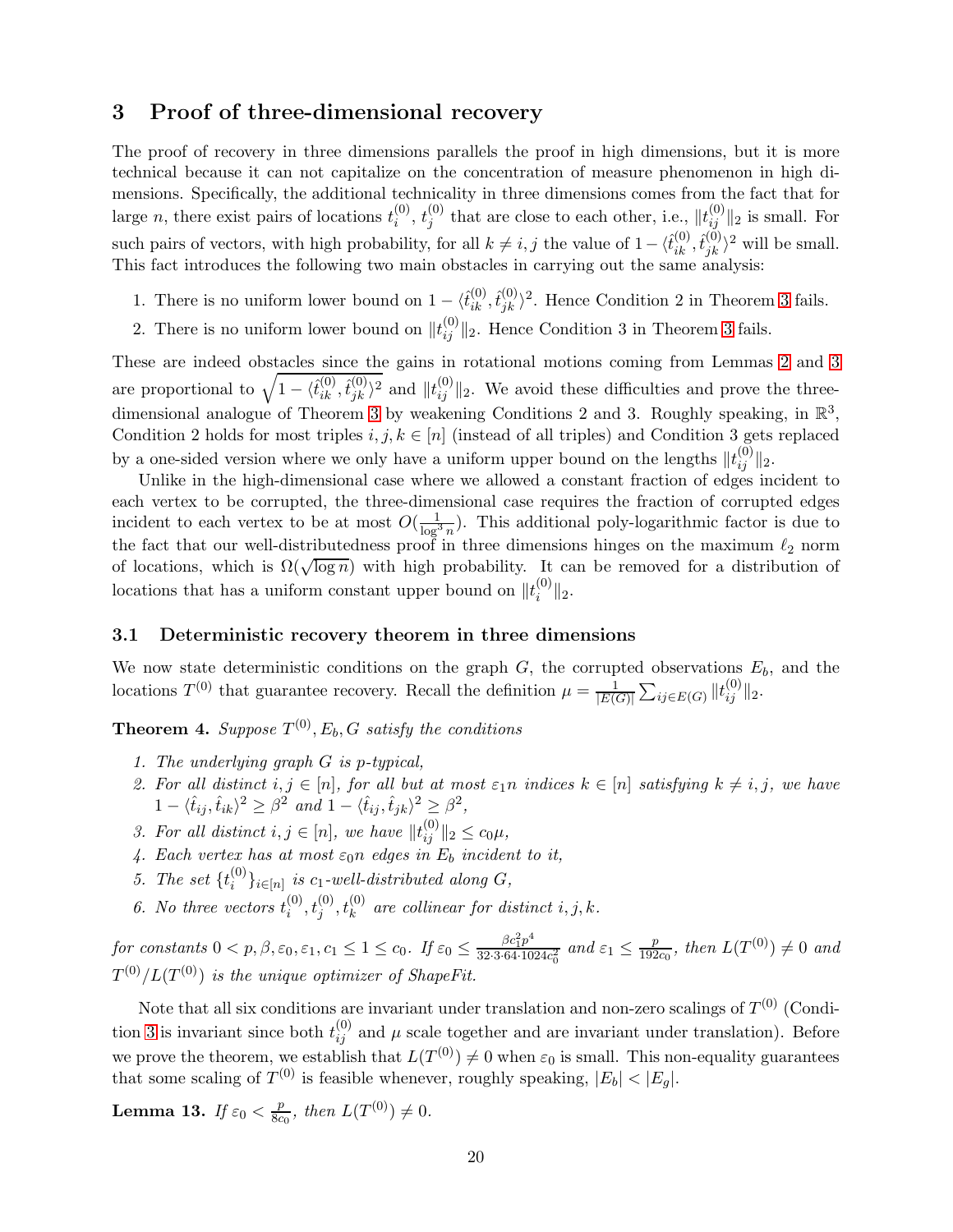## 3 Proof of three-dimensional recovery

The proof of recovery in three dimensions parallels the proof in high dimensions, but it is more technical because it can not capitalize on the concentration of measure phenomenon in high dimensions. Specifically, the additional technicality in three dimensions comes from the fact that for large $n$, there exist pairs of locations $t_i^{(0)}$, $t_j^{(0)}$ that are close to each other, i.e., $\|t_{ij}^{(0)}\|_2$ is small. For such pairs of vectors, with high probability, for all $k \neq i, j$ the value of $1 - \langle \hat{t}_{ik}^{(0)}, \hat{t}_{jk}^{(0)} \rangle^2$ will be small. This fact introduces the following two main obstacles in carrying out the same analysis:

1. There is no uniform lower bound on $1 - \langle \hat{t}_{ik}^{(0)}, \hat{t}_{jk}^{(0)} \rangle^2$. Hence Condition 2 in Theorem 3 fails.
2. There is no uniform lower bound on $\|t_{ij}^{(0)}\|_2$. Hence Condition 3 in Theorem 3 fails.

These are indeed obstacles since the gains in rotational motions coming from Lemmas 2 and 3 are proportional to $\sqrt{1 - \langle \hat{t}_{ik}^{(0)}, \hat{t}_{jk}^{(0)} \rangle^2}$ and $\|t_{ij}^{(0)}\|_2$. We avoid these difficulties and prove the three-dimensional analogue of Theorem 3 by weakening Conditions 2 and 3. Roughly speaking, in $\mathbb{R}^3$, Condition 2 holds for most triples $i, j, k \in [n]$ (instead of all triples) and Condition 3 gets replaced by a one-sided version where we only have a uniform upper bound on the lengths $\|t_{ij}^{(0)}\|_2$.

Unlike in the high-dimensional case where we allowed a constant fraction of edges incident to each vertex to be corrupted, the three-dimensional case requires the fraction of corrupted edges incident to each vertex to be at most $O(\frac{1}{\log^3 n})$. This additional poly-logarithmic factor is due to the fact that our well-distributedness proof in three dimensions hinges on the maximum $\ell_2$ norm of locations, which is $\Omega(\sqrt{\log n})$ with high probability. It can be removed for a distribution of locations that has a uniform constant upper bound on $\|t_i^{(0)}\|_2$.

### 3.1 Deterministic recovery theorem in three dimensions

We now state deterministic conditions on the graph $G$, the corrupted observations $E_b$, and the locations $T^{(0)}$ that guarantee recovery. Recall the definition $\mu = \frac{1}{|E(G)|} \sum_{ij \in E(G)} \|t_{ij}^{(0)}\|_2$.

**Theorem 4.** *Suppose $T^{(0)}, E_b, G$ satisfy the conditions*

1. *The underlying graph $G$ is $p$-typical,*
2. *For all distinct $i, j \in [n]$, for all but at most $\varepsilon_1 n$ indices $k \in [n]$ satisfying $k \neq i, j$, we have $1 - \langle \hat{t}_{ij}, \hat{t}_{ik} \rangle^2 \geq \beta^2$ and $1 - \langle \hat{t}_{ij}, \hat{t}_{jk} \rangle^2 \geq \beta^2$,*
3. *For all distinct $i, j \in [n]$, we have $\|t_{ij}^{(0)}\|_2 \leq c_0 \mu$,*
4. *Each vertex has at most $\varepsilon_0 n$ edges in $E_b$ incident to it,*
5. *The set $\{t_i^{(0)}\}_{i \in [n]}$ is $c_1$-well-distributed along $G$,*
6. *No three vectors $t_i^{(0)}, t_j^{(0)}, t_k^{(0)}$ are collinear for distinct $i, j, k$.*

*for constants $0 < p, \beta, \varepsilon_0, \varepsilon_1, c_1 \leq 1 \leq c_0$. If $\varepsilon_0 \leq \frac{\beta c_1^2 p^4}{32 \cdot 3 \cdot 64 \cdot 1024 c_0^2}$ and $\varepsilon_1 \leq \frac{p}{192 c_0}$, then $L(T^{(0)}) \neq 0$ and $T^{(0)}/L(T^{(0)})$ is the unique optimizer of ShapeFit.*

Note that all six conditions are invariant under translation and non-zero scalings of $T^{(0)}$ (Condition 3 is invariant since both $t_{ij}^{(0)}$ and $\mu$ scale together and are invariant under translation). Before we prove the theorem, we establish that $L(T^{(0)}) \neq 0$ when $\varepsilon_0$ is small. This non-equality guarantees that some scaling of $T^{(0)}$ is feasible whenever, roughly speaking, $|E_b| < |E_g|$.

**Lemma 13.** *If $\varepsilon_0 < \frac{p}{8c_0}$, then $L(T^{(0)}) \neq 0$.*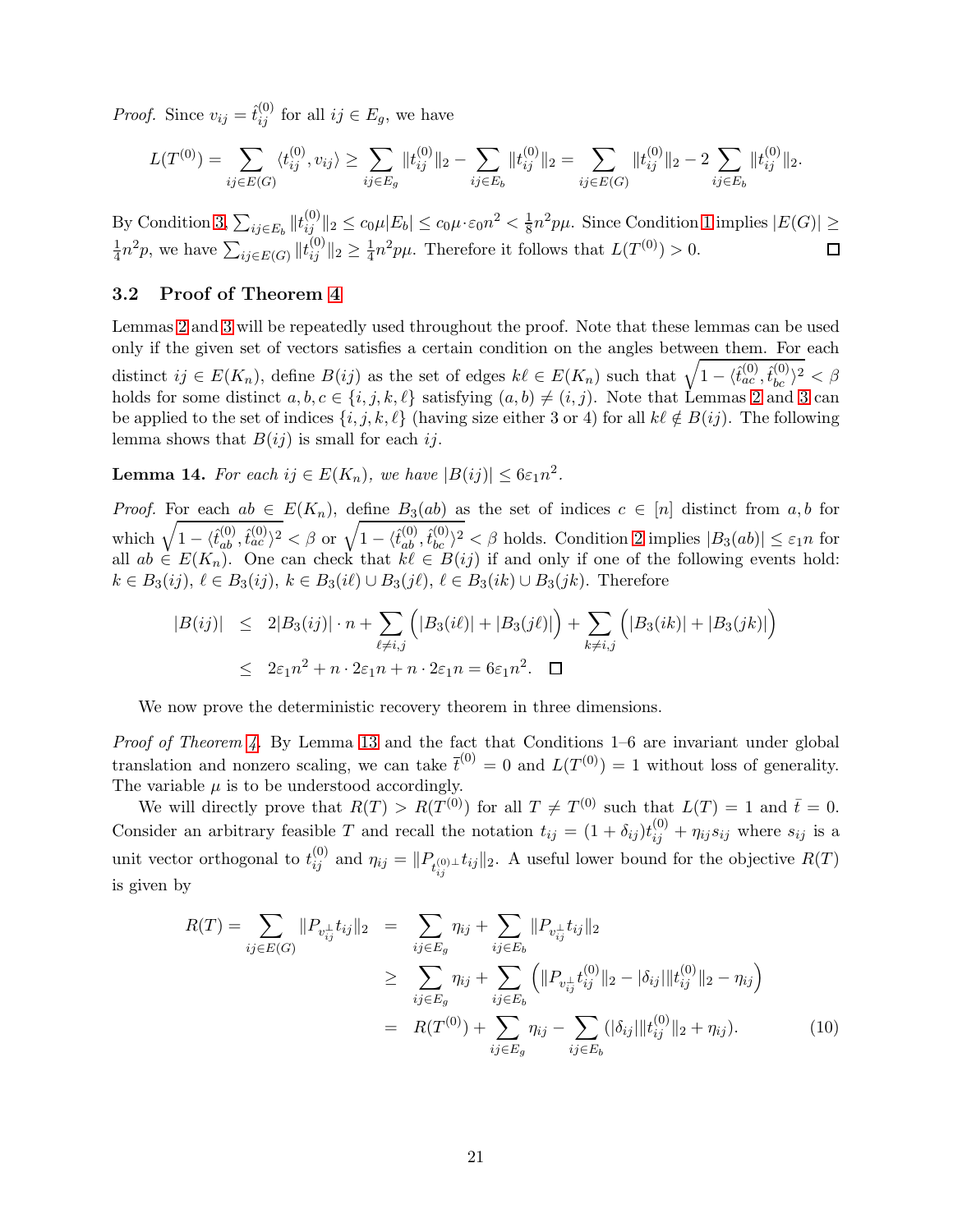*Proof.* Since $v_{ij} = \hat{t}_{ij}^{(0)}$ for all $ij \in E_g$, we have

$$L(T^{(0)}) = \sum_{ij \in E(G)} \langle t_{ij}^{(0)}, v_{ij} \rangle \geq \sum_{ij \in E_g} \|t_{ij}^{(0)}\|_2 - \sum_{ij \in E_b} \|t_{ij}^{(0)}\|_2 = \sum_{ij \in E(G)} \|t_{ij}^{(0)}\|_2 - 2 \sum_{ij \in E_b} \|t_{ij}^{(0)}\|_2.$$

By Condition 3, $\sum_{ij \in E_b} \|t_{ij}^{(0)}\|_2 \leq c_0 \mu |E_b| \leq c_0 \mu \cdot \varepsilon_0 n^2 < \frac{1}{8} n^2 p \mu$. Since Condition 1 implies $|E(G)| \geq \frac{1}{4} n^2 p$, we have $\sum_{ij \in E(G)} \|t_{ij}^{(0)}\|_2 \geq \frac{1}{4} n^2 p \mu$. Therefore it follows that $L(T^{(0)}) > 0$. $\square$

### 3.2 Proof of Theorem 4

Lemmas 2 and 3 will be repeatedly used throughout the proof. Note that these lemmas can be used only if the given set of vectors satisfies a certain condition on the angles between them. For each distinct $ij \in E(K_n)$, define $B(ij)$ as the set of edges $k\ell \in E(K_n)$ such that $\sqrt{1 - \langle \hat{t}_{ac}^{(0)}, \hat{t}_{bc}^{(0)} \rangle^2} < \beta$ holds for some distinct $a, b, c \in \{i, j, k, \ell\}$ satisfying $(a, b) \neq (i, j)$. Note that Lemmas 2 and 3 can be applied to the set of indices $\{i, j, k, \ell\}$ (having size either 3 or 4) for all $k\ell \notin B(ij)$. The following lemma shows that $B(ij)$ is small for each $ij$.

**Lemma 14.** *For each $ij \in E(K_n)$, we have $|B(ij)| \leq 6\varepsilon_1 n^2$.*

*Proof.* For each $ab \in E(K_n)$, define $B_3(ab)$ as the set of indices $c \in [n]$ distinct from $a, b$ for which $\sqrt{1 - \langle \hat{t}_{ab}^{(0)}, \hat{t}_{ac}^{(0)} \rangle^2} < \beta$ or $\sqrt{1 - \langle \hat{t}_{ab}^{(0)}, \hat{t}_{bc}^{(0)} \rangle^2} < \beta$ holds. Condition 2 implies $|B_3(ab)| \leq \varepsilon_1 n$ for all $ab \in E(K_n)$. One can check that $k\ell \in B(ij)$ if and only if one of the following events hold: $k \in B_3(ij)$, $\ell \in B_3(ij)$, $k \in B_3(i\ell) \cup B_3(j\ell)$, $\ell \in B_3(ik) \cup B_3(jk)$. Therefore

$$\begin{aligned}
|B(ij)| &\leq 2|B_3(ij)| \cdot n + \sum_{\ell \neq i,j} \Big( |B_3(i\ell)| + |B_3(j\ell)| \Big) + \sum_{k \neq i,j} \Big( |B_3(ik)| + |B_3(jk)| \Big) \\
&\leq 2\varepsilon_1 n^2 + n \cdot 2\varepsilon_1 n + n \cdot 2\varepsilon_1 n = 6\varepsilon_1 n^2. \quad \square
\end{aligned}$$

We now prove the deterministic recovery theorem in three dimensions.

*Proof of Theorem 4.* By Lemma 13 and the fact that Conditions 1–6 are invariant under global translation and nonzero scaling, we can take $\bar{t}^{(0)} = 0$ and $L(T^{(0)}) = 1$ without loss of generality. The variable $\mu$ is to be understood accordingly.

We will directly prove that $R(T) > R(T^{(0)})$ for all $T \neq T^{(0)}$ such that $L(T) = 1$ and $\bar{t} = 0$. Consider an arbitrary feasible $T$ and recall the notation $t_{ij} = (1 + \delta_{ij}) t_{ij}^{(0)} + \eta_{ij} s_{ij}$ where $s_{ij}$ is a unit vector orthogonal to $t_{ij}^{(0)}$ and $\eta_{ij} = \|P_{t_{ij}^{(0)\perp}} t_{ij}\|_2$. A useful lower bound for the objective $R(T)$ is given by

$$\begin{aligned}
R(T) = \sum_{ij \in E(G)} \|P_{v_{ij}^\perp} t_{ij}\|_2 &= \sum_{ij \in E_g} \eta_{ij} + \sum_{ij \in E_b} \|P_{v_{ij}^\perp} t_{ij}\|_2 \\
&\geq \sum_{ij \in E_g} \eta_{ij} + \sum_{ij \in E_b} \Big( \|P_{v_{ij}^\perp} t_{ij}^{(0)}\|_2 - |\delta_{ij}| \|t_{ij}^{(0)}\|_2 - \eta_{ij} \Big) \\
&= R(T^{(0)}) + \sum_{ij \in E_g} \eta_{ij} - \sum_{ij \in E_b} (|\delta_{ij}| \|t_{ij}^{(0)}\|_2 + \eta_{ij}). \qquad (10)
\end{aligned}$$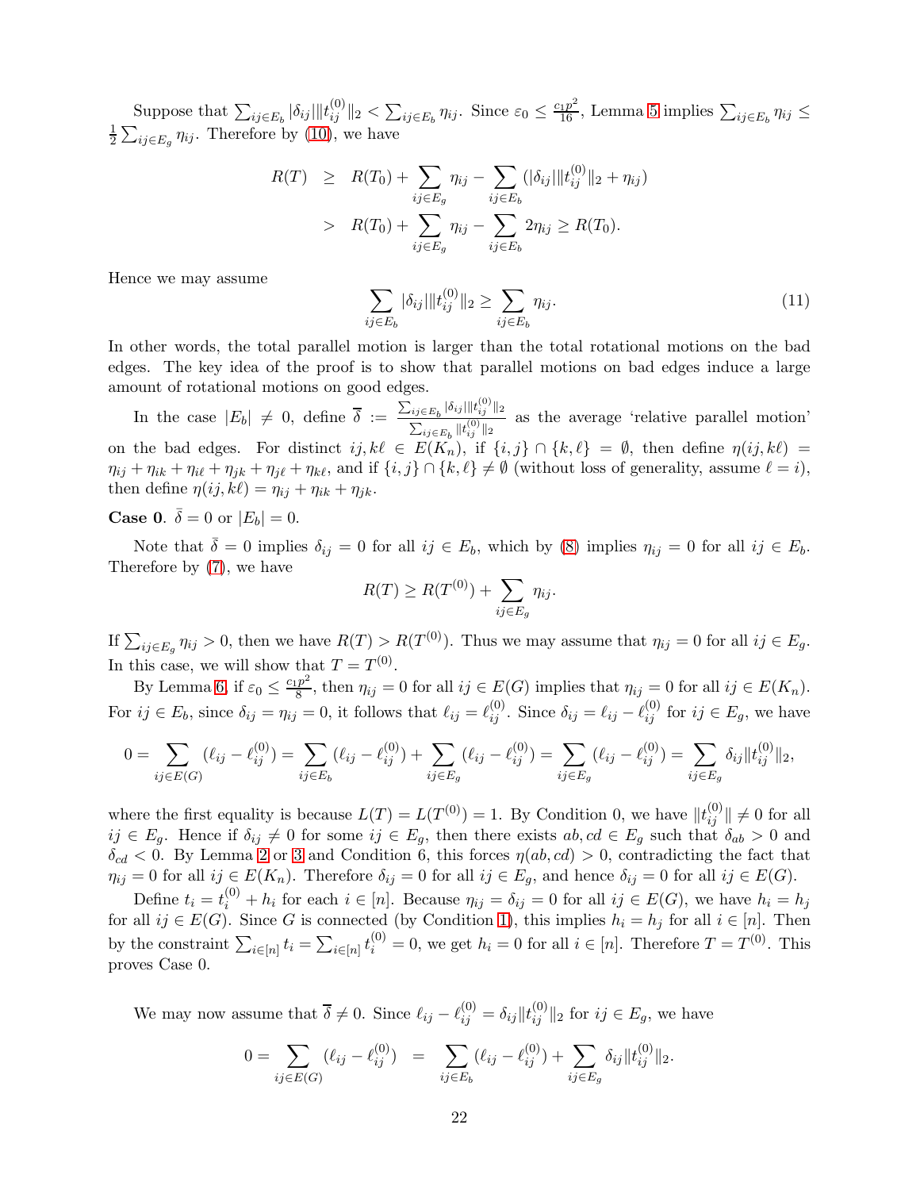Suppose that $\sum_{ij\in E_b} |\delta_{ij}|\|t_{ij}^{(0)}\|_2 < \sum_{ij\in E_b} \eta_{ij}$. Since $\varepsilon_0 \le \frac{c_1 p^2}{16}$, Lemma 5 implies $\sum_{ij\in E_b}\eta_{ij} \le \frac{1}{2}\sum_{ij\in E_g}\eta_{ij}$. Therefore by (10), we have

$$
\begin{aligned}
R(T) &\ge R(T_0) + \sum_{ij\in E_g}\eta_{ij} - \sum_{ij\in E_b}(|\delta_{ij}|\|t_{ij}^{(0)}\|_2 + \eta_{ij}) \\
&> R(T_0) + \sum_{ij\in E_g}\eta_{ij} - \sum_{ij\in E_b} 2\eta_{ij} \ge R(T_0).
\end{aligned}
$$

Hence we may assume

$$
\sum_{ij\in E_b} |\delta_{ij}|\|t_{ij}^{(0)}\|_2 \ge \sum_{ij\in E_b}\eta_{ij}. \tag{11}
$$

In other words, the total parallel motion is larger than the total rotational motions on the bad edges. The key idea of the proof is to show that parallel motions on bad edges induce a large amount of rotational motions on good edges.

In the case $|E_b| \neq 0$, define $\overline{\delta} := \frac{\sum_{ij\in E_b}|\delta_{ij}|\|t_{ij}^{(0)}\|_2}{\sum_{ij\in E_b}\|t_{ij}^{(0)}\|_2}$ as the average 'relative parallel motion' on the bad edges. For distinct $ij, k\ell \in E(K_n)$, if $\{i,j\}\cap\{k,\ell\} = \emptyset$, then define $\eta(ij,k\ell) = \eta_{ij} + \eta_{ik} + \eta_{i\ell} + \eta_{jk} + \eta_{j\ell} + \eta_{k\ell}$, and if $\{i,j\}\cap\{k,\ell\}\neq\emptyset$ (without loss of generality, assume $\ell = i$), then define $\eta(ij,k\ell) = \eta_{ij} + \eta_{ik} + \eta_{jk}$.

**Case 0**. $\bar{\delta} = 0$ or $|E_b| = 0$.

Note that $\bar{\delta} = 0$ implies $\delta_{ij} = 0$ for all $ij \in E_b$, which by (8) implies $\eta_{ij} = 0$ for all $ij \in E_b$. Therefore by (7), we have

$$
R(T) \ge R(T^{(0)}) + \sum_{ij\in E_g}\eta_{ij}.
$$

If $\sum_{ij\in E_g}\eta_{ij} > 0$, then we have $R(T) > R(T^{(0)})$. Thus we may assume that $\eta_{ij} = 0$ for all $ij \in E_g$. In this case, we will show that $T = T^{(0)}$.

By Lemma 6, if $\varepsilon_0 \le \frac{c_1 p^2}{8}$, then $\eta_{ij} = 0$ for all $ij \in E(G)$ implies that $\eta_{ij} = 0$ for all $ij \in E(K_n)$. For $ij \in E_b$, since $\delta_{ij} = \eta_{ij} = 0$, it follows that $\ell_{ij} = \ell_{ij}^{(0)}$. Since $\delta_{ij} = \ell_{ij} - \ell_{ij}^{(0)}$ for $ij \in E_g$, we have

$$
0 = \sum_{ij\in E(G)}(\ell_{ij} - \ell_{ij}^{(0)}) = \sum_{ij\in E_b}(\ell_{ij} - \ell_{ij}^{(0)}) + \sum_{ij\in E_g}(\ell_{ij} - \ell_{ij}^{(0)}) = \sum_{ij\in E_g}(\ell_{ij} - \ell_{ij}^{(0)}) = \sum_{ij\in E_g}\delta_{ij}\|t_{ij}^{(0)}\|_2,
$$

where the first equality is because $L(T) = L(T^{(0)}) = 1$. By Condition 0, we have $\|t_{ij}^{(0)}\| \neq 0$ for all $ij \in E_g$. Hence if $\delta_{ij} \neq 0$ for some $ij \in E_g$, then there exists $ab, cd \in E_g$ such that $\delta_{ab} > 0$ and $\delta_{cd} < 0$. By Lemma 2 or 3 and Condition 6, this forces $\eta(ab,cd) > 0$, contradicting the fact that $\eta_{ij} = 0$ for all $ij \in E(K_n)$. Therefore $\delta_{ij} = 0$ for all $ij \in E_g$, and hence $\delta_{ij} = 0$ for all $ij \in E(G)$.

Define $t_i = t_i^{(0)} + h_i$ for each $i \in [n]$. Because $\eta_{ij} = \delta_{ij} = 0$ for all $ij \in E(G)$, we have $h_i = h_j$ for all $ij \in E(G)$. Since $G$ is connected (by Condition 1), this implies $h_i = h_j$ for all $i \in [n]$. Then by the constraint $\sum_{i\in[n]} t_i = \sum_{i\in[n]} t_i^{(0)} = 0$, we get $h_i = 0$ for all $i \in [n]$. Therefore $T = T^{(0)}$. This proves Case 0.

We may now assume that $\overline{\delta} \neq 0$. Since $\ell_{ij} - \ell_{ij}^{(0)} = \delta_{ij}\|t_{ij}^{(0)}\|_2$ for $ij \in E_g$, we have

$$
0 = \sum_{ij\in E(G)}(\ell_{ij} - \ell_{ij}^{(0)}) \;=\; \sum_{ij\in E_b}(\ell_{ij} - \ell_{ij}^{(0)}) + \sum_{ij\in E_g}\delta_{ij}\|t_{ij}^{(0)}\|_2.
$$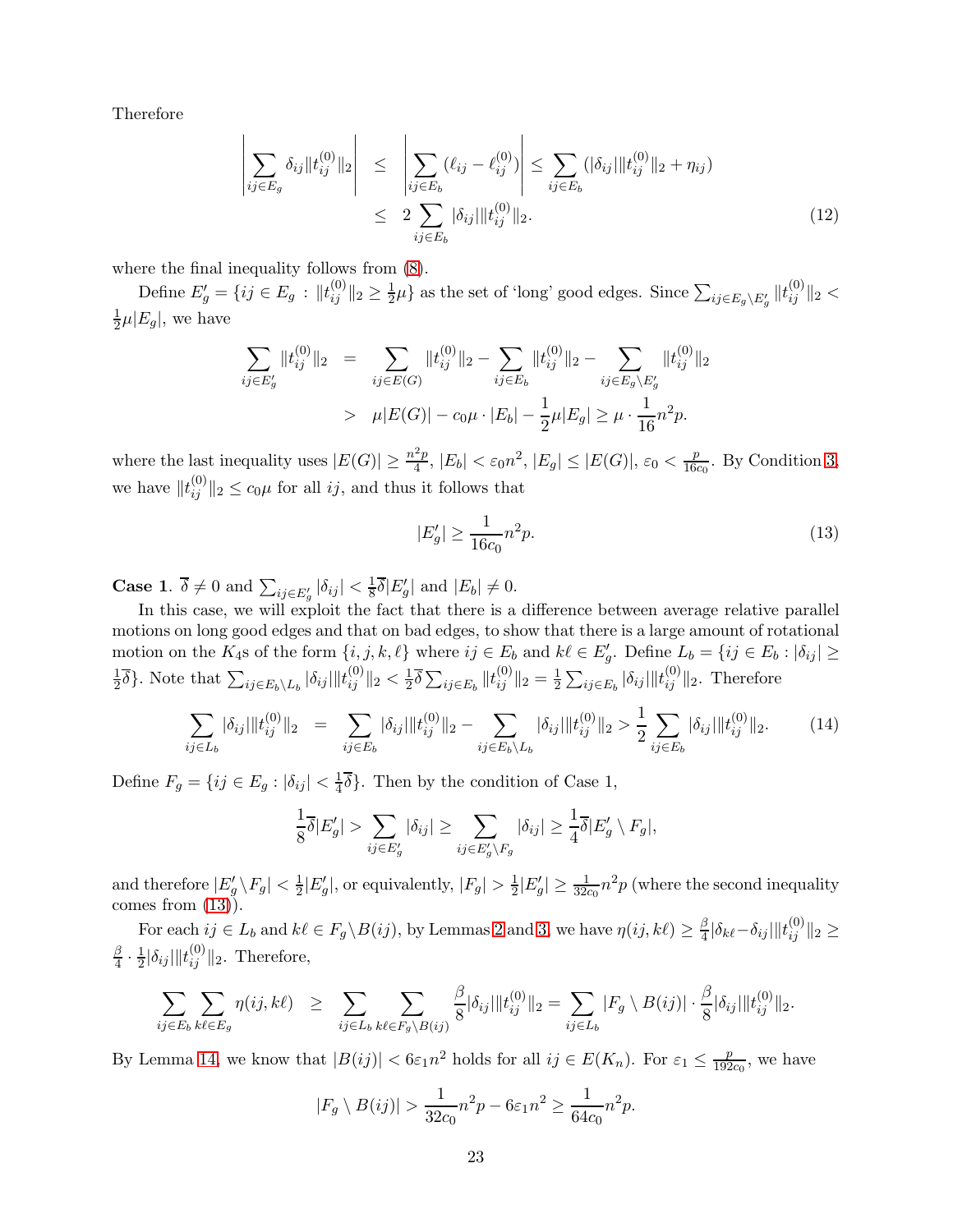Therefore

$$
\begin{aligned}
\left|\sum_{ij\in E_g}\delta_{ij}\|t_{ij}^{(0)}\|_2\right| &\leq \left|\sum_{ij\in E_b}(\ell_{ij}-\ell_{ij}^{(0)})\right| \leq \sum_{ij\in E_b}(|\delta_{ij}|\|t_{ij}^{(0)}\|_2+\eta_{ij}) \\
&\leq 2\sum_{ij\in E_b}|\delta_{ij}|\|t_{ij}^{(0)}\|_2. \qquad (12)
\end{aligned}
$$

where the final inequality follows from (8).

Define $E_g' = \{ij \in E_g : \|t_{ij}^{(0)}\|_2 \geq \frac{1}{2}\mu\}$ as the set of 'long' good edges. Since $\sum_{ij\in E_g\setminus E_g'}\|t_{ij}^{(0)}\|_2 < \frac{1}{2}\mu|E_g|$, we have

$$
\begin{aligned}
\sum_{ij\in E_g'}\|t_{ij}^{(0)}\|_2 &= \sum_{ij\in E(G)}\|t_{ij}^{(0)}\|_2 - \sum_{ij\in E_b}\|t_{ij}^{(0)}\|_2 - \sum_{ij\in E_g\setminus E_g'}\|t_{ij}^{(0)}\|_2 \\
&> \mu|E(G)| - c_0\mu\cdot|E_b| - \frac{1}{2}\mu|E_g| \geq \mu\cdot\frac{1}{16}n^2p.
\end{aligned}
$$

where the last inequality uses $|E(G)| \geq \frac{n^2p}{4}$, $|E_b| < \varepsilon_0 n^2$, $|E_g| \leq |E(G)|$, $\varepsilon_0 < \frac{p}{16c_0}$. By Condition 3, we have $\|t_{ij}^{(0)}\|_2 \leq c_0\mu$ for all $ij$, and thus it follows that

$$
|E_g'| \geq \frac{1}{16c_0}n^2p. \qquad (13)
$$

**Case 1**. $\overline{\delta} \neq 0$ and $\sum_{ij\in E_g'}|\delta_{ij}| < \frac{1}{8}\overline{\delta}|E_g'|$ and $|E_b| \neq 0$.

In this case, we will exploit the fact that there is a difference between average relative parallel motions on long good edges and that on bad edges, to show that there is a large amount of rotational motion on the $K_4$s of the form $\{i,j,k,\ell\}$ where $ij \in E_b$ and $k\ell \in E_g'$. Define $L_b = \{ij \in E_b : |\delta_{ij}| \geq \frac{1}{2}\overline{\delta}\}$. Note that $\sum_{ij\in E_b\setminus L_b}|\delta_{ij}|\|t_{ij}^{(0)}\|_2 < \frac{1}{2}\overline{\delta}\sum_{ij\in E_b}\|t_{ij}^{(0)}\|_2 = \frac{1}{2}\sum_{ij\in E_b}|\delta_{ij}|\|t_{ij}^{(0)}\|_2$. Therefore

$$
\sum_{ij\in L_b}|\delta_{ij}|\|t_{ij}^{(0)}\|_2 = \sum_{ij\in E_b}|\delta_{ij}|\|t_{ij}^{(0)}\|_2 - \sum_{ij\in E_b\setminus L_b}|\delta_{ij}|\|t_{ij}^{(0)}\|_2 > \frac{1}{2}\sum_{ij\in E_b}|\delta_{ij}|\|t_{ij}^{(0)}\|_2. \qquad (14)
$$

Define $F_g = \{ij \in E_g : |\delta_{ij}| < \frac{1}{4}\overline{\delta}\}$. Then by the condition of Case 1,

$$
\frac{1}{8}\overline{\delta}|E_g'| > \sum_{ij\in E_g'}|\delta_{ij}| \geq \sum_{ij\in E_g'\setminus F_g}|\delta_{ij}| \geq \frac{1}{4}\overline{\delta}|E_g'\setminus F_g|,
$$

and therefore $|E_g'\setminus F_g| < \frac{1}{2}|E_g'|$, or equivalently, $|F_g| > \frac{1}{2}|E_g'| \geq \frac{1}{32c_0}n^2p$ (where the second inequality comes from (13)).

For each $ij \in L_b$ and $k\ell \in F_g\setminus B(ij)$, by Lemmas 2 and 3, we have $\eta(ij,k\ell) \geq \frac{\beta}{4}|\delta_{k\ell}-\delta_{ij}|\|t_{ij}^{(0)}\|_2 \geq \frac{\beta}{4}\cdot\frac{1}{2}|\delta_{ij}|\|t_{ij}^{(0)}\|_2$. Therefore,

$$
\sum_{ij\in E_b}\sum_{k\ell\in E_g}\eta(ij,k\ell) \geq \sum_{ij\in L_b}\sum_{k\ell\in F_g\setminus B(ij)}\frac{\beta}{8}|\delta_{ij}|\|t_{ij}^{(0)}\|_2 = \sum_{ij\in L_b}|F_g\setminus B(ij)|\cdot\frac{\beta}{8}|\delta_{ij}|\|t_{ij}^{(0)}\|_2.
$$

By Lemma 14, we know that $|B(ij)| < 6\varepsilon_1 n^2$ holds for all $ij \in E(K_n)$. For $\varepsilon_1 \leq \frac{p}{192c_0}$, we have

$$
|F_g\setminus B(ij)| > \frac{1}{32c_0}n^2p - 6\varepsilon_1 n^2 \geq \frac{1}{64c_0}n^2p.
$$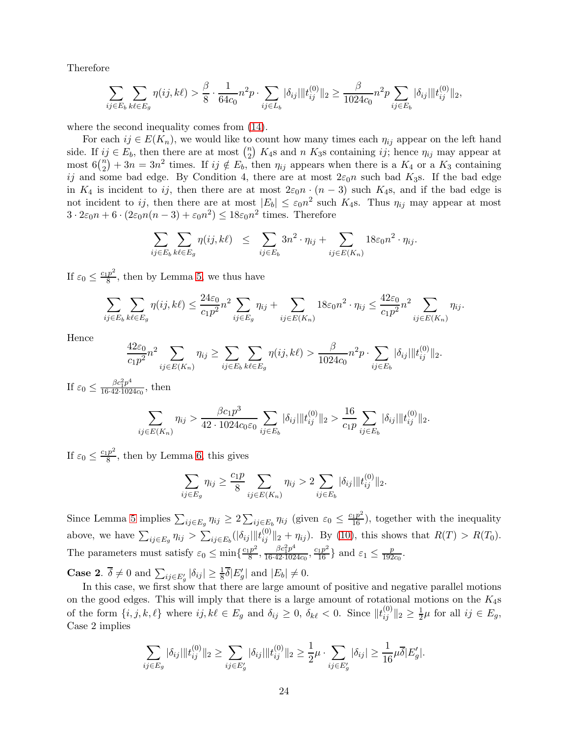Therefore

$$\sum_{ij\in E_b}\sum_{k\ell\in E_g}\eta(ij,k\ell) > \frac{\beta}{8}\cdot\frac{1}{64c_0}n^2p\cdot\sum_{ij\in L_b}|\delta_{ij}|\|t_{ij}^{(0)}\|_2 \geq \frac{\beta}{1024c_0}n^2p\sum_{ij\in E_b}|\delta_{ij}|\|t_{ij}^{(0)}\|_2,$$

where the second inequality comes from (14).

For each $ij \in E(K_n)$, we would like to count how many times each $\eta_{ij}$ appear on the left hand side. If $ij \in E_b$, then there are at most $\binom{n}{2}$ $K_4$s and $n$ $K_3$s containing $ij$; hence $\eta_{ij}$ may appear at most $6\binom{n}{2}+3n = 3n^2$ times. If $ij \notin E_b$, then $\eta_{ij}$ appears when there is a $K_4$ or a $K_3$ containing $ij$ and some bad edge. By Condition 4, there are at most $2\varepsilon_0 n$ such bad $K_3$s. If the bad edge in $K_4$ is incident to $ij$, then there are at most $2\varepsilon_0 n\cdot(n-3)$ such $K_4$s, and if the bad edge is not incident to $ij$, then there are at most $|E_b| \leq \varepsilon_0 n^2$ such $K_4$s. Thus $\eta_{ij}$ may appear at most $3\cdot 2\varepsilon_0 n + 6\cdot(2\varepsilon_0 n(n-3)+\varepsilon_0 n^2) \leq 18\varepsilon_0 n^2$ times. Therefore

$$\sum_{ij\in E_b}\sum_{k\ell\in E_g}\eta(ij,k\ell) \;\;\leq\;\; \sum_{ij\in E_b}3n^2\cdot\eta_{ij} + \sum_{ij\in E(K_n)}18\varepsilon_0 n^2\cdot\eta_{ij}.$$

If $\varepsilon_0 \leq \frac{c_1p^2}{8}$, then by Lemma 5, we thus have

$$\sum_{ij\in E_b}\sum_{k\ell\in E_g}\eta(ij,k\ell) \leq \frac{24\varepsilon_0}{c_1p^2}n^2\sum_{ij\in E_g}\eta_{ij} + \sum_{ij\in E(K_n)}18\varepsilon_0 n^2\cdot\eta_{ij} \leq \frac{42\varepsilon_0}{c_1p^2}n^2\sum_{ij\in E(K_n)}\eta_{ij}.$$

Hence

$$\frac{42\varepsilon_0}{c_1p^2}n^2\sum_{ij\in E(K_n)}\eta_{ij} \geq \sum_{ij\in E_b}\sum_{k\ell\in E_g}\eta(ij,k\ell) > \frac{\beta}{1024c_0}n^2p\cdot\sum_{ij\in E_b}|\delta_{ij}|\|t_{ij}^{(0)}\|_2.$$

If $\varepsilon_0 \leq \frac{\beta c_1^2p^4}{16\cdot 42\cdot 1024c_0}$, then

$$\sum_{ij\in E(K_n)}\eta_{ij} > \frac{\beta c_1p^3}{42\cdot 1024c_0\varepsilon_0}\sum_{ij\in E_b}|\delta_{ij}|\|t_{ij}^{(0)}\|_2 > \frac{16}{c_1p}\sum_{ij\in E_b}|\delta_{ij}|\|t_{ij}^{(0)}\|_2.$$

If $\varepsilon_0 \leq \frac{c_1p^2}{8}$, then by Lemma 6, this gives

$$\sum_{ij\in E_g}\eta_{ij} \geq \frac{c_1p}{8}\sum_{ij\in E(K_n)}\eta_{ij} > 2\sum_{ij\in E_b}|\delta_{ij}|\|t_{ij}^{(0)}\|_2.$$

Since Lemma 5 implies $\sum_{ij\in E_g}\eta_{ij} \geq 2\sum_{ij\in E_b}\eta_{ij}$ (given $\varepsilon_0 \leq \frac{c_1p^2}{16}$), together with the inequality above, we have $\sum_{ij\in E_g}\eta_{ij} > \sum_{ij\in E_b}(|\delta_{ij}|\|t_{ij}^{(0)}\|_2 + \eta_{ij})$. By (10), this shows that $R(T) > R(T_0)$. The parameters must satisfy $\varepsilon_0 \leq \min\{\frac{c_1p^2}{8}, \frac{\beta c_1^2p^4}{16\cdot 42\cdot 1024c_0}, \frac{c_1p^2}{16}\}$ and $\varepsilon_1 \leq \frac{p}{192c_0}$.

**Case 2**. $\overline{\delta} \neq 0$ and $\sum_{ij\in E_g'}|\delta_{ij}| \geq \frac{1}{8}\overline{\delta}|E_g'|$ and $|E_b| \neq 0$.

In this case, we first show that there are large amount of positive and negative parallel motions on the good edges. This will imply that there is a large amount of rotational motions on the $K_4$s of the form $\{i,j,k,\ell\}$ where $ij, k\ell \in E_g$ and $\delta_{ij} \geq 0$, $\delta_{k\ell} < 0$. Since $\|t_{ij}^{(0)}\|_2 \geq \frac{1}{2}\mu$ for all $ij \in E_g$, Case 2 implies

$$\sum_{ij\in E_g}|\delta_{ij}|\|t_{ij}^{(0)}\|_2 \geq \sum_{ij\in E_g'}|\delta_{ij}|\|t_{ij}^{(0)}\|_2 \geq \frac{1}{2}\mu\cdot\sum_{ij\in E_g'}|\delta_{ij}| \geq \frac{1}{16}\mu\overline{\delta}|E_g'|.$$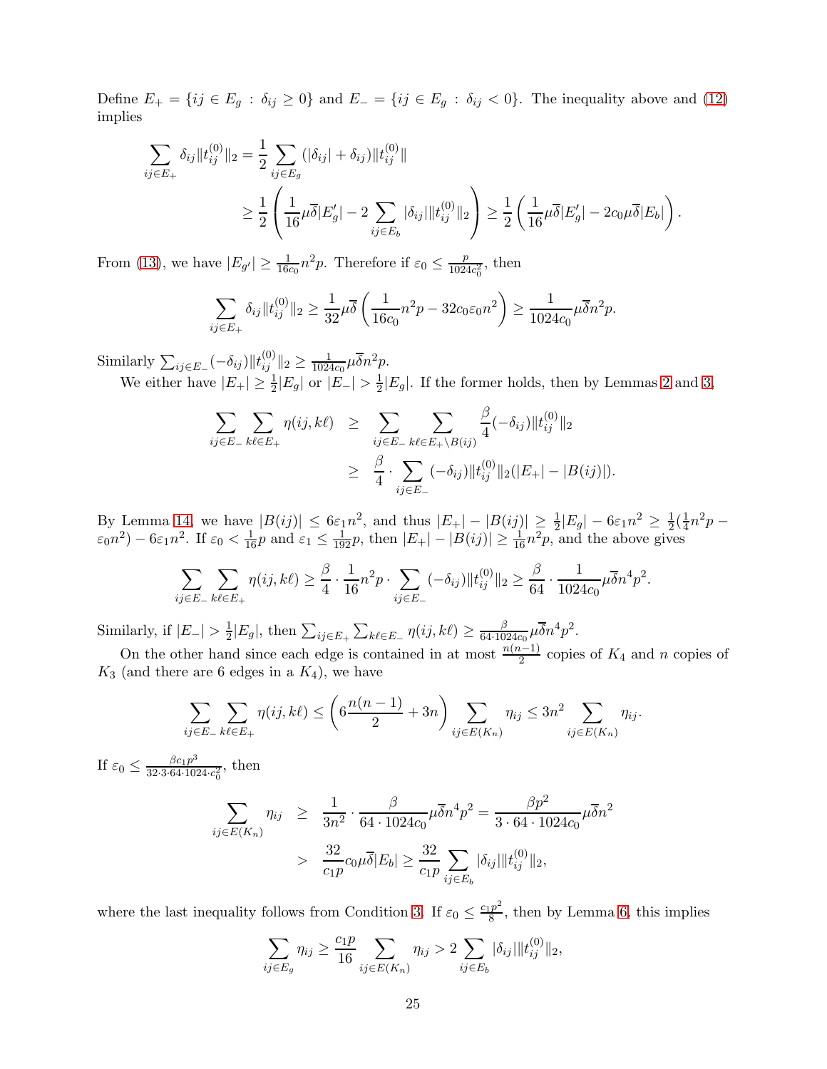Define $E_+ = \{ij \in E_g : \delta_{ij} \geq 0\}$ and $E_- = \{ij \in E_g : \delta_{ij} < 0\}$. The inequality above and (12) implies

$$
\begin{aligned}
\sum_{ij \in E_+} \delta_{ij} \|t_{ij}^{(0)}\|_2 &= \frac{1}{2} \sum_{ij \in E_g} (|\delta_{ij}| + \delta_{ij}) \|t_{ij}^{(0)}\| \\
&\geq \frac{1}{2} \left( \frac{1}{16} \mu \overline{\delta} |E_g'| - 2 \sum_{ij \in E_b} |\delta_{ij}| \|t_{ij}^{(0)}\|_2 \right) \geq \frac{1}{2} \left( \frac{1}{16} \mu \overline{\delta} |E_g'| - 2 c_0 \mu \overline{\delta} |E_b| \right).
\end{aligned}
$$

From (13), we have $|E_{g'}| \geq \frac{1}{16c_0} n^2 p$. Therefore if $\varepsilon_0 \leq \frac{p}{1024 c_0^2}$, then

$$
\sum_{ij \in E_+} \delta_{ij} \|t_{ij}^{(0)}\|_2 \geq \frac{1}{32} \mu \overline{\delta} \left( \frac{1}{16c_0} n^2 p - 32 c_0 \varepsilon_0 n^2 \right) \geq \frac{1}{1024 c_0} \mu \overline{\delta} n^2 p.
$$

Similarly $\sum_{ij \in E_-} (-\delta_{ij}) \|t_{ij}^{(0)}\|_2 \geq \frac{1}{1024c_0} \mu \overline{\delta} n^2 p$.

We either have $|E_+| \geq \frac{1}{2}|E_g|$ or $|E_-| > \frac{1}{2}|E_g|$. If the former holds, then by Lemmas 2 and 3,

$$
\begin{aligned}
\sum_{ij \in E_-} \sum_{k\ell \in E_+} \eta(ij, k\ell) &\geq \sum_{ij \in E_-} \sum_{k\ell \in E_+ \setminus B(ij)} \frac{\beta}{4} (-\delta_{ij}) \|t_{ij}^{(0)}\|_2 \\
&\geq \frac{\beta}{4} \cdot \sum_{ij \in E_-} (-\delta_{ij}) \|t_{ij}^{(0)}\|_2 (|E_+| - |B(ij)|).
\end{aligned}
$$

By Lemma 14, we have $|B(ij)| \leq 6\varepsilon_1 n^2$, and thus $|E_+| - |B(ij)| \geq \frac{1}{2}|E_g| - 6\varepsilon_1 n^2 \geq \frac{1}{2}(\frac{1}{4}n^2 p - \varepsilon_0 n^2) - 6\varepsilon_1 n^2$. If $\varepsilon_0 < \frac{1}{16}p$ and $\varepsilon_1 \leq \frac{1}{192}p$, then $|E_+| - |B(ij)| \geq \frac{1}{16}n^2 p$, and the above gives

$$
\sum_{ij \in E_-} \sum_{k\ell \in E_+} \eta(ij, k\ell) \geq \frac{\beta}{4} \cdot \frac{1}{16} n^2 p \cdot \sum_{ij \in E_-} (-\delta_{ij}) \|t_{ij}^{(0)}\|_2 \geq \frac{\beta}{64} \cdot \frac{1}{1024 c_0} \mu \overline{\delta} n^4 p^2.
$$

Similarly, if $|E_-| > \frac{1}{2}|E_g|$, then $\sum_{ij \in E_+} \sum_{k\ell \in E_-} \eta(ij, k\ell) \geq \frac{\beta}{64 \cdot 1024 c_0} \mu \overline{\delta} n^4 p^2$.

On the other hand since each edge is contained in at most $\frac{n(n-1)}{2}$ copies of $K_4$ and $n$ copies of $K_3$ (and there are 6 edges in a $K_4$), we have

$$
\sum_{ij \in E_-} \sum_{k\ell \in E_+} \eta(ij, k\ell) \leq \left( 6 \frac{n(n-1)}{2} + 3n \right) \sum_{ij \in E(K_n)} \eta_{ij} \leq 3n^2 \sum_{ij \in E(K_n)} \eta_{ij}.
$$

If $\varepsilon_0 \leq \frac{\beta c_1 p^3}{32 \cdot 3 \cdot 64 \cdot 1024 \cdot c_0^2}$, then

$$
\begin{aligned}
\sum_{ij \in E(K_n)} \eta_{ij} &\geq \frac{1}{3n^2} \cdot \frac{\beta}{64 \cdot 1024 c_0} \mu \overline{\delta} n^4 p^2 = \frac{\beta p^2}{3 \cdot 64 \cdot 1024 c_0} \mu \overline{\delta} n^2 \\
&> \frac{32}{c_1 p} c_0 \mu \overline{\delta} |E_b| \geq \frac{32}{c_1 p} \sum_{ij \in E_b} |\delta_{ij}| \|t_{ij}^{(0)}\|_2,
\end{aligned}
$$

where the last inequality follows from Condition 3. If $\varepsilon_0 \leq \frac{c_1 p^2}{8}$, then by Lemma 6, this implies

$$
\sum_{ij \in E_g} \eta_{ij} \geq \frac{c_1 p}{16} \sum_{ij \in E(K_n)} \eta_{ij} > 2 \sum_{ij \in E_b} |\delta_{ij}| \|t_{ij}^{(0)}\|_2,
$$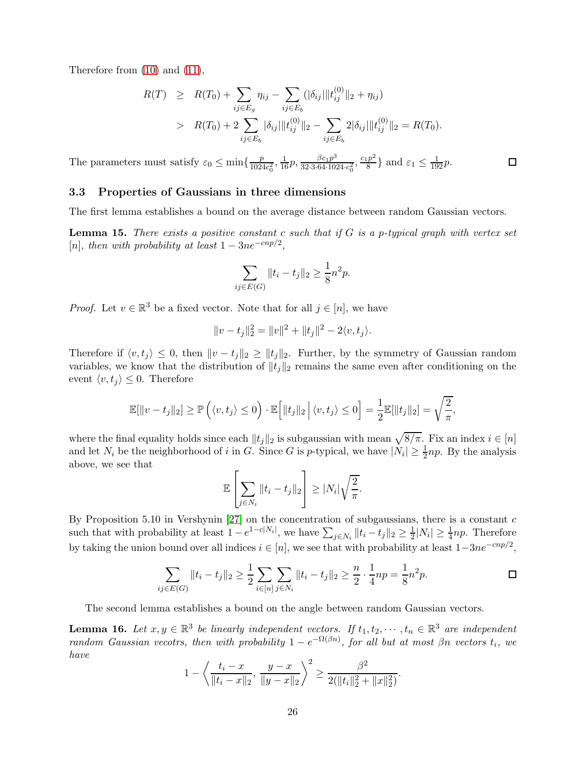Therefore from (10) and (11),

$$
\begin{aligned}
R(T) &\geq R(T_0) + \sum_{ij \in E_g} \eta_{ij} - \sum_{ij \in E_b} (|\delta_{ij}| \|t_{ij}^{(0)}\|_2 + \eta_{ij}) \\
&> R(T_0) + 2 \sum_{ij \in E_b} |\delta_{ij}| \|t_{ij}^{(0)}\|_2 - \sum_{ij \in E_b} 2|\delta_{ij}| \|t_{ij}^{(0)}\|_2 = R(T_0).
\end{aligned}
$$

The parameters must satisfy $\varepsilon_0 \leq \min\{\frac{p}{1024c_0^2}, \frac{1}{16}p, \frac{\beta c_1 p^3}{32 \cdot 3 \cdot 64 \cdot 1024 \cdot c_0^2}, \frac{c_1 p^2}{8}\}$ and $\varepsilon_1 \leq \frac{1}{192}p$. ☐

### 3.3 Properties of Gaussians in three dimensions

The first lemma establishes a bound on the average distance between random Gaussian vectors.

**Lemma 15.** *There exists a positive constant $c$ such that if $G$ is a $p$-typical graph with vertex set $[n]$, then with probability at least $1 - 3ne^{-cnp/2}$,*

$$
\sum_{ij \in E(G)} \|t_i - t_j\|_2 \geq \frac{1}{8} n^2 p.
$$

*Proof.* Let $v \in \mathbb{R}^3$ be a fixed vector. Note that for all $j \in [n]$, we have

$$
\|v - t_j\|_2^2 = \|v\|^2 + \|t_j\|^2 - 2\langle v, t_j \rangle.
$$

Therefore if $\langle v, t_j \rangle \leq 0$, then $\|v - t_j\|_2 \geq \|t_j\|_2$. Further, by the symmetry of Gaussian random variables, we know that the distribution of $\|t_j\|_2$ remains the same even after conditioning on the event $\langle v, t_j \rangle \leq 0$. Therefore

$$
\mathbb{E}[\|v - t_j\|_2] \geq \mathbb{P}\left(\langle v, t_j \rangle \leq 0\right) \cdot \mathbb{E}\Big[\|t_j\|_2 \,\Big|\, \langle v, t_j \rangle \leq 0\Big] = \frac{1}{2}\mathbb{E}[\|t_j\|_2] = \sqrt{\frac{2}{\pi}},
$$

where the final equality holds since each $\|t_j\|_2$ is subgaussian with mean $\sqrt{8/\pi}$. Fix an index $i \in [n]$ and let $N_i$ be the neighborhood of $i$ in $G$. Since $G$ is $p$-typical, we have $|N_i| \geq \frac{1}{2}np$. By the analysis above, we see that

$$
\mathbb{E}\left[\sum_{j \in N_i} \|t_i - t_j\|_2\right] \geq |N_i| \sqrt{\frac{2}{\pi}}.
$$

By Proposition 5.10 in Vershynin [27] on the concentration of subgaussians, there is a constant $c$ such that with probability at least $1 - e^{1 - c|N_i|}$, we have $\sum_{j \in N_i} \|t_i - t_j\|_2 \geq \frac{1}{2}|N_i| \geq \frac{1}{4}np$. Therefore by taking the union bound over all indices $i \in [n]$, we see that with probability at least $1 - 3ne^{-cnp/2}$,

$$
\sum_{ij \in E(G)} \|t_i - t_j\|_2 \geq \frac{1}{2} \sum_{i \in [n]} \sum_{j \in N_i} \|t_i - t_j\|_2 \geq \frac{n}{2} \cdot \frac{1}{4}np = \frac{1}{8}n^2 p.
$$

☐

The second lemma establishes a bound on the angle between random Gaussian vectors.

**Lemma 16.** *Let $x, y \in \mathbb{R}^3$ be linearly independent vectors. If $t_1, t_2, \cdots, t_n \in \mathbb{R}^3$ are independent random Gaussian vecotrs, then with probability $1 - e^{-\Omega(\beta n)}$, for all but at most $\beta n$ vectors $t_i$, we have*

$$
1 - \left\langle \frac{t_i - x}{\|t_i - x\|_2}, \frac{y - x}{\|y - x\|_2} \right\rangle^2 \geq \frac{\beta^2}{2(\|t_i\|_2^2 + \|x\|_2^2)}.
$$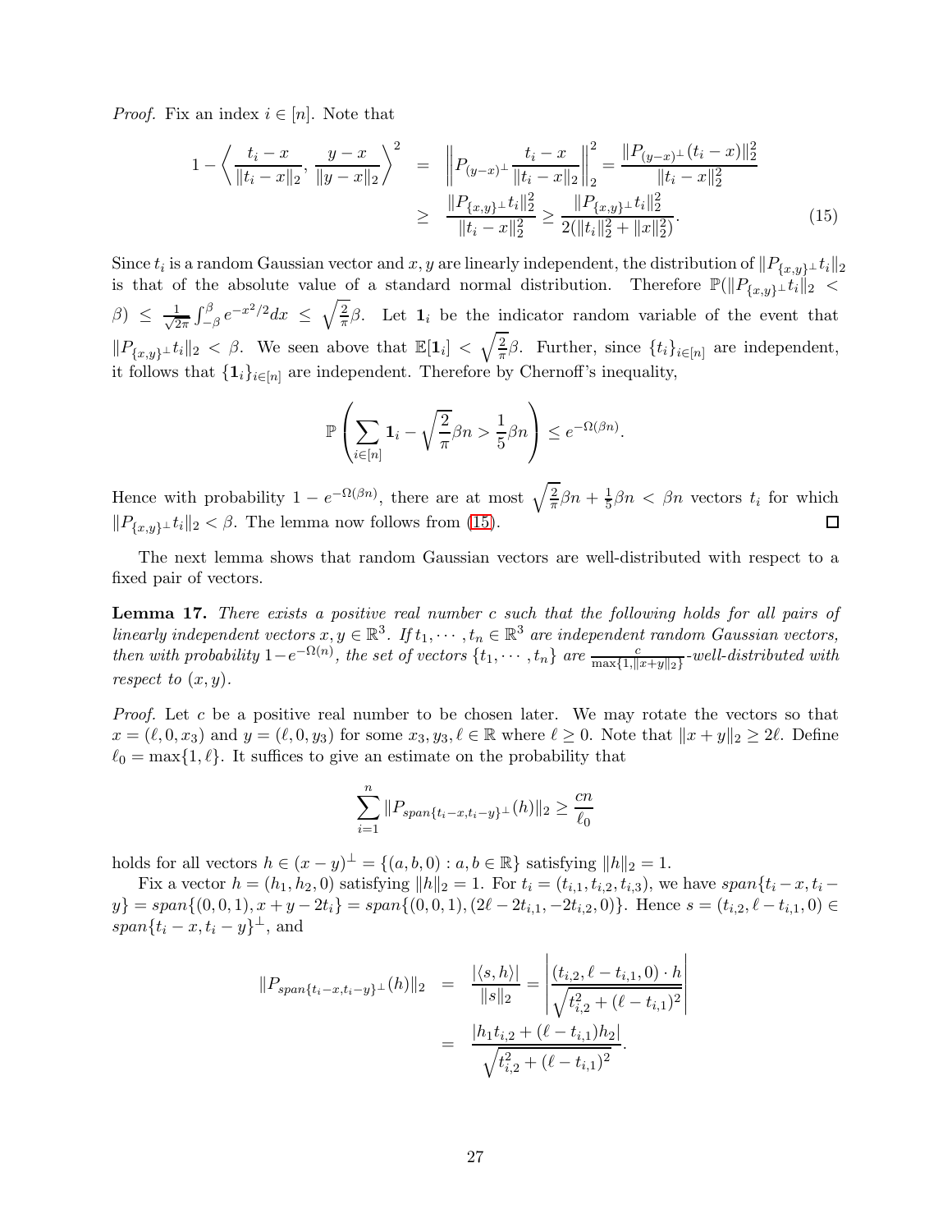*Proof.* Fix an index $i \in [n]$. Note that

$$
\begin{aligned}
1 - \left\langle \frac{t_i - x}{\|t_i - x\|_2}, \frac{y - x}{\|y - x\|_2} \right\rangle^2 &= \left\| P_{(y-x)^\perp} \frac{t_i - x}{\|t_i - x\|_2} \right\|_2^2 = \frac{\|P_{(y-x)^\perp}(t_i - x)\|_2^2}{\|t_i - x\|_2^2} \\
&\geq \frac{\|P_{\{x,y\}^\perp} t_i\|_2^2}{\|t_i - x\|_2^2} \geq \frac{\|P_{\{x,y\}^\perp} t_i\|_2^2}{2(\|t_i\|_2^2 + \|x\|_2^2)}.
\end{aligned} \tag{15}
$$

Since $t_i$ is a random Gaussian vector and $x, y$ are linearly independent, the distribution of $\|P_{\{x,y\}^\perp} t_i\|_2$ is that of the absolute value of a standard normal distribution. Therefore $\mathbb{P}(\|P_{\{x,y\}^\perp} t_i\|_2 < \beta) \leq \frac{1}{\sqrt{2\pi}} \int_{-\beta}^{\beta} e^{-x^2/2} dx \leq \sqrt{\frac{2}{\pi}} \beta$. Let $\mathbf{1}_i$ be the indicator random variable of the event that $\|P_{\{x,y\}^\perp} t_i\|_2 < \beta$. We seen above that $\mathbb{E}[\mathbf{1}_i] < \sqrt{\frac{2}{\pi}} \beta$. Further, since $\{t_i\}_{i \in [n]}$ are independent, it follows that $\{\mathbf{1}_i\}_{i \in [n]}$ are independent. Therefore by Chernoff's inequality,

$$
\mathbb{P}\left( \sum_{i \in [n]} \mathbf{1}_i - \sqrt{\frac{2}{\pi}} \beta n > \frac{1}{5} \beta n \right) \leq e^{-\Omega(\beta n)}.
$$

Hence with probability $1 - e^{-\Omega(\beta n)}$, there are at most $\sqrt{\frac{2}{\pi}} \beta n + \frac{1}{5} \beta n < \beta n$ vectors $t_i$ for which $\|P_{\{x,y\}^\perp} t_i\|_2 < \beta$. The lemma now follows from (15). $\square$

The next lemma shows that random Gaussian vectors are well-distributed with respect to a fixed pair of vectors.

**Lemma 17.** *There exists a positive real number $c$ such that the following holds for all pairs of linearly independent vectors $x, y \in \mathbb{R}^3$. If $t_1, \cdots, t_n \in \mathbb{R}^3$ are independent random Gaussian vectors, then with probability $1 - e^{-\Omega(n)}$, the set of vectors $\{t_1, \cdots, t_n\}$ are $\frac{c}{\max\{1, \|x+y\|_2\}}$-well-distributed with respect to $(x, y)$.*

*Proof.* Let $c$ be a positive real number to be chosen later. We may rotate the vectors so that $x = (\ell, 0, x_3)$ and $y = (\ell, 0, y_3)$ for some $x_3, y_3, \ell \in \mathbb{R}$ where $\ell \geq 0$. Note that $\|x + y\|_2 \geq 2\ell$. Define $\ell_0 = \max\{1, \ell\}$. It suffices to give an estimate on the probability that

$$
\sum_{i=1}^{n} \|P_{span\{t_i - x, t_i - y\}^\perp}(h)\|_2 \geq \frac{cn}{\ell_0}
$$

holds for all vectors $h \in (x - y)^\perp = \{(a, b, 0) : a, b \in \mathbb{R}\}$ satisfying $\|h\|_2 = 1$.

Fix a vector $h = (h_1, h_2, 0)$ satisfying $\|h\|_2 = 1$. For $t_i = (t_{i,1}, t_{i,2}, t_{i,3})$, we have $span\{t_i - x, t_i - y\} = span\{(0, 0, 1), x + y - 2t_i\} = span\{(0, 0, 1), (2\ell - 2t_{i,1}, -2t_{i,2}, 0)\}$. Hence $s = (t_{i,2}, \ell - t_{i,1}, 0) \in span\{t_i - x, t_i - y\}^\perp$, and

$$
\begin{aligned}
\|P_{span\{t_i - x, t_i - y\}^\perp}(h)\|_2 &= \frac{|\langle s, h \rangle|}{\|s\|_2} = \left| \frac{(t_{i,2}, \ell - t_{i,1}, 0) \cdot h}{\sqrt{t_{i,2}^2 + (\ell - t_{i,1})^2}} \right| \\
&= \frac{|h_1 t_{i,2} + (\ell - t_{i,1}) h_2|}{\sqrt{t_{i,2}^2 + (\ell - t_{i,1})^2}}.
\end{aligned}
$$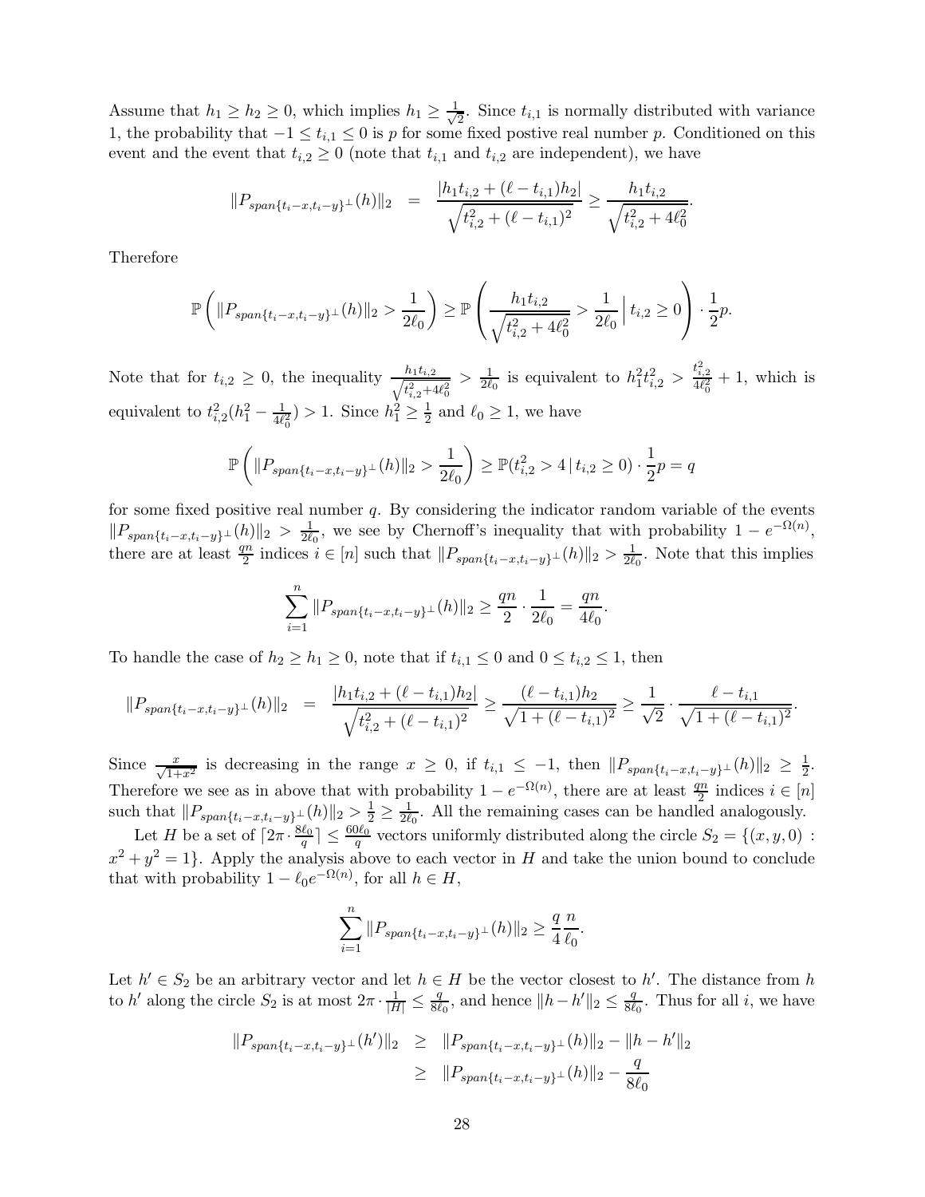Assume that $h_1 \geq h_2 \geq 0$, which implies $h_1 \geq \frac{1}{\sqrt{2}}$. Since $t_{i,1}$ is normally distributed with variance 1, the probability that $-1 \leq t_{i,1} \leq 0$ is $p$ for some fixed postive real number $p$. Conditioned on this event and the event that $t_{i,2} \geq 0$ (note that $t_{i,1}$ and $t_{i,2}$ are independent), we have

$$\|P_{span\{t_i - x, t_i - y\}^\perp}(h)\|_2 = \frac{|h_1 t_{i,2} + (\ell - t_{i,1})h_2|}{\sqrt{t_{i,2}^2 + (\ell - t_{i,1})^2}} \geq \frac{h_1 t_{i,2}}{\sqrt{t_{i,2}^2 + 4\ell_0^2}}.$$

Therefore

$$\mathbb{P}\left(\|P_{span\{t_i - x, t_i - y\}^\perp}(h)\|_2 > \frac{1}{2\ell_0}\right) \geq \mathbb{P}\left(\frac{h_1 t_{i,2}}{\sqrt{t_{i,2}^2 + 4\ell_0^2}} > \frac{1}{2\ell_0} \,\Big|\, t_{i,2} \geq 0\right) \cdot \frac{1}{2}p.$$

Note that for $t_{i,2} \geq 0$, the inequality $\frac{h_1 t_{i,2}}{\sqrt{t_{i,2}^2 + 4\ell_0^2}} > \frac{1}{2\ell_0}$ is equivalent to $h_1^2 t_{i,2}^2 > \frac{t_{i,2}^2}{4\ell_0^2} + 1$, which is equivalent to $t_{i,2}^2(h_1^2 - \frac{1}{4\ell_0^2}) > 1$. Since $h_1^2 \geq \frac{1}{2}$ and $\ell_0 \geq 1$, we have

$$\mathbb{P}\left(\|P_{span\{t_i - x, t_i - y\}^\perp}(h)\|_2 > \frac{1}{2\ell_0}\right) \geq \mathbb{P}(t_{i,2}^2 > 4 \,|\, t_{i,2} \geq 0) \cdot \frac{1}{2}p = q$$

for some fixed positive real number $q$. By considering the indicator random variable of the events $\|P_{span\{t_i - x, t_i - y\}^\perp}(h)\|_2 > \frac{1}{2\ell_0}$, we see by Chernoff's inequality that with probability $1 - e^{-\Omega(n)}$, there are at least $\frac{qn}{2}$ indices $i \in [n]$ such that $\|P_{span\{t_i - x, t_i - y\}^\perp}(h)\|_2 > \frac{1}{2\ell_0}$. Note that this implies

$$\sum_{i=1}^{n} \|P_{span\{t_i - x, t_i - y\}^\perp}(h)\|_2 \geq \frac{qn}{2} \cdot \frac{1}{2\ell_0} = \frac{qn}{4\ell_0}.$$

To handle the case of $h_2 \geq h_1 \geq 0$, note that if $t_{i,1} \leq 0$ and $0 \leq t_{i,2} \leq 1$, then

$$\|P_{span\{t_i - x, t_i - y\}^\perp}(h)\|_2 = \frac{|h_1 t_{i,2} + (\ell - t_{i,1})h_2|}{\sqrt{t_{i,2}^2 + (\ell - t_{i,1})^2}} \geq \frac{(\ell - t_{i,1})h_2}{\sqrt{1 + (\ell - t_{i,1})^2}} \geq \frac{1}{\sqrt{2}} \cdot \frac{\ell - t_{i,1}}{\sqrt{1 + (\ell - t_{i,1})^2}}.$$

Since $\frac{x}{\sqrt{1+x^2}}$ is decreasing in the range $x \geq 0$, if $t_{i,1} \leq -1$, then $\|P_{span\{t_i - x, t_i - y\}^\perp}(h)\|_2 \geq \frac{1}{2}$. Therefore we see as in above that with probability $1 - e^{-\Omega(n)}$, there are at least $\frac{qn}{2}$ indices $i \in [n]$ such that $\|P_{span\{t_i - x, t_i - y\}^\perp}(h)\|_2 > \frac{1}{2} \geq \frac{1}{2\ell_0}$. All the remaining cases can be handled analogously.

Let $H$ be a set of $\lceil 2\pi \cdot \frac{8\ell_0}{q} \rceil \leq \frac{60\ell_0}{q}$ vectors uniformly distributed along the circle $S_2 = \{(x, y, 0) : x^2 + y^2 = 1\}$. Apply the analysis above to each vector in $H$ and take the union bound to conclude that with probability $1 - \ell_0 e^{-\Omega(n)}$, for all $h \in H$,

$$\sum_{i=1}^{n} \|P_{span\{t_i - x, t_i - y\}^\perp}(h)\|_2 \geq \frac{q}{4} \frac{n}{\ell_0}.$$

Let $h' \in S_2$ be an arbitrary vector and let $h \in H$ be the vector closest to $h'$. The distance from $h$ to $h'$ along the circle $S_2$ is at most $2\pi \cdot \frac{1}{|H|} \leq \frac{q}{8\ell_0}$, and hence $\|h - h'\|_2 \leq \frac{q}{8\ell_0}$. Thus for all $i$, we have

$$\begin{aligned}
\|P_{span\{t_i - x, t_i - y\}^\perp}(h')\|_2 &\geq \|P_{span\{t_i - x, t_i - y\}^\perp}(h)\|_2 - \|h - h'\|_2 \\
&\geq \|P_{span\{t_i - x, t_i - y\}^\perp}(h)\|_2 - \frac{q}{8\ell_0}
\end{aligned}$$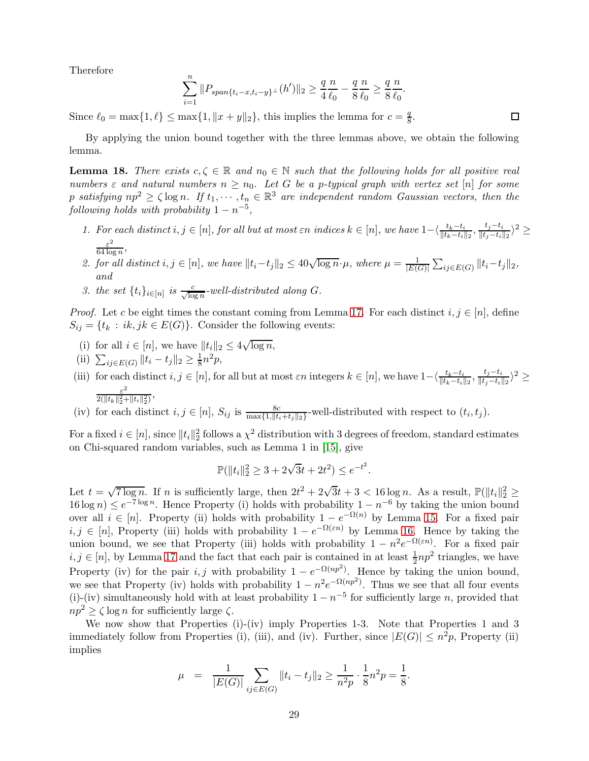Therefore

$$\sum_{i=1}^{n} \|P_{span\{t_i - x, t_i - y\}^\perp}(h')\|_2 \geq \frac{q}{4}\frac{n}{\ell_0} - \frac{q}{8}\frac{n}{\ell_0} \geq \frac{q}{8}\frac{n}{\ell_0}.$$

Since $\ell_0 = \max\{1, \ell\} \leq \max\{1, \|x+y\|_2\}$, this implies the lemma for $c = \frac{q}{8}$. $\square$

By applying the union bound together with the three lemmas above, we obtain the following lemma.

**Lemma 18.** *There exists $c, \zeta \in \mathbb{R}$ and $n_0 \in \mathbb{N}$ such that the following holds for all positive real numbers $\varepsilon$ and natural numbers $n \geq n_0$. Let $G$ be a $p$-typical graph with vertex set $[n]$ for some $p$ satisfying $np^2 \geq \zeta \log n$. If $t_1, \cdots, t_n \in \mathbb{R}^3$ are independent random Gaussian vectors, then the following holds with probability $1 - n^{-5}$,*

1. *For each distinct $i, j \in [n]$, for all but at most $\varepsilon n$ indices $k \in [n]$, we have $1 - \langle \frac{t_k - t_i}{\|t_k - t_i\|_2}, \frac{t_j - t_i}{\|t_j - t_i\|_2}\rangle^2 \geq \frac{\varepsilon^2}{64 \log n}$,*
2. *for all distinct $i, j \in [n]$, we have $\|t_i - t_j\|_2 \leq 40\sqrt{\log n}\cdot\mu$, where $\mu = \frac{1}{|E(G)|}\sum_{ij \in E(G)} \|t_i - t_j\|_2$, and*
3. *the set $\{t_i\}_{i\in[n]}$ is $\frac{c}{\sqrt{\log n}}$-well-distributed along $G$.*

*Proof.* Let $c$ be eight times the constant coming from Lemma 17. For each distinct $i, j \in [n]$, define $S_{ij} = \{t_k : ik, jk \in E(G)\}$. Consider the following events:

(i) for all $i \in [n]$, we have $\|t_i\|_2 \leq 4\sqrt{\log n}$,

(ii) $\sum_{ij\in E(G)} \|t_i - t_j\|_2 \geq \frac{1}{8}n^2 p$,

(iii) for each distinct $i, j \in [n]$, for all but at most $\varepsilon n$ integers $k \in [n]$, we have $1 - \langle \frac{t_k - t_i}{\|t_k - t_i\|_2}, \frac{t_j - t_i}{\|t_j - t_i\|_2}\rangle^2 \geq \frac{\varepsilon^2}{2(\|t_k\|_2^2 + \|t_i\|_2^2)}$,

(iv) for each distinct $i, j \in [n]$, $S_{ij}$ is $\frac{8c}{\max\{1, \|t_i + t_j\|_2\}}$-well-distributed with respect to $(t_i, t_j)$.

For a fixed $i \in [n]$, since $\|t_i\|_2^2$ follows a $\chi^2$ distribution with 3 degrees of freedom, standard estimates on Chi-squared random variables, such as Lemma 1 in [15], give

$$\mathbb{P}(\|t_i\|_2^2 \geq 3 + 2\sqrt{3}t + 2t^2) \leq e^{-t^2}.$$

Let $t = \sqrt{7\log n}$. If $n$ is sufficiently large, then $2t^2 + 2\sqrt{3}t + 3 < 16\log n$. As a result, $\mathbb{P}(\|t_i\|_2^2 \geq 16\log n) \leq e^{-7\log n}$. Hence Property (i) holds with probability $1 - n^{-6}$ by taking the union bound over all $i \in [n]$. Property (ii) holds with probability $1 - e^{-\Omega(n)}$ by Lemma 15. For a fixed pair $i, j \in [n]$, Property (iii) holds with probability $1 - e^{-\Omega(\varepsilon n)}$ by Lemma 16. Hence by taking the union bound, we see that Property (iii) holds with probability $1 - n^2 e^{-\Omega(\varepsilon n)}$. For a fixed pair $i, j \in [n]$, by Lemma 17 and the fact that each pair is contained in at least $\frac{1}{2}np^2$ triangles, we have Property (iv) for the pair $i, j$ with probability $1 - e^{-\Omega(np^2)}$. Hence by taking the union bound, we see that Property (iv) holds with probability $1 - n^2 e^{-\Omega(np^2)}$. Thus we see that all four events (i)-(iv) simultaneously hold with at least probability $1 - n^{-5}$ for sufficiently large $n$, provided that $np^2 \geq \zeta \log n$ for sufficiently large $\zeta$.

We now show that Properties (i)-(iv) imply Properties 1-3. Note that Properties 1 and 3 immediately follow from Properties (i), (iii), and (iv). Further, since $|E(G)| \leq n^2 p$, Property (ii) implies

$$\mu = \frac{1}{|E(G)|}\sum_{ij\in E(G)} \|t_i - t_j\|_2 \geq \frac{1}{n^2 p}\cdot\frac{1}{8}n^2 p = \frac{1}{8}.$$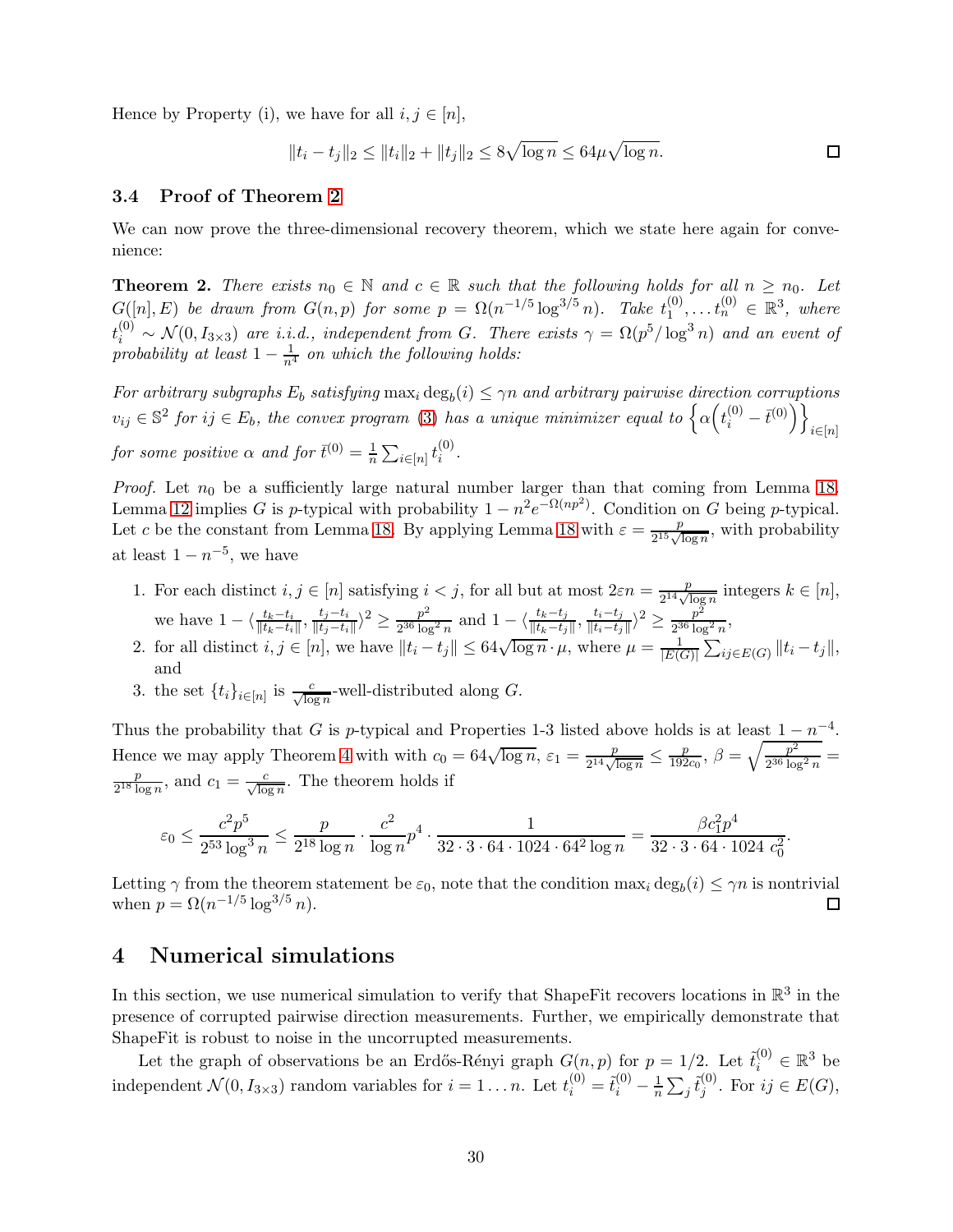Hence by Property (i), we have for all $i, j \in [n]$,

$$\|t_i - t_j\|_2 \leq \|t_i\|_2 + \|t_j\|_2 \leq 8\sqrt{\log n} \leq 64\mu\sqrt{\log n}.$$

□

### 3.4 Proof of Theorem 2

We can now prove the three-dimensional recovery theorem, which we state here again for convenience:

**Theorem 2.** *There exists $n_0 \in \mathbb{N}$ and $c \in \mathbb{R}$ such that the following holds for all $n \geq n_0$. Let $G([n], E)$ be drawn from $G(n,p)$ for some $p = \Omega(n^{-1/5}\log^{3/5} n)$. Take $t_1^{(0)}, \ldots t_n^{(0)} \in \mathbb{R}^3$, where $t_i^{(0)} \sim \mathcal{N}(0, I_{3\times 3})$ are i.i.d., independent from $G$. There exists $\gamma = \Omega(p^5/\log^3 n)$ and an event of probability at least $1 - \frac{1}{n^4}$ on which the following holds:*

*For arbitrary subgraphs $E_b$ satisfying $\max_i \deg_b(i) \leq \gamma n$ and arbitrary pairwise direction corruptions $v_{ij} \in \mathbb{S}^2$ for $ij \in E_b$, the convex program (3) has a unique minimizer equal to $\left\{\alpha\left(t_i^{(0)} - \bar{t}^{(0)}\right)\right\}_{i\in[n]}$ for some positive $\alpha$ and for $\bar{t}^{(0)} = \frac{1}{n}\sum_{i\in[n]} t_i^{(0)}$.*

*Proof.* Let $n_0$ be a sufficiently large natural number larger than that coming from Lemma 18. Lemma 12 implies $G$ is $p$-typical with probability $1 - n^2 e^{-\Omega(np^2)}$. Condition on $G$ being $p$-typical. Let $c$ be the constant from Lemma 18. By applying Lemma 18 with $\varepsilon = \frac{p}{2^{15}\sqrt{\log n}}$, with probability at least $1 - n^{-5}$, we have

1. For each distinct $i, j \in [n]$ satisfying $i < j$, for all but at most $2\varepsilon n = \frac{p}{2^{14}\sqrt{\log n}}$ integers $k \in [n]$, we have $1 - \langle \frac{t_k - t_i}{\|t_k - t_i\|}, \frac{t_j - t_i}{\|t_j - t_i\|}\rangle^2 \geq \frac{p^2}{2^{36}\log^2 n}$ and $1 - \langle \frac{t_k - t_j}{\|t_k - t_j\|}, \frac{t_i - t_j}{\|t_i - t_j\|}\rangle^2 \geq \frac{p^2}{2^{36}\log^2 n}$,
2. for all distinct $i, j \in [n]$, we have $\|t_i - t_j\| \leq 64\sqrt{\log n} \cdot \mu$, where $\mu = \frac{1}{|E(G)|}\sum_{ij\in E(G)} \|t_i - t_j\|$, and
3. the set $\{t_i\}_{i\in[n]}$ is $\frac{c}{\sqrt{\log n}}$-well-distributed along $G$.

Thus the probability that $G$ is $p$-typical and Properties 1-3 listed above holds is at least $1 - n^{-4}$. Hence we may apply Theorem 4 with with $c_0 = 64\sqrt{\log n}$, $\varepsilon_1 = \frac{p}{2^{14}\sqrt{\log n}} \leq \frac{p}{192 c_0}$, $\beta = \sqrt{\frac{p^2}{2^{36}\log^2 n}} = \frac{p}{2^{18}\log n}$, and $c_1 = \frac{c}{\sqrt{\log n}}$. The theorem holds if

$$\varepsilon_0 \leq \frac{c^2 p^5}{2^{53}\log^3 n} \leq \frac{p}{2^{18}\log n} \cdot \frac{c^2}{\log n} p^4 \cdot \frac{1}{32 \cdot 3 \cdot 64 \cdot 1024 \cdot 64^2 \log n} = \frac{\beta c_1^2 p^4}{32 \cdot 3 \cdot 64 \cdot 1024\ c_0^2}.$$

Letting $\gamma$ from the theorem statement be $\varepsilon_0$, note that the condition $\max_i \deg_b(i) \leq \gamma n$ is nontrivial when $p = \Omega(n^{-1/5}\log^{3/5} n)$. □

## 4 Numerical simulations

In this section, we use numerical simulation to verify that ShapeFit recovers locations in $\mathbb{R}^3$ in the presence of corrupted pairwise direction measurements. Further, we empirically demonstrate that ShapeFit is robust to noise in the uncorrupted measurements.

Let the graph of observations be an Erdős-Rényi graph $G(n,p)$ for $p = 1/2$. Let $\tilde{t}_i^{(0)} \in \mathbb{R}^3$ be independent $\mathcal{N}(0, I_{3\times 3})$ random variables for $i = 1 \ldots n$. Let $t_i^{(0)} = \tilde{t}_i^{(0)} - \frac{1}{n}\sum_j \tilde{t}_j^{(0)}$. For $ij \in E(G)$,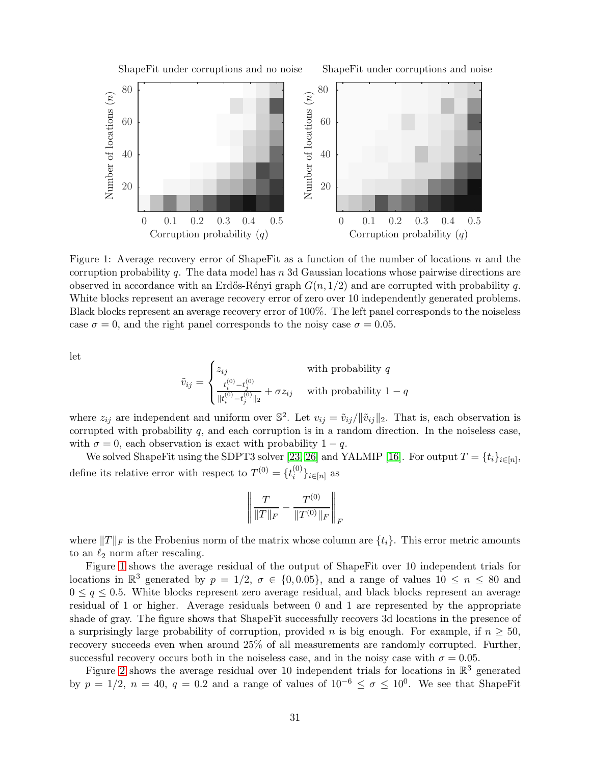Figure 1: Average recovery error of ShapeFit as a function of the number of locations $n$ and the corruption probability $q$. The data model has $n$ 3d Gaussian locations whose pairwise directions are observed in accordance with an Erdős-Rényi graph $G(n, 1/2)$ and are corrupted with probability $q$. White blocks represent an average recovery error of zero over 10 independently generated problems. Black blocks represent an average recovery error of 100%. The left panel corresponds to the noiseless case $\sigma = 0$, and the right panel corresponds to the noisy case $\sigma = 0.05$.

let

$$\tilde{v}_{ij} = \begin{cases} z_{ij} & \text{with probability } q \\ \frac{t_i^{(0)} - t_j^{(0)}}{\|t_i^{(0)} - t_j^{(0)}\|_2} + \sigma z_{ij} & \text{with probability } 1 - q \end{cases}$$

where $z_{ij}$ are independent and uniform over $\mathbb{S}^2$. Let $v_{ij} = \tilde{v}_{ij}/\|\tilde{v}_{ij}\|_2$. That is, each observation is corrupted with probability $q$, and each corruption is in a random direction. In the noiseless case, with $\sigma = 0$, each observation is exact with probability $1 - q$.

We solved ShapeFit using the SDPT3 solver [23, 26] and YALMIP [16]. For output $T = \{t_i\}_{i \in [n]}$, define its relative error with respect to $T^{(0)} = \{t_i^{(0)}\}_{i \in [n]}$ as

$$\left\| \frac{T}{\|T\|_F} - \frac{T^{(0)}}{\|T^{(0)}\|_F} \right\|_F$$

where $\|T\|_F$ is the Frobenius norm of the matrix whose column are $\{t_i\}$. This error metric amounts to an $\ell_2$ norm after rescaling.

Figure 1 shows the average residual of the output of ShapeFit over 10 independent trials for locations in $\mathbb{R}^3$ generated by $p = 1/2$, $\sigma \in \{0, 0.05\}$, and a range of values $10 \leq n \leq 80$ and $0 \leq q \leq 0.5$. White blocks represent zero average residual, and black blocks represent an average residual of 1 or higher. Average residuals between 0 and 1 are represented by the appropriate shade of gray. The figure shows that ShapeFit successfully recovers 3d locations in the presence of a surprisingly large probability of corruption, provided $n$ is big enough. For example, if $n \geq 50$, recovery succeeds even when around 25% of all measurements are randomly corrupted. Further, successful recovery occurs both in the noiseless case, and in the noisy case with $\sigma = 0.05$.

Figure 2 shows the average residual over 10 independent trials for locations in $\mathbb{R}^3$ generated by $p = 1/2$, $n = 40$, $q = 0.2$ and a range of values of $10^{-6} \leq \sigma \leq 10^0$. We see that ShapeFit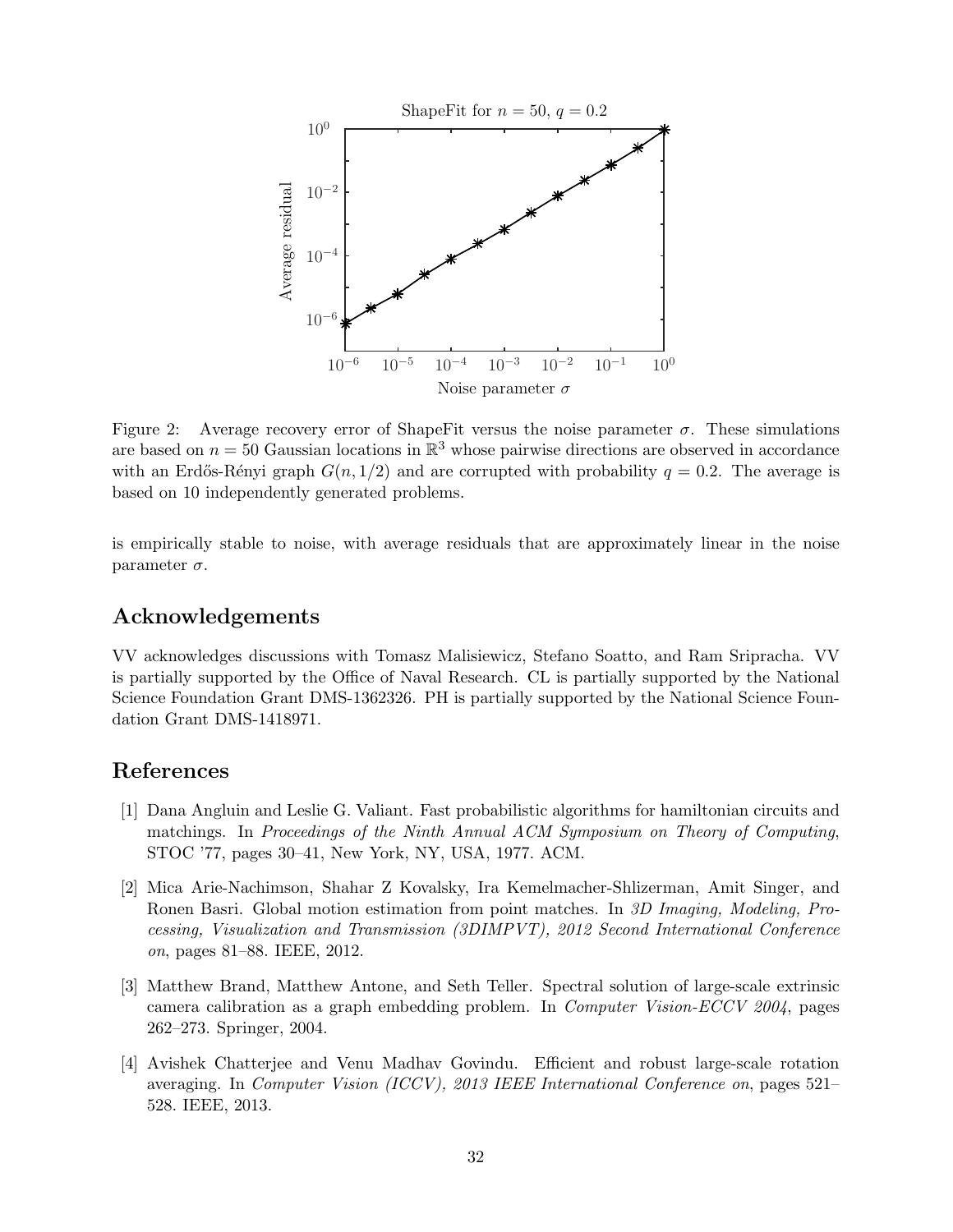Figure 2: Average recovery error of ShapeFit versus the noise parameter $\sigma$. These simulations are based on $n = 50$ Gaussian locations in $\mathbb{R}^3$ whose pairwise directions are observed in accordance with an Erdős-Rényi graph $G(n, 1/2)$ and are corrupted with probability $q = 0.2$. The average is based on 10 independently generated problems.

is empirically stable to noise, with average residuals that are approximately linear in the noise parameter $\sigma$.

## Acknowledgements

VV acknowledges discussions with Tomasz Malisiewicz, Stefano Soatto, and Ram Sripracha. VV is partially supported by the Office of Naval Research. CL is partially supported by the National Science Foundation Grant DMS-1362326. PH is partially supported by the National Science Foundation Grant DMS-1418971.

## References

[1] Dana Angluin and Leslie G. Valiant. Fast probabilistic algorithms for hamiltonian circuits and matchings. In *Proceedings of the Ninth Annual ACM Symposium on Theory of Computing*, STOC '77, pages 30–41, New York, NY, USA, 1977. ACM.

[2] Mica Arie-Nachimson, Shahar Z Kovalsky, Ira Kemelmacher-Shlizerman, Amit Singer, and Ronen Basri. Global motion estimation from point matches. In *3D Imaging, Modeling, Processing, Visualization and Transmission (3DIMPVT), 2012 Second International Conference on*, pages 81–88. IEEE, 2012.

[3] Matthew Brand, Matthew Antone, and Seth Teller. Spectral solution of large-scale extrinsic camera calibration as a graph embedding problem. In *Computer Vision-ECCV 2004*, pages 262–273. Springer, 2004.

[4] Avishek Chatterjee and Venu Madhav Govindu. Efficient and robust large-scale rotation averaging. In *Computer Vision (ICCV), 2013 IEEE International Conference on*, pages 521–528. IEEE, 2013.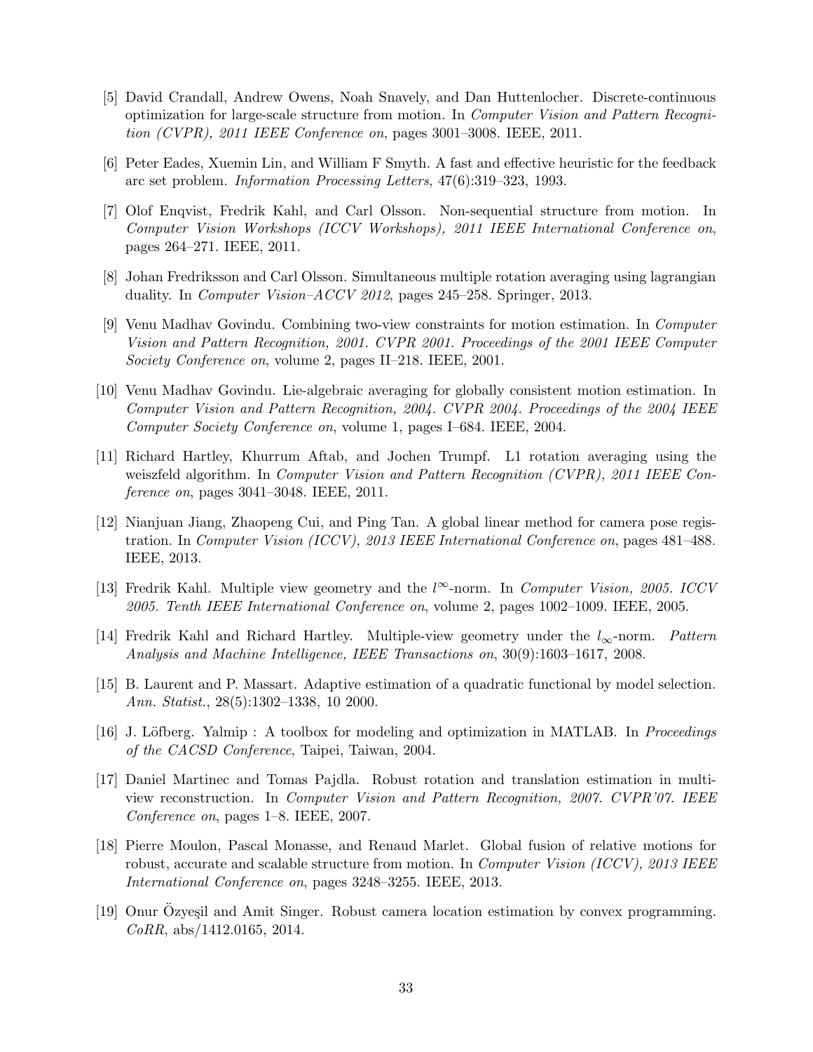[5] David Crandall, Andrew Owens, Noah Snavely, and Dan Huttenlocher. Discrete-continuous optimization for large-scale structure from motion. In *Computer Vision and Pattern Recognition (CVPR), 2011 IEEE Conference on*, pages 3001–3008. IEEE, 2011.

[6] Peter Eades, Xuemin Lin, and William F Smyth. A fast and effective heuristic for the feedback arc set problem. *Information Processing Letters*, 47(6):319–323, 1993.

[7] Olof Enqvist, Fredrik Kahl, and Carl Olsson. Non-sequential structure from motion. In *Computer Vision Workshops (ICCV Workshops), 2011 IEEE International Conference on*, pages 264–271. IEEE, 2011.

[8] Johan Fredriksson and Carl Olsson. Simultaneous multiple rotation averaging using lagrangian duality. In *Computer Vision–ACCV 2012*, pages 245–258. Springer, 2013.

[9] Venu Madhav Govindu. Combining two-view constraints for motion estimation. In *Computer Vision and Pattern Recognition, 2001. CVPR 2001. Proceedings of the 2001 IEEE Computer Society Conference on*, volume 2, pages II–218. IEEE, 2001.

[10] Venu Madhav Govindu. Lie-algebraic averaging for globally consistent motion estimation. In *Computer Vision and Pattern Recognition, 2004. CVPR 2004. Proceedings of the 2004 IEEE Computer Society Conference on*, volume 1, pages I–684. IEEE, 2004.

[11] Richard Hartley, Khurrum Aftab, and Jochen Trumpf. L1 rotation averaging using the weiszfeld algorithm. In *Computer Vision and Pattern Recognition (CVPR), 2011 IEEE Conference on*, pages 3041–3048. IEEE, 2011.

[12] Nianjuan Jiang, Zhaopeng Cui, and Ping Tan. A global linear method for camera pose registration. In *Computer Vision (ICCV), 2013 IEEE International Conference on*, pages 481–488. IEEE, 2013.

[13] Fredrik Kahl. Multiple view geometry and the $l^{\infty}$-norm. In *Computer Vision, 2005. ICCV 2005. Tenth IEEE International Conference on*, volume 2, pages 1002–1009. IEEE, 2005.

[14] Fredrik Kahl and Richard Hartley. Multiple-view geometry under the $l_{\infty}$-norm. *Pattern Analysis and Machine Intelligence, IEEE Transactions on*, 30(9):1603–1617, 2008.

[15] B. Laurent and P. Massart. Adaptive estimation of a quadratic functional by model selection. *Ann. Statist.*, 28(5):1302–1338, 10 2000.

[16] J. Löfberg. Yalmip : A toolbox for modeling and optimization in MATLAB. In *Proceedings of the CACSD Conference*, Taipei, Taiwan, 2004.

[17] Daniel Martinec and Tomas Pajdla. Robust rotation and translation estimation in multiview reconstruction. In *Computer Vision and Pattern Recognition, 2007. CVPR'07. IEEE Conference on*, pages 1–8. IEEE, 2007.

[18] Pierre Moulon, Pascal Monasse, and Renaud Marlet. Global fusion of relative motions for robust, accurate and scalable structure from motion. In *Computer Vision (ICCV), 2013 IEEE International Conference on*, pages 3248–3255. IEEE, 2013.

[19] Onur Özyeşil and Amit Singer. Robust camera location estimation by convex programming. *CoRR*, abs/1412.0165, 2014.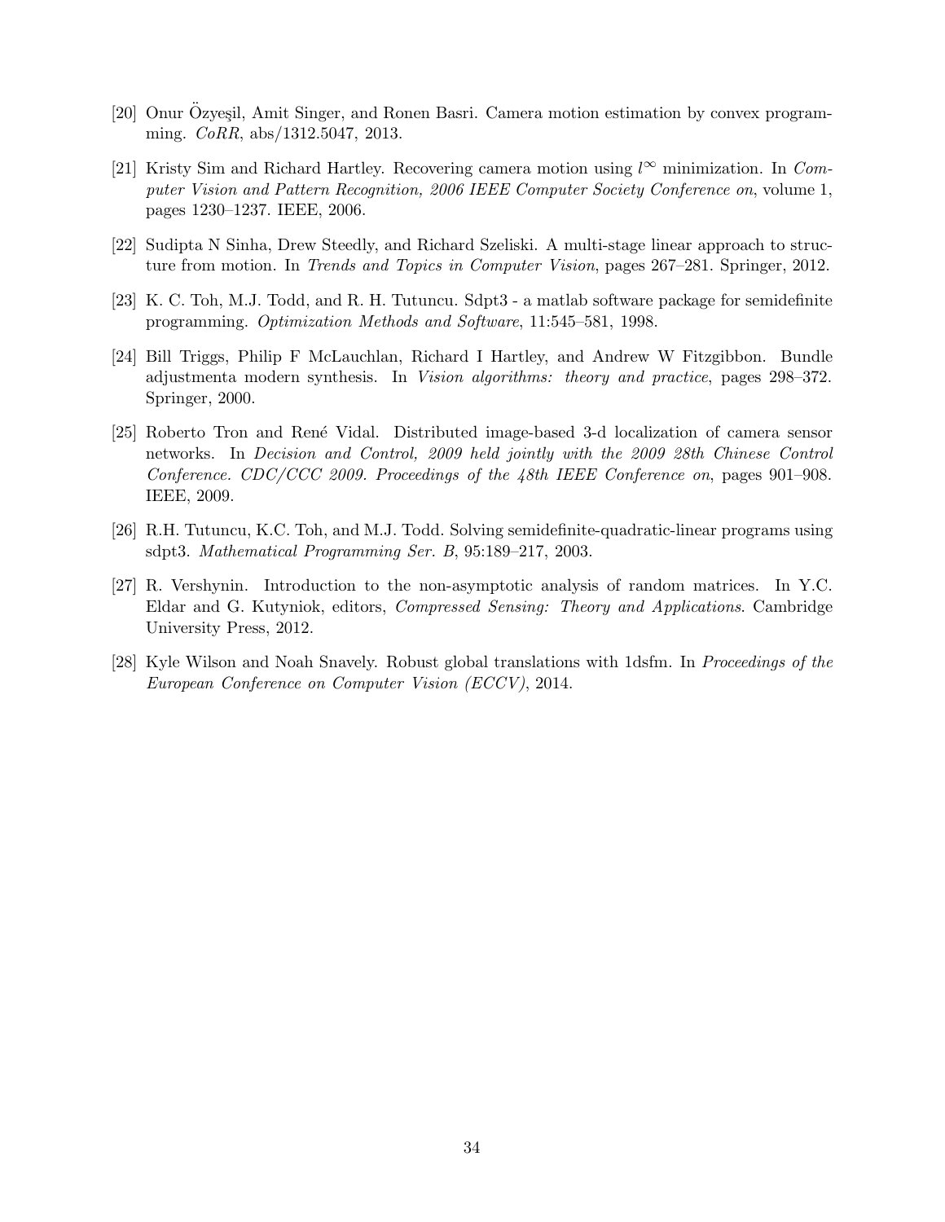[20] Onur Özyeşil, Amit Singer, and Ronen Basri. Camera motion estimation by convex programming. *CoRR*, abs/1312.5047, 2013.

[21] Kristy Sim and Richard Hartley. Recovering camera motion using $l^\infty$ minimization. In *Computer Vision and Pattern Recognition, 2006 IEEE Computer Society Conference on*, volume 1, pages 1230–1237. IEEE, 2006.

[22] Sudipta N Sinha, Drew Steedly, and Richard Szeliski. A multi-stage linear approach to structure from motion. In *Trends and Topics in Computer Vision*, pages 267–281. Springer, 2012.

[23] K. C. Toh, M.J. Todd, and R. H. Tutuncu. Sdpt3 - a matlab software package for semidefinite programming. *Optimization Methods and Software*, 11:545–581, 1998.

[24] Bill Triggs, Philip F McLauchlan, Richard I Hartley, and Andrew W Fitzgibbon. Bundle adjustmenta modern synthesis. In *Vision algorithms: theory and practice*, pages 298–372. Springer, 2000.

[25] Roberto Tron and René Vidal. Distributed image-based 3-d localization of camera sensor networks. In *Decision and Control, 2009 held jointly with the 2009 28th Chinese Control Conference. CDC/CCC 2009. Proceedings of the 48th IEEE Conference on*, pages 901–908. IEEE, 2009.

[26] R.H. Tutuncu, K.C. Toh, and M.J. Todd. Solving semidefinite-quadratic-linear programs using sdpt3. *Mathematical Programming Ser. B*, 95:189–217, 2003.

[27] R. Vershynin. Introduction to the non-asymptotic analysis of random matrices. In Y.C. Eldar and G. Kutyniok, editors, *Compressed Sensing: Theory and Applications*. Cambridge University Press, 2012.

[28] Kyle Wilson and Noah Snavely. Robust global translations with 1dsfm. In *Proceedings of the European Conference on Computer Vision (ECCV)*, 2014.